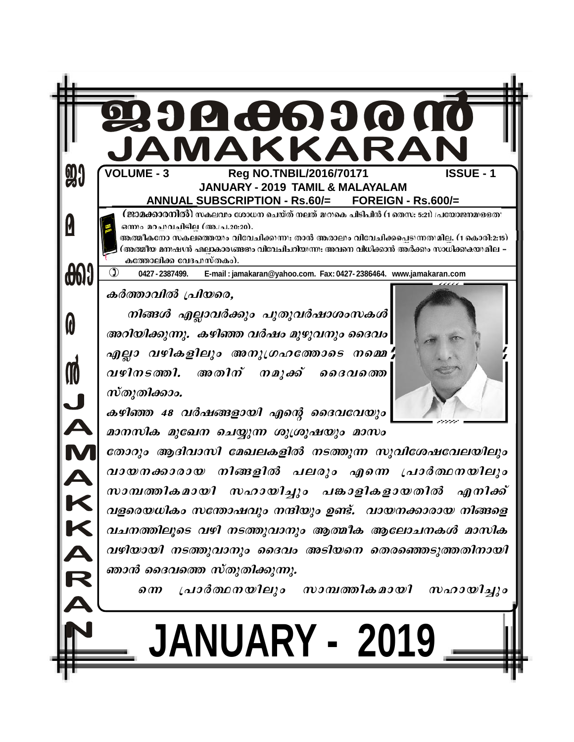# ജാമക്കാരൻ
# JAMAKKARAN

**VOLUME - 3** **Reg NO.TNBIL/2016/70171** **ISSUE - 1**

**JANUARY - 2019 TAMIL & MALAYALAM**

**ANNUAL SUBSCRIPTION - Rs.60/= FOREIGN - Rs.600/=**

(**ജാമക്കാരനിൽ**) സകലവും ശോധന ചെയ്ത് നല്ലത് മുറുകെ പിടിപ്പിൻ (1 തെസ: 5:21) പ്രയോജനമുള്ളത് ഒന്നും മറച്ചുവച്ചിട്ടില്ല (അ.പ്ര.20:20).
ആത്മീകനോ സകലത്തെയും വിവേചിക്കുന്നു: താൻ ആരാലും വിവേചിക്കപ്പെടുന്നതുമില്ല. (1 കൊരി:2:15) (ആത്മീയ മനുഷ്യൻ എല്ലാകാര്യങ്ങളും വിവേചിച്ചറിയുന്നു: അവനെ വിധിക്കാൻ ആർക്കും സാധിക്കുകയുമില്ല – കത്തോലിക്ക വേദപുസ്തകം).

0427 - 2387499. E-mail : jamakaran@yahoo.com. Fax: 0427- 2386464. www.jamakaran.com

*കർത്താവിൽ പ്രിയരെ,*

*നിങ്ങൾ എല്ലാവർക്കും പുതുവർഷാശംസകൾ അറിയിക്കുന്നു. കഴിഞ്ഞ വർഷം മുഴുവനും ദൈവം എല്ലാ വഴികളിലും അനുഗ്രഹത്തോടെ നമ്മെ വഴിനടത്തി. അതിന് നമുക്ക് ദൈവത്തെ സ്തുതിക്കാം.*

*കഴിഞ്ഞ 48 വർഷങ്ങളായി എന്റെ ദൈവവേയും മാനസിക മുഖേന ചെയ്യുന്ന ശുശ്രൂഷയും മാസം തോറും ആദിവാസി മേഖലകളിൽ നടത്തുന്ന സുവിശേഷവേലയിലും വായനക്കാരായ നിങ്ങളിൽ പലരും എന്നെ പ്രാർത്ഥനയിലും സാമ്പത്തികമായി സഹായിച്ചും പങ്കാളികളായതിൽ എനിക്ക് വളരെയധികം സന്തോഷവും നന്ദിയും ഉണ്ട്. വായനക്കാരായ നിങ്ങളെ വചനത്തിലൂടെ വഴി നടത്തുവാനും ആത്മീക ആലോചനകൾ മാസിക വഴിയായി നടത്തുവാനും ദൈവം അടിയനെ തെരഞ്ഞെടുത്തതിനായി ഞാൻ ദൈവത്തെ സ്തുതിക്കുന്നു.*

*ന്നെ പ്രാർത്ഥനയിലും സാമ്പത്തികമായി സഹായിച്ചും*

# JANUARY - 2019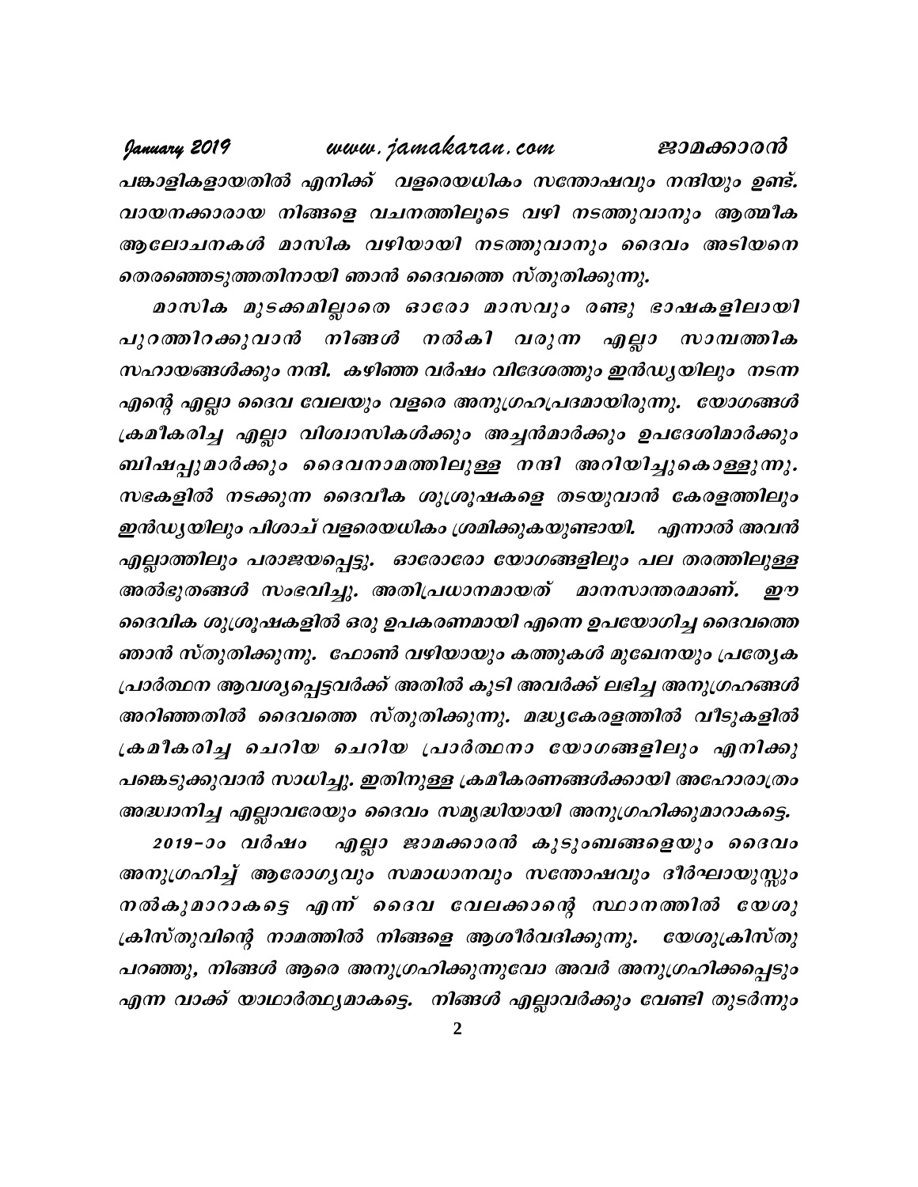പങ്കാളികളായതിൽ എനിക്ക് വളരെയധികം സന്തോഷവും നന്ദിയും ഉണ്ട്. വായനക്കാരായ നിങ്ങളെ വചനത്തിലൂടെ വഴി നടത്തുവാനും ആത്മീക ആലോചനകൾ മാസിക വഴിയായി നടത്തുവാനും ദൈവം അടിയനെ തെരഞ്ഞെടുത്തതിനായി ഞാൻ ദൈവത്തെ സ്തുതിക്കുന്നു.

മാസിക മുടക്കമില്ലാതെ ഓരോ മാസവും രണ്ടു ഭാഷകളിലായി പുറത്തിറക്കുവാൻ നിങ്ങൾ നൽകി വരുന്ന എല്ലാ സാമ്പത്തിക സഹായങ്ങൾക്കും നന്ദി. കഴിഞ്ഞ വർഷം വിദേശത്തും ഇൻഡ്യയിലും നടന്ന എന്റെ എല്ലാ ദൈവ വേലയും വളരെ അനുഗ്രഹപ്രദമായിരുന്നു. യോഗങ്ങൾ ക്രമീകരിച്ച എല്ലാ വിശ്വാസികൾക്കും അച്ചൻമാർക്കും ഉപദേശിമാർക്കും ബിഷപ്പുമാർക്കും ദൈവനാമത്തിലുള്ള നന്ദി അറിയിച്ചുകൊള്ളുന്നു. സഭകളിൽ നടക്കുന്ന ദൈവീക ശുശ്രൂഷകളെ തടയുവാൻ കേരളത്തിലും ഇൻഡ്യയിലും പിശാച് വളരെയധികം ശ്രമിക്കുകയുണ്ടായി. എന്നാൽ അവൻ എല്ലാത്തിലും പരാജയപ്പെട്ടു. ഓരോരോ യോഗങ്ങളിലും പല തരത്തിലുള്ള അൽഭുതങ്ങൾ സംഭവിച്ചു. അതിപ്രധാനമായത് മാനസാന്തരമാണ്. ഈ ദൈവിക ശുശ്രൂഷകളിൽ ഒരു ഉപകരണമായി എന്നെ ഉപയോഗിച്ച ദൈവത്തെ ഞാൻ സ്തുതിക്കുന്നു. ഫോൺ വഴിയായും കത്തുകൾ മുഖേനയും പ്രത്യേക പ്രാർത്ഥന ആവശ്യപ്പെട്ടവർക്ക് അതിൽ കൂടി അവർക്ക് ലഭിച്ച അനുഗ്രഹങ്ങൾ അറിഞ്ഞതിൽ ദൈവത്തെ സ്തുതിക്കുന്നു. മദ്ധ്യകേരളത്തിൽ വീടുകളിൽ ക്രമീകരിച്ച ചെറിയ ചെറിയ പ്രാർത്ഥനാ യോഗങ്ങളിലും എനിക്കു പങ്കെടുക്കുവാൻ സാധിച്ചു. ഇതിനുള്ള ക്രമീകരണങ്ങൾക്കായി അഹോരാത്രം അദ്ധ്വാനിച്ച എല്ലാവരേയും ദൈവം സമൃദ്ധിയായി അനുഗ്രഹിക്കുമാറാകട്ടെ.

2019–ാം വർഷം എല്ലാ ജാമക്കാരൻ കുടുംബങ്ങളെയും ദൈവം അനുഗ്രഹിച്ച് ആരോഗ്യവും സമാധാനവും സന്തോഷവും ദീർഘായുസ്സും നൽകുമാറാകട്ടെ എന്ന് ദൈവ വേലക്കാരന്റെ സ്ഥാനത്തിൽ യേശു ക്രിസ്തുവിന്റെ നാമത്തിൽ നിങ്ങളെ ആശീർവദിക്കുന്നു. യേശുക്രിസ്തു പറഞ്ഞു, നിങ്ങൾ ആരെ അനുഗ്രഹിക്കുന്നുവോ അവർ അനുഗ്രഹിക്കപ്പെടും എന്ന വാക്ക് യാഥാർത്ഥ്യമാകട്ടെ. നിങ്ങൾ എല്ലാവർക്കും വേണ്ടി തുടർന്നും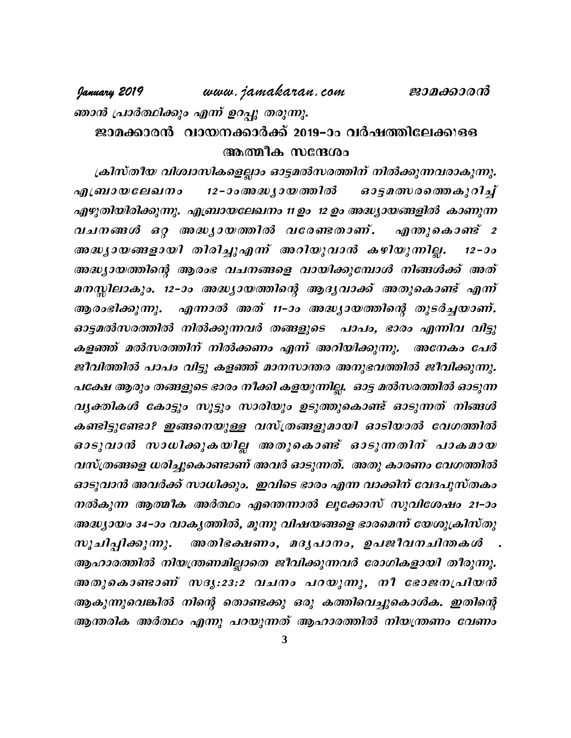ഞാൻ പ്രാർത്ഥിക്കും എന്ന് ഉറപ്പു തരുന്നു.

## ജാമക്കാരൻ വായനക്കാർക്ക് 2019–ാം വർഷത്തിലേക്കുള്ള ആത്മീക സന്ദേശം

*ക്രിസ്തീയ വിശ്വാസികളെല്ലാം ഓട്ടമൽസരത്തിന് നിൽക്കുന്നവരാകുന്നു. എബ്രായലേഖനം 12–ാം അദ്ധ്യായത്തിൽ ഓട്ടമത്സരത്തെകുറിച്ച് എഴുതിയിരിക്കുന്നു. എബ്രായലേഖനം 11 ഉം 12 ഉം അദ്ധ്യായങ്ങളിൽ കാണുന്ന വചനങ്ങൾ ഒറ്റ അദ്ധ്യായത്തിൽ വരേണ്ടതാണ്. എന്തുകൊണ്ട് 2 അദ്ധ്യായങ്ങളായി തിരിച്ചുഎന്ന് അറിയുവാൻ കഴിയുന്നില്ല. 12–ാം അദ്ധ്യായത്തിന്റെ ആരംഭ വചനങ്ങളെ വായിക്കുമ്പോൾ നിങ്ങൾക്ക് അത് മനസ്സിലാകും. 12–ാം അദ്ധ്യായത്തിന്റെ ആദ്യവാക്ക് അതുകൊണ്ട് എന്ന് ആരംഭിക്കുന്നു. എന്നാൽ അത് 11–ാം അദ്ധ്യായത്തിന്റെ തുടർച്ചയാണ്. ഓട്ടമൽസരത്തിൽ നിൽക്കുന്നവർ തങ്ങളുടെ പാപം, ഭാരം എന്നിവ വിട്ടു കളഞ്ഞ് മൽസരത്തിന് നിൽക്കണം എന്ന് അറിയിക്കുന്നു. അനേകം പേർ ജീവിത്തിൽ പാപം വിട്ടു കളഞ്ഞ് മാനസാന്തര അനുഭവത്തിൽ ജീവിക്കുന്നു. പക്ഷേ ആരും തങ്ങളുടെ ഭാരം നീക്കി കളയുന്നില്ല. ഓട്ട മൽസരത്തിൽ ഓടുന്ന വ്യക്തികൾ കോട്ടും സൂട്ടും സാരിയും ഉടുത്തുകൊണ്ട് ഓടുന്നത് നിങ്ങൾ കണ്ടിട്ടുണ്ടോ? ഇങ്ങനെയുള്ള വസ്ത്രങ്ങളുമായി ഓടിയാൽ വേഗത്തിൽ ഓടുവാൻ സാധിക്കുകയില്ല അതുകൊണ്ട് ഓടുന്നതിന് പാകമായ വസ്ത്രങ്ങളെ ധരിച്ചുകൊണ്ടാണ് അവർ ഓടുന്നത്. അതു കാരണം വേഗത്തിൽ ഓടുവാൻ അവർക്ക് സാധിക്കും. ഇവിടെ ഭാരം എന്ന വാക്കിന് വേദപുസ്തകം നൽകുന്ന ആത്മീക അർത്ഥം എന്തെന്നാൽ ലൂക്കോസ് സുവിശേഷം 21–ാം അദ്ധ്യായം 34–ാം വാക്യത്തിൽ, മൂന്നു വിഷയങ്ങളെ ഭാരമെന്ന് യേശുക്രിസ്തു സൂചിപ്പിക്കുന്നു. അതിഭക്ഷണം, മദ്യപാനം, ഉപജീവനചിന്തകൾ . ആഹാരത്തിൽ നിയന്ത്രണമില്ലാതെ ജീവിക്കുന്നവർ രോഗികളായി തീരുന്നു. അതുകൊണ്ടാണ് സദൃ:23:2 വചനം പറയുന്നു, നീ ഭോജനപ്രിയൻ ആകുന്നുവെങ്കിൽ നിന്റെ തൊണ്ടക്കു ഒരു കത്തിവെച്ചുകൊൾക. ഇതിന്റെ ആന്തരിക അർത്ഥം എന്നു പറയുന്നത് ആഹാരത്തിൽ നിയന്ത്രണം വേണം*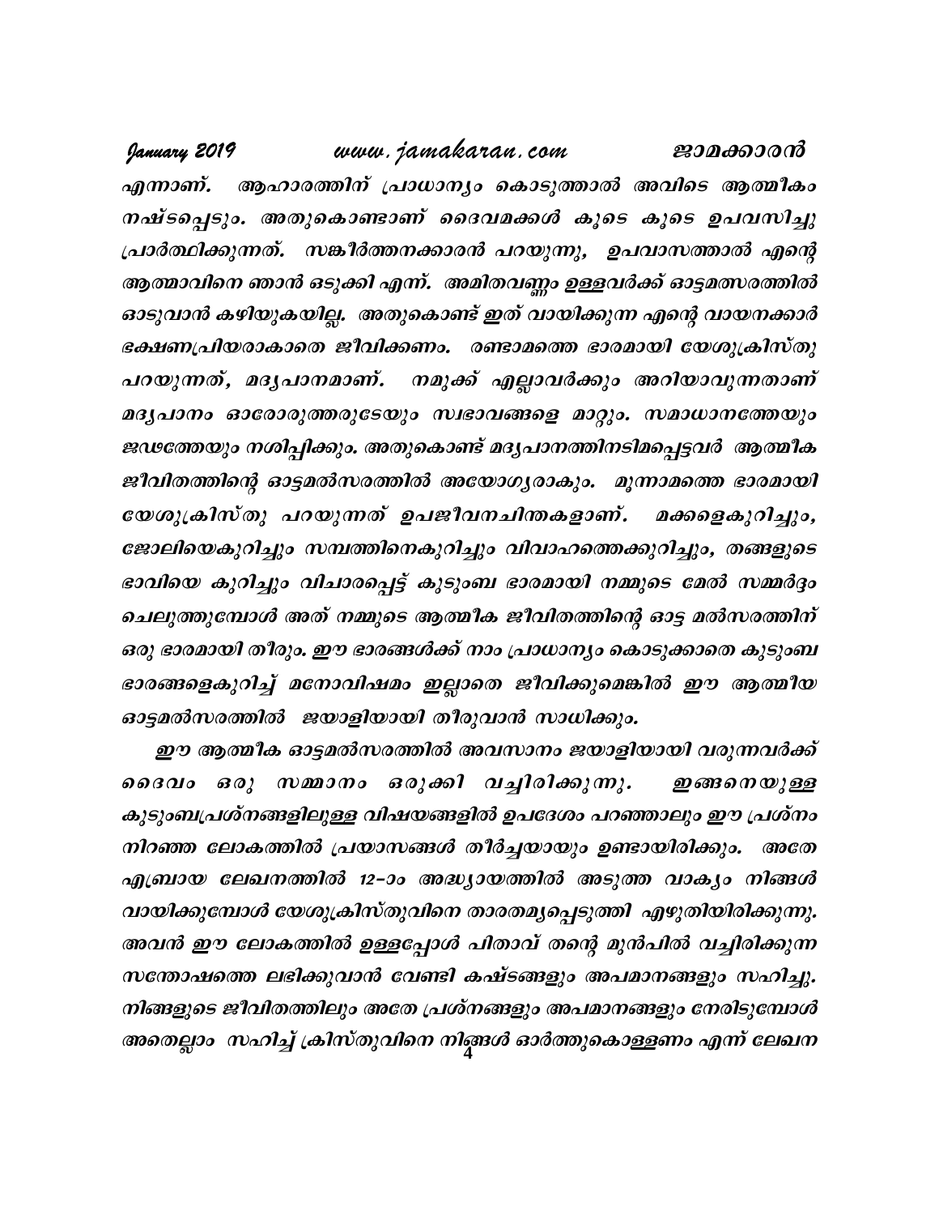എന്നാണ്. ആഹാരത്തിന് പ്രാധാന്യം കൊടുത്താൽ അവിടെ ആത്മീകം നഷ്ടപ്പെടും. അതുകൊണ്ടാണ് ദൈവമക്കൾ കൂടെ കൂടെ ഉപവസിച്ചു പ്രാർത്ഥിക്കുന്നത്. സങ്കീർത്തനക്കാരൻ പറയുന്നു, ഉപവാസത്താൽ എന്റെ ആത്മാവിനെ ഞാൻ ഒടുക്കി എന്ന്. അമിതവണ്ണം ഉള്ളവർക്ക് ഓട്ടമത്സരത്തിൽ ഓടുവാൻ കഴിയുകയില്ല. അതുകൊണ്ട് ഇത് വായിക്കുന്ന എന്റെ വായനക്കാർ ഭക്ഷണപ്രിയരാകാതെ ജീവിക്കണം. രണ്ടാമത്തെ ഭാരമായി യേശുക്രിസ്തു പറയുന്നത്, മദ്യപാനമാണ്. നമുക്ക് എല്ലാവർക്കും അറിയാവുന്നതാണ് മദ്യപാനം ഓരോരുത്തരുടേയും സ്വഭാവങ്ങളെ മാറ്റും. സമാധാനത്തേയും ജഢത്തേയും നശിപ്പിക്കും. അതുകൊണ്ട് മദ്യപാനത്തിനടിമപ്പെട്ടവർ ആത്മീക ജീവിതത്തിന്റെ ഓട്ടമൽസരത്തിൽ അയോഗ്യരാകും. മൂന്നാമത്തെ ഭാരമായി യേശുക്രിസ്തു പറയുന്നത് ഉപജീവനചിന്തകളാണ്. മക്കളെകുറിച്ചും, ജോലിയെകുറിച്ചും സമ്പത്തിനെകുറിച്ചും വിവാഹത്തെക്കുറിച്ചും, തങ്ങളുടെ ഭാവിയെ കുറിച്ചും വിചാരപ്പെട്ട് കുടുംബ ഭാരമായി നമ്മുടെ മേൽ സമ്മർദ്ദം ചെലുത്തുമ്പോൾ അത് നമ്മുടെ ആത്മീക ജീവിതത്തിന്റെ ഓട്ട മൽസരത്തിന് ഒരു ഭാരമായി തീരും. ഈ ഭാരങ്ങൾക്ക് നാം പ്രാധാന്യം കൊടുക്കാതെ കുടുംബ ഭാരങ്ങളെകുറിച്ച് മനോവിഷമം ഇല്ലാതെ ജീവിക്കുമെങ്കിൽ ഈ ആത്മീയ ഓട്ടമൽസരത്തിൽ ജയാളിയായി തീരുവാൻ സാധിക്കും.

ഈ ആത്മീക ഓട്ടമൽസരത്തിൽ അവസാനം ജയാളിയായി വരുന്നവർക്ക് ദൈവം ഒരു സമ്മാനം ഒരുക്കി വച്ചിരിക്കുന്നു. ഇങ്ങനെയുള്ള കുടുംബപ്രശ്നങ്ങളിലുള്ള വിഷയങ്ങളിൽ ഉപദേശം പറഞ്ഞാലും ഈ പ്രശ്നം നിറഞ്ഞ ലോകത്തിൽ പ്രയാസങ്ങൾ തീർച്ചയായും ഉണ്ടായിരിക്കും. അതേ എബ്രായ ലേഖനത്തിൽ 12-ാം അദ്ധ്യായത്തിൽ അടുത്ത വാക്യം നിങ്ങൾ വായിക്കുമ്പോൾ യേശുക്രിസ്തുവിനെ താരതമ്യപ്പെടുത്തി എഴുതിയിരിക്കുന്നു. അവൻ ഈ ലോകത്തിൽ ഉള്ളപ്പോൾ പിതാവ് തന്റെ മുൻപിൽ വച്ചിരിക്കുന്ന സന്തോഷത്തെ ലഭിക്കുവാൻ വേണ്ടി കഷ്ടങ്ങളും അപമാനങ്ങളും സഹിച്ചു. നിങ്ങളുടെ ജീവിതത്തിലും അതേ പ്രശ്നങ്ങളും അപമാനങ്ങളും നേരിടുമ്പോൾ അതെല്ലാം സഹിച്ച് ക്രിസ്തുവിനെ നിങ്ങൾ ഓർത്തുകൊള്ളണം എന്ന് ലേഖന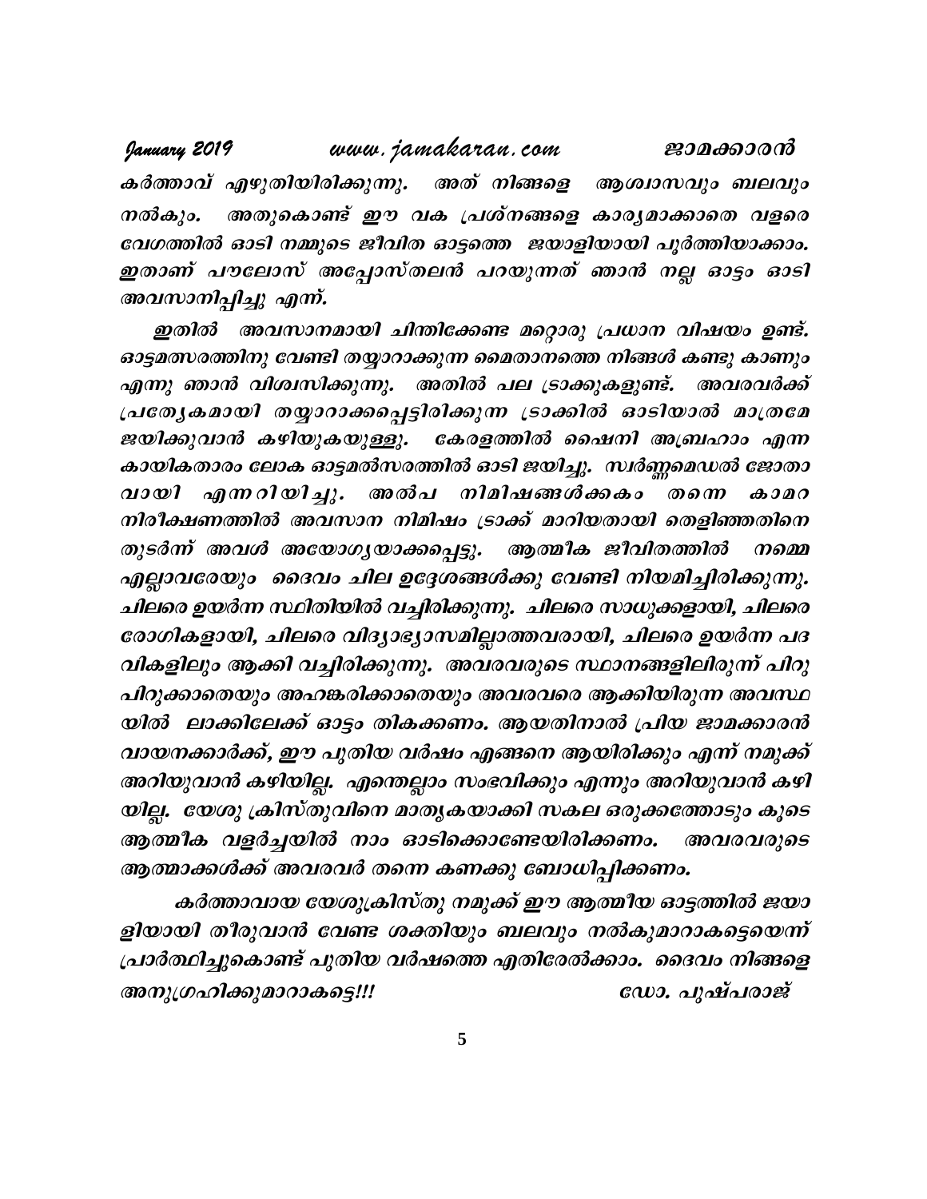കർത്താവ് എഴുതിയിരിക്കുന്നു. അത് നിങ്ങളെ ആശ്വാസവും ബലവും നൽകും. അതുകൊണ്ട് ഈ വക പ്രശ്നങ്ങളെ കാര്യമാക്കാതെ വളരെ വേഗത്തിൽ ഓടി നമ്മുടെ ജീവിത ഓട്ടത്തെ ജയാളിയായി പൂർത്തിയാക്കാം. ഇതാണ് പൗലോസ് അപ്പോസ്തലൻ പറയുന്നത് ഞാൻ നല്ല ഓട്ടം ഓടി അവസാനിപ്പിച്ചു എന്ന്.

ഇതിൽ അവസാനമായി ചിന്തിക്കേണ്ട മറ്റൊരു പ്രധാന വിഷയം ഉണ്ട്. ഓട്ടമത്സരത്തിനു വേണ്ടി തയ്യാറാക്കുന്ന മൈതാനത്തെ നിങ്ങൾ കണ്ടു കാണും എന്നു ഞാൻ വിശ്വസിക്കുന്നു. അതിൽ പല ട്രാക്കുകളുണ്ട്. അവരവർക്ക് പ്രത്യേകമായി തയ്യാറാക്കപ്പെട്ടിരിക്കുന്ന ട്രാക്കിൽ ഓടിയാൽ മാത്രമേ ജയിക്കുവാൻ കഴിയുകയുള്ളു. കേരളത്തിൽ ഷൈനി അബ്രഹാം എന്ന കായികതാരം ലോക ഓട്ടമൽസരത്തിൽ ഓടി ജയിച്ചു. സ്വർണ്ണമെഡൽ ജേതാവായി എന്നറിയിച്ചു. അൽപ നിമിഷങ്ങൾക്കകം തന്നെ കാമറ നിരീക്ഷണത്തിൽ അവസാന നിമിഷം ട്രാക്ക് മാറിയതായി തെളിഞ്ഞതിനെ തുടർന്ന് അവൾ അയോഗ്യയാക്കപ്പെട്ടു. ആത്മീക ജീവിതത്തിൽ നമ്മെ എല്ലാവരേയും ദൈവം ചില ഉദ്ദേശങ്ങൾക്കു വേണ്ടി നിയമിച്ചിരിക്കുന്നു. ചിലരെ ഉയർന്ന സ്ഥിതിയിൽ വച്ചിരിക്കുന്നു. ചിലരെ സാധുക്കളായി, ചിലരെ രോഗികളായി, ചിലരെ വിദ്യാഭ്യാസമില്ലാത്തവരായി, ചിലരെ ഉയർന്ന പദവികളിലും ആക്കി വച്ചിരിക്കുന്നു. അവരവരുടെ സ്ഥാനങ്ങളിലിരുന്ന് പിറുപിറുക്കാതെയും അഹങ്കരിക്കാതെയും അവരവരെ ആക്കിയിരുന്ന അവസ്ഥയിൽ ലാക്കിലേക്ക് ഓട്ടം തികക്കണം. ആയതിനാൽ പ്രിയ ജാമക്കാരൻ വായനക്കാർക്ക്, ഈ പുതിയ വർഷം എങ്ങനെ ആയിരിക്കും എന്ന് നമുക്ക് അറിയുവാൻ കഴിയില്ല. എന്തെല്ലാം സംഭവിക്കും എന്നും അറിയുവാൻ കഴിയില്ല. യേശു ക്രിസ്തുവിനെ മാതൃകയാക്കി സകല ഒരുക്കത്തോടും കൂടെ ആത്മീക വളർച്ചയിൽ നാം ഓടിക്കൊണ്ടേയിരിക്കണം. അവരവരുടെ ആത്മാക്കൾക്ക് അവരവർ തന്നെ കണക്കു ബോധിപ്പിക്കണം.

കർത്താവായ യേശുക്രിസ്തു നമുക്ക് ഈ ആത്മീയ ഓട്ടത്തിൽ ജയാളിയായി തീരുവാൻ വേണ്ട ശക്തിയും ബലവും നൽകുമാറാകട്ടെയെന്ന് പ്രാർത്ഥിച്ചുകൊണ്ട് പുതിയ വർഷത്തെ എതിരേൽക്കാം. ദൈവം നിങ്ങളെ അനുഗ്രഹിക്കുമാറാകട്ടെ!!!

ഡോ. പുഷ്പരാജ്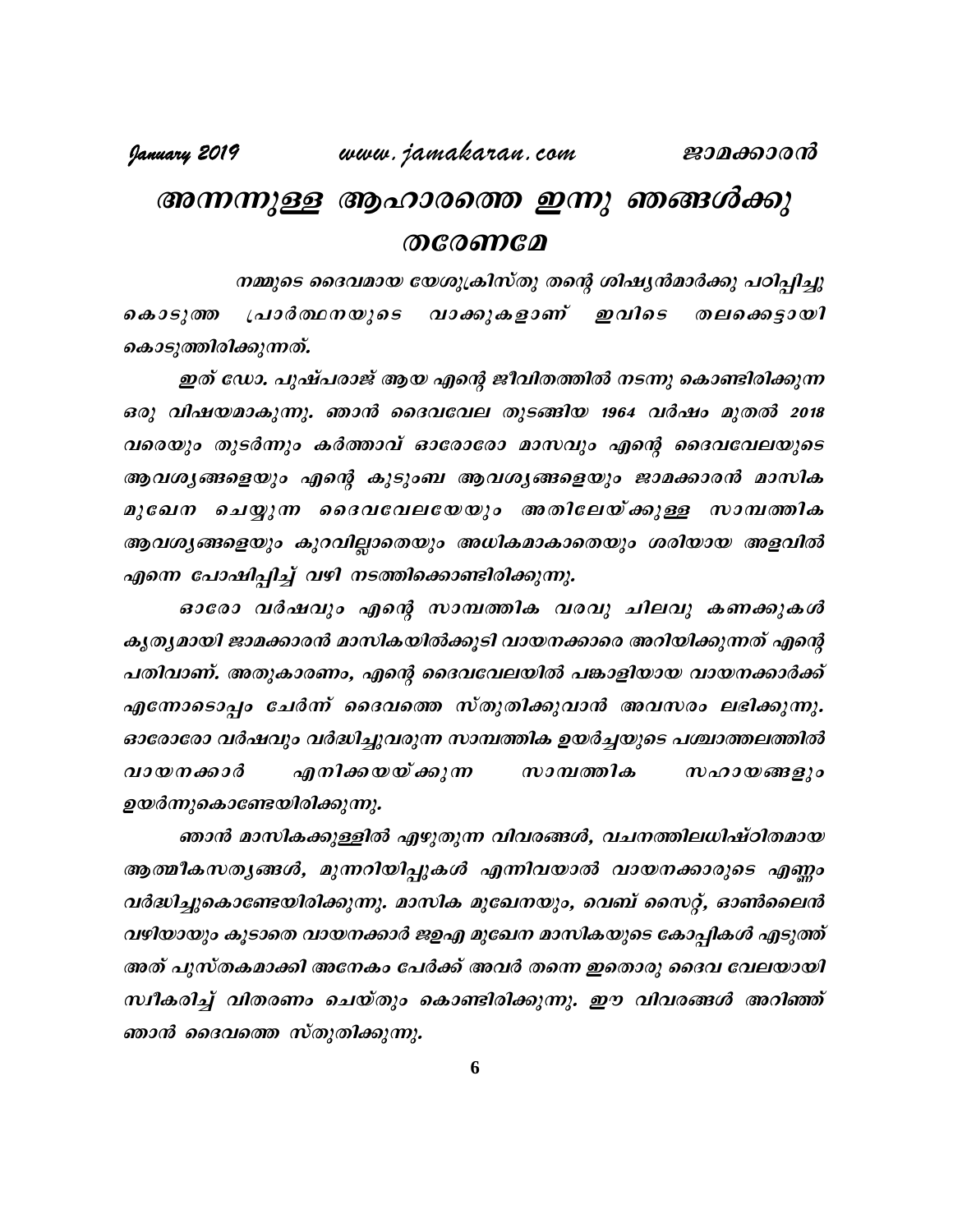# അന്നന്നുള്ള ആഹാരത്തെ ഇന്നു ഞങ്ങൾക്കു തരേണമേ

നമ്മുടെ ദൈവമായ യേശുക്രിസ്തു തന്റെ ശിഷ്യൻമാർക്കു പഠിപ്പിച്ചു കൊടുത്ത പ്രാർത്ഥനയുടെ വാക്കുകളാണ് ഇവിടെ തലക്കെട്ടായി കൊടുത്തിരിക്കുന്നത്.

ഇത് ഡോ. പുഷ്പരാജ് ആയ എന്റെ ജീവിതത്തിൽ നടന്നു കൊണ്ടിരിക്കുന്ന ഒരു വിഷയമാകുന്നു. ഞാൻ ദൈവവേല തുടങ്ങിയ 1964 വർഷം മുതൽ 2018 വരെയും തുടർന്നും കർത്താവ് ഓരോരോ മാസവും എന്റെ ദൈവവേലയുടെ ആവശ്യങ്ങളെയും എന്റെ കുടുംബ ആവശ്യങ്ങളെയും ജാമക്കാരൻ മാസിക മുഖേന ചെയ്യുന്ന ദൈവവേലയേയും അതിലേയ്ക്കുള്ള സാമ്പത്തിക ആവശ്യങ്ങളെയും കുറവില്ലാതെയും അധികമാകാതെയും ശരിയായ അളവിൽ എന്നെ പോഷിപ്പിച്ച് വഴി നടത്തിക്കൊണ്ടിരിക്കുന്നു.

ഓരോ വർഷവും എന്റെ സാമ്പത്തിക വരവു ചിലവു കണക്കുകൾ കൃത്യമായി ജാമക്കാരൻ മാസികയിൽക്കൂടി വായനക്കാരെ അറിയിക്കുന്നത് എന്റെ പതിവാണ്. അതുകാരണം, എന്റെ ദൈവവേലയിൽ പങ്കാളിയായ വായനക്കാർക്ക് എന്നോടൊപ്പം ചേർന്ന് ദൈവത്തെ സ്തുതിക്കുവാൻ അവസരം ലഭിക്കുന്നു. ഓരോരോ വർഷവും വർദ്ധിച്ചുവരുന്ന സാമ്പത്തിക ഉയർച്ചയുടെ പശ്ചാത്തലത്തിൽ വായനക്കാർ എനിക്കയയ്ക്കുന്ന സാമ്പത്തിക സഹായങ്ങളും ഉയർന്നുകൊണ്ടേയിരിക്കുന്നു.

ഞാൻ മാസികക്കുള്ളിൽ എഴുതുന്ന വിവരങ്ങൾ, വചനത്തിലധിഷ്ഠിതമായ ആത്മീകസത്യങ്ങൾ, മുന്നറിയിപ്പുകൾ എന്നിവയാൽ വായനക്കാരുടെ എണ്ണം വർദ്ധിച്ചുകൊണ്ടേയിരിക്കുന്നു. മാസിക മുഖേനയും, വെബ് സൈറ്റ്, ഓൺലൈൻ വഴിയായും കൂടാതെ വായനക്കാർ ജഉഎ മുഖേന മാസികയുടെ കോപ്പികൾ എടുത്ത് അത് പുസ്തകമാക്കി അനേകം പേർക്ക് അവർ തന്നെ ഇതൊരു ദൈവ വേലയായി സ്വീകരിച്ച് വിതരണം ചെയ്തും കൊണ്ടിരിക്കുന്നു. ഈ വിവരങ്ങൾ അറിഞ്ഞ് ഞാൻ ദൈവത്തെ സ്തുതിക്കുന്നു.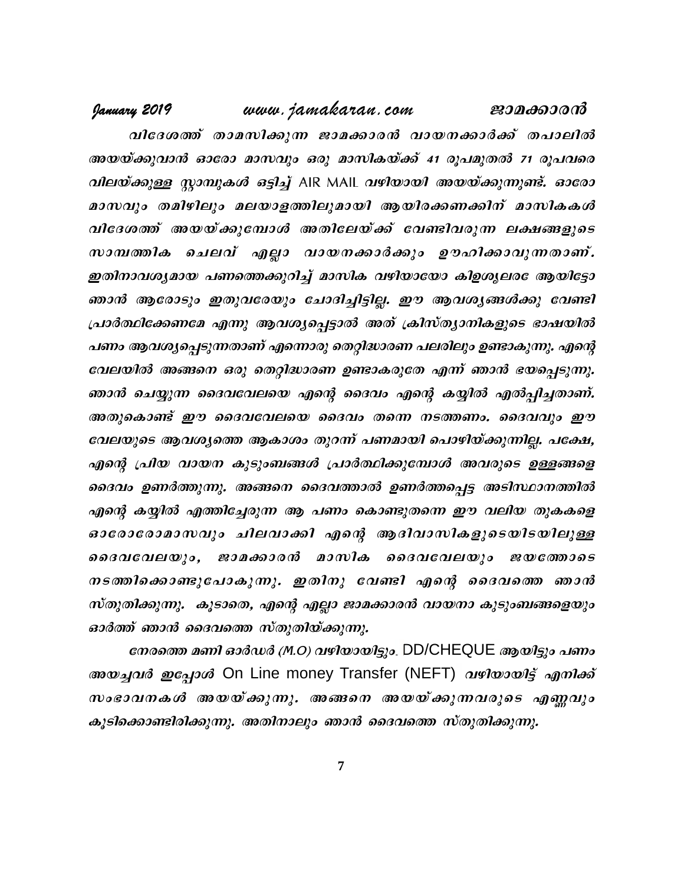വിദേശത്ത് താമസിക്കുന്ന ജാമക്കാരൻ വായനക്കാർക്ക് തപാലിൽ അയയ്ക്കുവാൻ ഓരോ മാസവും ഒരു മാസികയ്ക്ക് 41 രൂപമുതൽ 71 രൂപവരെ വിലയ്ക്കുള്ള സ്റ്റാമ്പുകൾ ഒട്ടിച്ച് AIR MAIL വഴിയായി അയയ്ക്കുന്നുണ്ട്. ഓരോ മാസവും തമിഴിലും മലയാളത്തിലുമായി ആയിരക്കണക്കിന് മാസികകൾ വിദേശത്ത് അയയ്ക്കുമ്പോൾ അതിലേയ്ക്ക് വേണ്ടിവരുന്ന ലക്ഷങ്ങളുടെ സാമ്പത്തിക ചെലവ് എല്ലാ വായനക്കാർക്കും ഊഹിക്കാവുന്നതാണ്. ഇതിനാവശ്യമായ പണത്തെക്കുറിച്ച് മാസിക വഴിയായോ കിളശൂലരേ ആയിട്ടോ ഞാൻ ആരോടും ഇതുവരേയും ചോദിച്ചിട്ടില്ല. ഈ ആവശ്യങ്ങൾക്കു വേണ്ടി പ്രാർത്ഥിക്കേണമേ എന്നു ആവശ്യപ്പെട്ടാൽ അത് ക്രിസ്ത്യാനികളുടെ ഭാഷയിൽ പണം ആവശ്യപ്പെടുന്നതാണ് എന്നൊരു തെറ്റിദ്ധാരണ പലരിലും ഉണ്ടാകുന്നു. എന്റെ വേലയിൽ അങ്ങനെ ഒരു തെറ്റിദ്ധാരണ ഉണ്ടാകരുതേ എന്ന് ഞാൻ ഭയപ്പെടുന്നു. ഞാൻ ചെയ്യുന്ന ദൈവവേലയെ എന്റെ ദൈവം എന്റെ കയ്യിൽ എൽപ്പിച്ചതാണ്. അതുകൊണ്ട് ഈ ദൈവവേലയെ ദൈവം തന്നെ നടത്തണം. ദൈവവും ഈ വേലയുടെ ആവശ്യത്തെ ആകാശം തുറന്ന് പണമായി പൊഴിയ്ക്കുന്നില്ല. പക്ഷേ, എന്റെ പ്രിയ വായന കുടുംബങ്ങൾ പ്രാർത്ഥിക്കുമ്പോൾ അവരുടെ ഉള്ളങ്ങളെ ദൈവം ഉണർത്തുന്നു. അങ്ങനെ ദൈവത്താൽ ഉണർത്തപ്പെട്ട അടിസ്ഥാനത്തിൽ എന്റെ കയ്യിൽ എത്തിച്ചേരുന്ന ആ പണം കൊണ്ടുതന്നെ ഈ വലിയ തുകകളെ ഓരോരോമാസവും ചിലവാക്കി എന്റെ ആദിവാസികളുടെയിടയിലുള്ള ദൈവവേലയും, ജാമക്കാരൻ മാസിക ദൈവവേലയും ജയത്തോടെ നടത്തിക്കൊണ്ടുപോകുന്നു. ഇതിനു വേണ്ടി എന്റെ ദൈവത്തെ ഞാൻ സ്തുതിക്കുന്നു. കൂടാതെ, എന്റെ എല്ലാ ജാമക്കാരൻ വായനാ കുടുംബങ്ങളെയും ഓർത്ത് ഞാൻ ദൈവത്തെ സ്തുതിയ്ക്കുന്നു.

നേരത്തെ മണി ഓർഡർ (M.O) വഴിയായിട്ടും. DD/CHEQUE ആയിട്ടും പണം അയച്ചവർ ഇപ്പോൾ On Line money Transfer (NEFT) വഴിയായിട്ട് എനിക്ക് സംഭാവനകൾ അയയ്ക്കുന്നു. അങ്ങനെ അയയ്ക്കുന്നവരുടെ എണ്ണവും കൂടിക്കൊണ്ടിരിക്കുന്നു. അതിനാലും ഞാൻ ദൈവത്തെ സ്തുതിക്കുന്നു.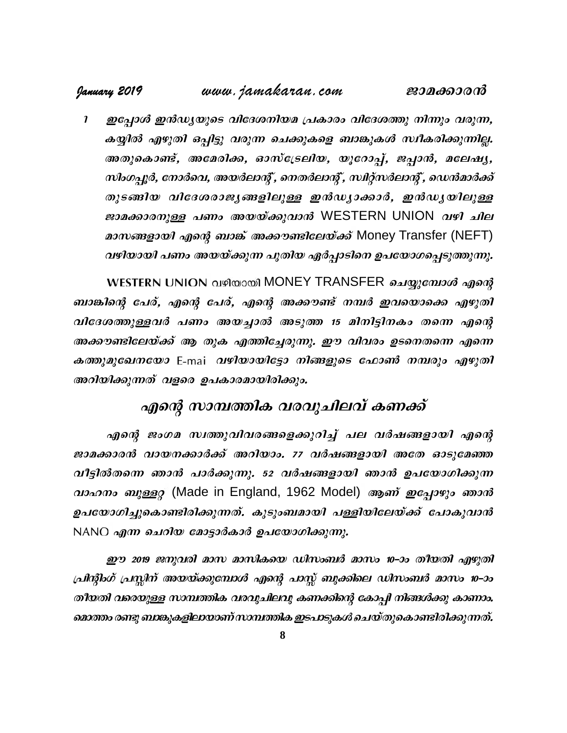1. ഇപ്പോൾ ഇൻഡ്യയുടെ വിദേശനിയമ പ്രകാരം വിദേശത്തു നിന്നും വരുന്ന, കയ്യിൽ എഴുതി ഒപ്പിട്ടു വരുന്ന ചെക്കുകളെ ബാങ്കുകൾ സ്വീകരിക്കുന്നില്ല. അതുകൊണ്ട്, അമേരിക്ക, ഓസ്ട്രേലിയ, യൂറോപ്പ്, ജപ്പാൻ, മലേഷ്യ, സിംഗപ്പൂർ, നോർവെ, അയർലാന്റ്, നെതർലാന്റ്, സ്വിറ്റ്സർലാന്റ്, ഡെൻമാർക്ക് തുടങ്ങിയ വിദേശരാജ്യങ്ങളിലുള്ള ഇൻഡ്യാക്കാർ, ഇൻഡ്യയിലുള്ള ജാമക്കാരനുള്ള പണം അയയ്ക്കുവാൻ WESTERN UNION വഴി ചില മാസങ്ങളായി എന്റെ ബാങ്ക് അക്കൗണ്ടിലേയ്ക്ക് Money Transfer (NEFT) വഴിയായി പണം അയയ്ക്കുന്ന പുതിയ ഏർപ്പാടിനെ ഉപയോഗപ്പെടുത്തുന്നു.

WESTERN UNION വഴിയായി MONEY TRANSFER ചെയ്യുമ്പോൾ എന്റെ ബാങ്കിന്റെ പേര്, എന്റെ പേര്, എന്റെ അക്കൗണ്ട് നമ്പർ ഇവയൊക്കെ എഴുതി വിദേശത്തുള്ളവർ പണം അയച്ചാൽ അടുത്ത 15 മിനിട്ടിനകം തന്നെ എന്റെ അക്കൗണ്ടിലേയ്ക്ക് ആ തുക എത്തിച്ചേരുന്നു. ഈ വിവരം ഉടനെതന്നെ എന്നെ കത്തുമുഖേനയോ E-mai വഴിയായിട്ടോ നിങ്ങളുടെ ഫോൺ നമ്പരും എഴുതി അറിയിക്കുന്നത് വളരെ ഉപകാരമായിരിക്കും.

## എന്റെ സാമ്പത്തിക വരവുചിലവ് കണക്ക്

എന്റെ ജംഗമ സ്വത്തുവിവരങ്ങളെക്കുറിച്ച് പല വർഷങ്ങളായി എന്റെ ജാമക്കാരൻ വായനക്കാർക്ക് അറിയാം. 77 വർഷങ്ങളായി അതേ ഓടുമേഞ്ഞ വീട്ടിൽതന്നെ ഞാൻ പാർക്കുന്നു. 52 വർഷങ്ങളായി ഞാൻ ഉപയോഗിക്കുന്ന വാഹനം ബുള്ളറ്റ് (Made in England, 1962 Model) ആണ് ഇപ്പോഴും ഞാൻ ഉപയോഗിച്ചുകൊണ്ടിരിക്കുന്നത്. കുടുംബമായി പള്ളിയിലേയ്ക്ക് പോകുവാൻ NANO എന്ന ചെറിയ മോട്ടാർകാർ ഉപയോഗിക്കുന്നു.

ഈ 2019 ജനുവരി മാസ മാസികയെ ഡിസംബർ മാസം 10-ാം തീയതി എഴുതി പ്രിന്റിംഗ് പ്രസ്സിന് അയയ്ക്കുമ്പോൾ എന്റെ പാസ്സ് ബുക്കിലെ ഡിസംബർ മാസം 10-ാം തീയതി വരെയുള്ള സാമ്പത്തിക വരവുചിലവു കണക്കിന്റെ കോപ്പി നിങ്ങൾക്കു കാണാം. മൊത്തം രണ്ടു ബാങ്കുകളിലായാണ് സാമ്പത്തിക ഇടപാടുകൾ ചെയ്തുകൊണ്ടിരിക്കുന്നത്.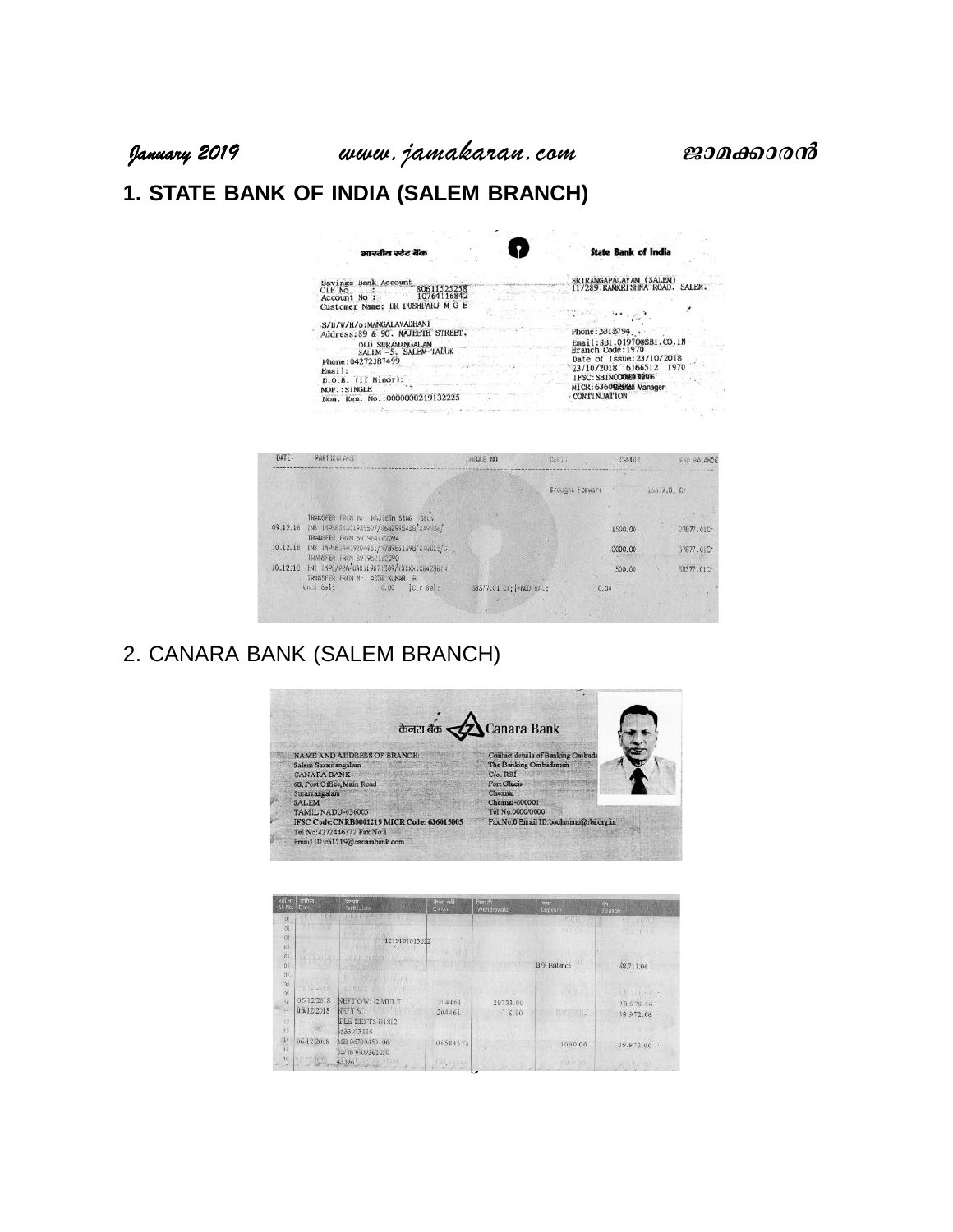## 1. STATE BANK OF INDIA (SALEM BRANCH)

भारतीय स्टेट बैंक | State Bank of India

Savings Bank Account
CIF No : 80611525258
Account No : 10764116842
Customer Name: DR PUSHPARJ M G E

S/D/W/H/o:MANGALAVADHANI
Address:89 & 90. MAJEETH STREET.
OLD SURAMANGALAM
SALEM -5. SALEM-TALUK
Phone:04272387499
Email:
D.O.B. (If Minor):
MOP.:SINGLE
Nom. Reg. No.:0000000219132225

SRIRANGAPALAYAM (SALEM)
11/289.RAMKRISHNA ROAD. SALEM.

Phone:2318794
Email:SBI.01970@SBI.CO.IN
Branch Code:1970
Date of Issue:23/10/2018
23/10/2018 6166512 1970
IFSC:SBIN0001970
MICR:636002003 Manager
CONTINUATION

| DATE | PARTICULARS | CHEQUE NO | DEBIT | CREDIT | END BALANCE |
|---|---|---|---|---|---|
| | | | Brought Forward | 26377.01 Cr | |
| 09.12.18 | TRANSFER FROM Mr. MAJEETH BING SELV INB INPSB3431935507/3682995438/XXX9836/ | | | 1500.00 | 27877.01Cr |
| 10.12.18 | TRANSFER FROM 597964162094 INB INPSB34409704461/3789811398/XX0025/C | | | 10000.00 | 37877.01Cr |
| 10.12.18 | TRANSFER FROM 897952162090 INB IMPS/P2A/UAD119871309/XXXXXXX42568IN TRANSFER FROM Mr. ASDI KUMAR R | | | 500.00 | 38377.01Cr |
| | Uncl Bal: 0.00 \|Clr Bal: 38377.01 Cr;\|MOD Bal: 0.00 | | | | |

2. CANARA BANK (SALEM BRANCH)

केनरा बैंक Canara Bank

NAME AND ADDRESS OF BRANCH:
Salem Suramangalam
CANARA BANK
68, Post Office,Main Road
Suramangalam
SALEM
TAMIL NADU-636005
IFSC Code:CNRB0001219 MICR Code: 636015005
Tel No:4272446371 Fax No:1
Email ID:cb1219@canarabank.com

Contact details of Banking Ombudsman
The Banking Ombudsman
C/o. RBI
Fort Glacis
Chennai
Chennai-600001
Tel.No.0000/0000
Fax.No.0 Email ID:bochennai@rbi.org.in

| क्र. सं. Sl.No. | तारीख Date | विवरण Particulars | चेक सं. Chq.No. | निकासी Withdrawals | जमा Deposits | शेष Balance |
|---|---|---|---|---|---|---|
| | | 1219101013622 | | | | |
| | | | | | B/F Balance... | 68,711.06 |
| | 05/12/2018 | NEFTOW: 2 MULT | 204461 | 29733.00 | | 38,978.06 |
| | 05/12/2018 | NEFT SC | 204461 | 6.00 | | 38,972.06 |
| | | PLS NEFTS-B1812 | | | | |
| | | 6533975116 | | | | |
| | 06/12/2018 | MB 06703350.06/ 12/18 6:03:51016 | 04584375 | | 1000.00 | 39,972.06 |
| | | 63396 | | | | |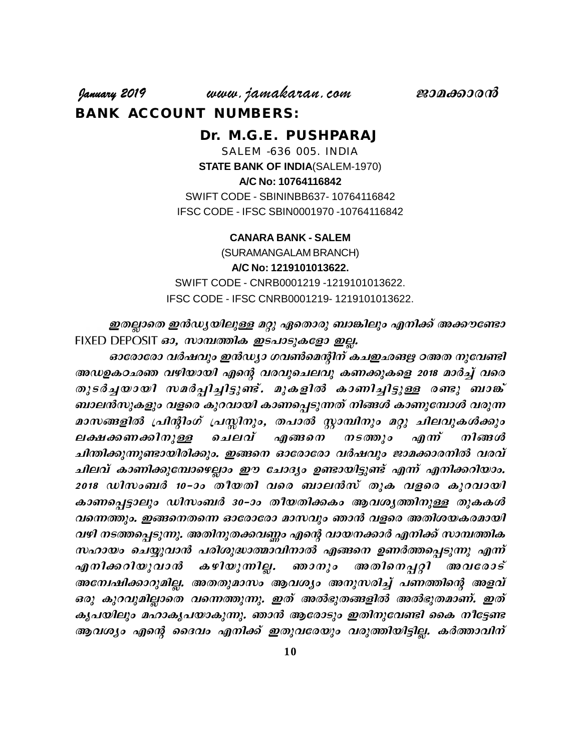## BANK ACCOUNT NUMBERS:

### Dr. M.G.E. PUSHPARAJ

SALEM -636 005. INDIA

**STATE BANK OF INDIA**(SALEM-1970)

**A/C No: 10764116842**

SWIFT CODE - SBININBB637- 10764116842

IFSC CODE - IFSC SBIN0001970 -10764116842

**CANARA BANK - SALEM**

(SURAMANGALAM BRANCH)

**A/C No: 1219101013622.**

SWIFT CODE - CNRB0001219 -1219101013622.

IFSC CODE - IFSC CNRB0001219- 1219101013622.

*ഇതല്ലാതെ ഇൻഡ്യയിലുള്ള മറ്റു ഏതൊരു ബാങ്കിലും എനിക്ക് അക്കൗണ്ടോ* FIXED DEPOSIT *ഓ, സാമ്പത്തിക ഇടപാടുകളോ ഇല്ല.*

*ഓരോരോ വർഷവും ഇൻഡ്യാ ഗവൺമെന്റിന് കചഇഛങ്ങ ഠഅത നുവേണ്ടി അഡഉകഠഛഞ വഴിയായി എന്റെ വരവുചെലവു കണക്കുകളെ 2018 മാർച്ച് വരെ തുടർച്ചയായി സമർപ്പിച്ചിട്ടുണ്ട്. മുകളിൽ കാണിച്ചിട്ടുള്ള രണ്ടു ബാങ്ക് ബാലൻസുകളും വളരെ കുറവായി കാണപ്പെടുന്നത് നിങ്ങൾ കാണുമ്പോൾ വരുന്ന മാസങ്ങളിൽ പ്രിന്റിംഗ് പ്രസ്സിനും, തപാൽ സ്റ്റാമ്പിനും മറ്റു ചിലവുകൾക്കും ലക്ഷക്കണക്കിനുള്ള ചെലവ് എങ്ങനെ നടത്തും എന്ന് നിങ്ങൾ ചിന്തിക്കുന്നുണ്ടായിരിക്കും. ഇങ്ങനെ ഓരോരോ വർഷവും ജാമക്കാരനിൽ വരവ് ചിലവ് കാണിക്കുമ്പോഴെല്ലാം ഈ ചോദ്യം ഉണ്ടായിട്ടുണ്ട് എന്ന് എനിക്കറിയാം. 2018 ഡിസംബർ 10-ാം തീയതി വരെ ബാലൻസ് തുക വളരെ കുറവായി കാണപ്പെട്ടാലും ഡിസംബർ 30-ാം തീയതിക്കകം ആവശ്യത്തിനുള്ള തുകകൾ വന്നെത്തും. ഇങ്ങനെതന്നെ ഓരോരോ മാസവും ഞാൻ വളരെ അതിശയകരമായി വഴി നടത്തപ്പെടുന്നു. അതിനുതക്കവണ്ണം എന്റെ വായനക്കാർ എനിക്ക് സാമ്പത്തിക സഹായം ചെയ്യുവാൻ പരിശുദ്ധാത്മാവിനാൽ എങ്ങനെ ഉണർത്തപ്പെടുന്നു എന്ന് എനിക്കറിയുവാൻ കഴിയുന്നില്ല. ഞാനും അതിനെപ്പറ്റി അവരോട് അന്വേഷിക്കാറുമില്ല. അതതുമാസം ആവശ്യം അനുസരിച്ച് പണത്തിന്റെ അളവ് ഒരു കുറവുമില്ലാതെ വന്നെത്തുന്നു. ഇത് അൽഭുതങ്ങളിൽ അൽഭുതമാണ്. ഇത് കൃപയിലും മഹാകൃപയാകുന്നു. ഞാൻ ആരോടും ഇതിനുവേണ്ടി കൈ നീട്ടേണ്ട ആവശ്യം എന്റെ ദൈവം എനിക്ക് ഇതുവരേയും വരുത്തിയിട്ടില്ല. കർത്താവിന്*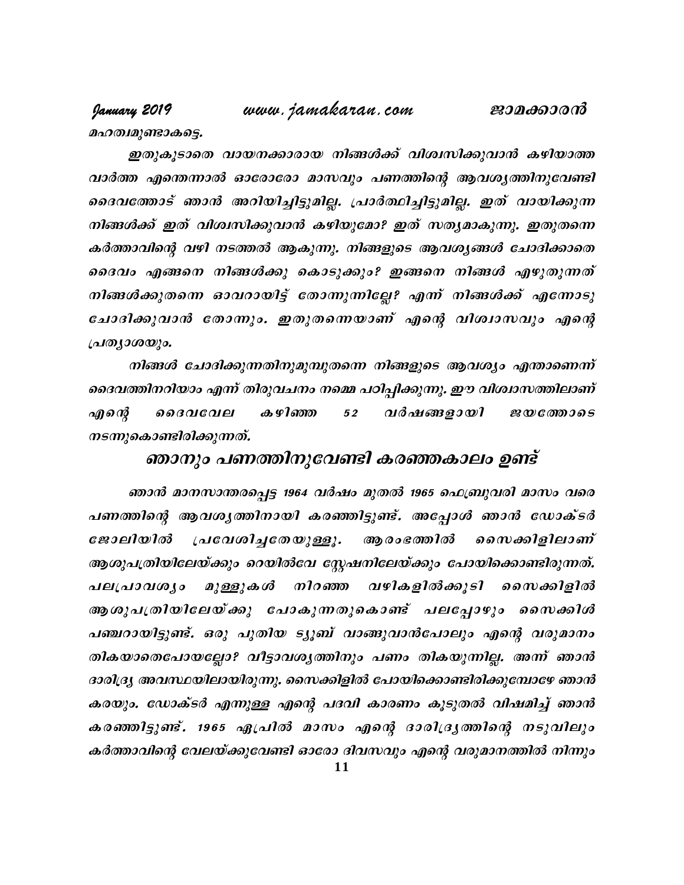*മഹത്വമുണ്ടാകട്ടെ.*

*ഇതുകൂടാതെ വായനക്കാരായ നിങ്ങൾക്ക് വിശ്വസിക്കുവാൻ കഴിയാത്ത വാർത്ത എന്തെന്നാൽ ഓരോരോ മാസവും പണത്തിന്റെ ആവശ്യത്തിനുവേണ്ടി ദൈവത്തോട് ഞാൻ അറിയിച്ചിട്ടുമില്ല. പ്രാർത്ഥിച്ചിട്ടുമില്ല. ഇത് വായിക്കുന്ന നിങ്ങൾക്ക് ഇത് വിശ്വസിക്കുവാൻ കഴിയുമോ? ഇത് സത്യമാകുന്നു. ഇതുതന്നെ കർത്താവിന്റെ വഴി നടത്തൽ ആകുന്നു. നിങ്ങളുടെ ആവശ്യങ്ങൾ ചോദിക്കാതെ ദൈവം എങ്ങനെ നിങ്ങൾക്കു കൊടുക്കും? ഇങ്ങനെ നിങ്ങൾ എഴുതുന്നത് നിങ്ങൾക്കുതന്നെ ഓവറായിട്ട് തോന്നുന്നില്ലേ? എന്ന് നിങ്ങൾക്ക് എന്നോടു ചോദിക്കുവാൻ തോന്നും. ഇതുതന്നെയാണ് എന്റെ വിശ്വാസവും എന്റെ പ്രത്യാശയും.*

*നിങ്ങൾ ചോദിക്കുന്നതിനുമുമ്പുതന്നെ നിങ്ങളുടെ ആവശ്യം എന്താണെന്ന് ദൈവത്തിനറിയാം എന്ന് തിരുവചനം നമ്മെ പഠിപ്പിക്കുന്നു. ഈ വിശ്വാസത്തിലാണ് എന്റെ ദൈവവേല കഴിഞ്ഞ 52 വർഷങ്ങളായി ജയത്തോടെ നടന്നുകൊണ്ടിരിക്കുന്നത്.*

## ഞാനും പണത്തിനുവേണ്ടി കരഞ്ഞകാലം ഉണ്ട്

*ഞാൻ മാനസാന്തരപ്പെട്ട 1964 വർഷം മുതൽ 1965 ഫെബ്രുവരി മാസം വരെ പണത്തിന്റെ ആവശ്യത്തിനായി കരഞ്ഞിട്ടുണ്ട്. അപ്പോൾ ഞാൻ ഡോക്ടർ ജോലിയിൽ പ്രവേശിച്ചതേയുള്ളൂ. ആരംഭത്തിൽ സൈക്കിളിലാണ് ആശുപത്രിയിലേയ്ക്കും റെയിൽവേ സ്റ്റേഷനിലേയ്ക്കും പോയിക്കൊണ്ടിരുന്നത്. പലപ്രാവശ്യം മുള്ളുകൾ നിറഞ്ഞ വഴികളിൽക്കൂടി സൈക്കിളിൽ ആശുപത്രിയിലേയ്ക്കു പോകുന്നതുകൊണ്ട് പലപ്പോഴും സൈക്കിൾ പഞ്ചറായിട്ടുണ്ട്. ഒരു പുതിയ ട്യൂബ് വാങ്ങുവാൻപോലും എന്റെ വരുമാനം തികയാതെപോയല്ലോ? വീട്ടാവശ്യത്തിനും പണം തികയുന്നില്ല. അന്ന് ഞാൻ ദാരിദ്ര്യ അവസ്ഥയിലായിരുന്നു. സൈക്കിളിൽ പോയിക്കൊണ്ടിരിക്കുമ്പോഴേ ഞാൻ കരയും. ഡോക്ടർ എന്നുള്ള എന്റെ പദവി കാരണം കൂടുതൽ വിഷമിച്ച് ഞാൻ കരഞ്ഞിട്ടുണ്ട്. 1965 ഏപ്രിൽ മാസം എന്റെ ദാരിദ്ര്യത്തിന്റെ നടുവിലും കർത്താവിന്റെ വേലയ്ക്കുവേണ്ടി ഓരോ ദിവസവും എന്റെ വരുമാനത്തിൽ നിന്നും*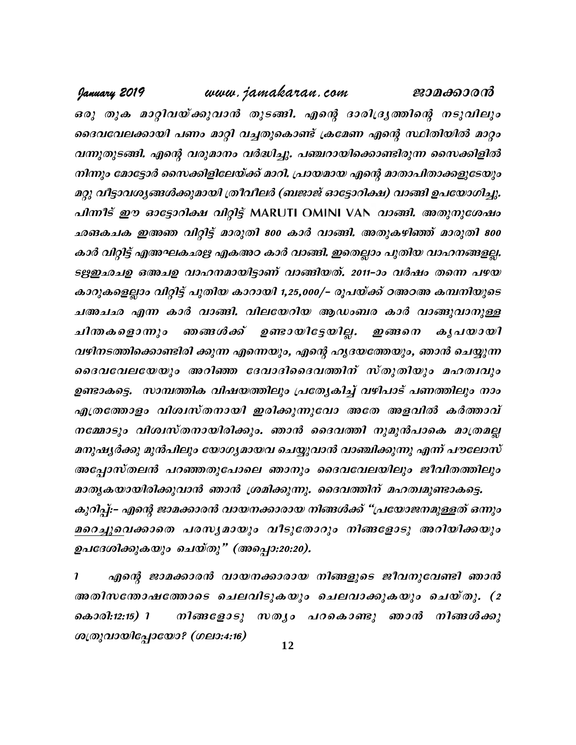ഒരു തുക മാറ്റിവയ്ക്കുവാൻ തുടങ്ങി. എന്റെ ദാരിദ്ര്യത്തിന്റെ നടുവിലും ദൈവവേലക്കായി പണം മാറ്റി വച്ചതുകൊണ്ട് ക്രമേണ എന്റെ സ്ഥിതിയിൽ മാറ്റം വന്നുതുടങ്ങി. എന്റെ വരുമാനം വർദ്ധിച്ചു. പഞ്ചറായിക്കൊണ്ടിരുന്ന സൈക്കിളിൽ നിന്നും മോട്ടോർ സൈക്കിളിലേയ്ക്ക് മാറി. പ്രായമായ എന്റെ മാതാപിതാക്കളുടേയും മറ്റു വീട്ടാവശ്യങ്ങൾക്കുമായി ത്രീവീലർ (ബജാജ് ഓട്ടോറിക്ഷ) വാങ്ങി ഉപയോഗിച്ചു. പിന്നീട് ഈ ഓട്ടോറിക്ഷ വിറ്റിട്ട് MARUTI OMINI VAN വാങ്ങി. അതുനുശേഷം ഛങകചക ഇഅഞ വിറ്റിട്ട് മാരുതി 800 കാർ വാങ്ങി. അതുകഴിഞ്ഞ് മാരുതി 800 കാർ വിറ്റിട്ട് എഅഘകഛഋ എകഅഠ കാർ വാങ്ങി. ഇതെല്ലാം പുതിയ വാഹനങ്ങളല്ല. ടഋഇഛചഉ ഒഅചഉ വാഹനമായിട്ടാണ് വാങ്ങിയത്. 2011–ാം വർഷം തന്നെ പഴയ കാറുകളെല്ലാം വിറ്റിട്ട് പുതിയ കാറായി 1,25,000/– രൂപയ്ക്ക് ഠഅഠഅ കമ്പനിയുടെ ചഅചഛ എന്ന കാർ വാങ്ങി. വിലയേറിയ ആഡംബര കാർ വാങ്ങുവാനുള്ള ചിന്തകളൊന്നും ഞങ്ങൾക്ക് ഉണ്ടായിട്ടേയില്ല. ഇങ്ങനെ കൃപയായി വഴിനടത്തിക്കൊണ്ടിരി ക്കുന്ന എന്നെയും, എന്റെ ഹൃദയത്തേയും, ഞാൻ ചെയ്യുന്ന ദൈവവേലയേയും അറിഞ്ഞ ദേവാദിദൈവത്തിന് സ്തുതിയും മഹത്വവും ഉണ്ടാകട്ടെ. സാമ്പത്തിക വിഷയത്തിലും പ്രത്യേകിച്ച് വഴിപാട് പണത്തിലും നാം എത്രത്തോളം വിശ്വസ്തനായി ഇരിക്കുന്നുവോ അതേ അളവിൽ കർത്താവ് നമ്മോടും വിശ്വസ്തനായിരിക്കും. ഞാൻ ദൈവത്തി നുമുൻപാകെ മാത്രമല്ല മനുഷ്യർക്കു മുൻപിലും യോഗ്യമായവ ചെയ്യുവാൻ വാഞ്ചിക്കുന്നു എന്ന് പൗലോസ് അപ്പോസ്തലൻ പറഞ്ഞതുപോലെ ഞാനും ദൈവവേലയിലും ജീവിതത്തിലും മാതൃകയായിരിക്കുവാൻ ഞാൻ ശ്രമിക്കുന്നു. ദൈവത്തിന് മഹത്വമുണ്ടാകട്ടെ.

കുറിപ്പ്:– എന്റെ ജാമക്കാരൻ വായനക്കാരായ നിങ്ങൾക്ക് "പ്രയോജനമുള്ളത് ഒന്നും മറെച്ചുവെക്കാതെ പരസ്യമായും വീടുതോറും നിങ്ങളോടു അറിയിക്കയും ഉപദേശിക്കുകയും ചെയ്തു" (അപ്പൊ:20:20).

1 എന്റെ ജാമക്കാരൻ വായനക്കാരായ നിങ്ങളുടെ ജീവനുവേണ്ടി ഞാൻ അതിസന്തോഷത്തോടെ ചെലവിടുകയും ചെലവാക്കുകയും ചെയ്തു. (2 കൊരി:12:15) 1 നിങ്ങളോടു സത്യം പറകൊണ്ടു ഞാൻ നിങ്ങൾക്കു ശത്രുവായിപ്പോയോ? (ഗലാ:4:16)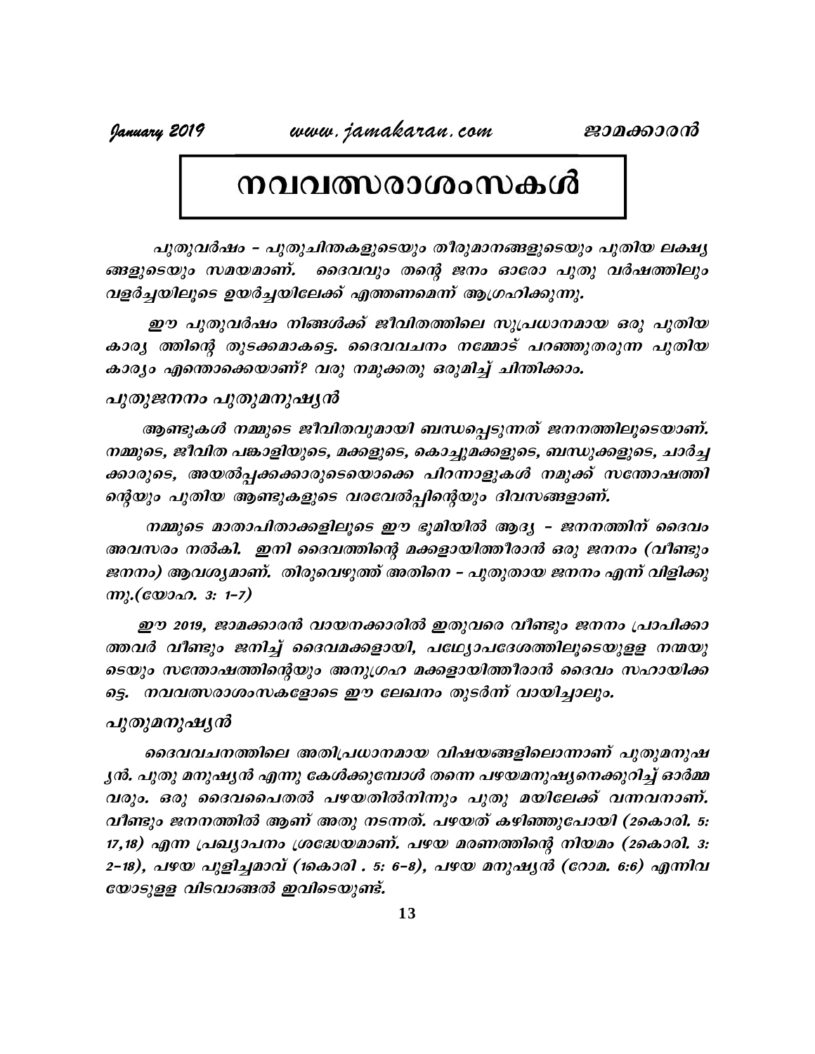# നവവത്സരാശംസകൾ

*പുതുവർഷം – പുതുചിന്തകളുടെയും തീരുമാനങ്ങളുടെയും പുതിയ ലക്ഷ്യങ്ങളുടെയും സമയമാണ്. ദൈവവും തന്റെ ജനം ഓരോ പുതു വർഷത്തിലും വളർച്ചയിലൂടെ ഉയർച്ചയിലേക്ക് എത്തണമെന്ന് ആഗ്രഹിക്കുന്നു.*

*ഈ പുതുവർഷം നിങ്ങൾക്ക് ജീവിതത്തിലെ സുപ്രധാനമായ ഒരു പുതിയ കാര്യ ത്തിന്റെ തുടക്കമാകട്ടെ. ദൈവവചനം നമ്മോട് പറഞ്ഞുതരുന്ന പുതിയ കാര്യം എന്തൊക്കെയാണ്? വരു നമുക്കതു ഒരുമിച്ച് ചിന്തിക്കാം.*

### *പുതുജനനം പുതുമനുഷ്യൻ*

*ആണ്ടുകൾ നമ്മുടെ ജീവിതവുമായി ബന്ധപ്പെടുന്നത് ജനനത്തിലൂടെയാണ്. നമ്മുടെ, ജീവിത പങ്കാളിയുടെ, മക്കളുടെ, കൊച്ചുമക്കളുടെ, ബന്ധുക്കളുടെ, ചാർച്ചക്കാരുടെ, അയൽപ്പക്കക്കാരുടെയൊക്കെ പിറന്നാളുകൾ നമുക്ക് സന്തോഷത്തിന്റെയും പുതിയ ആണ്ടുകളുടെ വരവേൽപ്പിന്റെയും ദിവസങ്ങളാണ്.*

*നമ്മുടെ മാതാപിതാക്കളിലൂടെ ഈ ഭൂമിയിൽ ആദ്യ – ജനനത്തിന് ദൈവം അവസരം നൽകി. ഇനി ദൈവത്തിന്റെ മക്കളായിത്തീരാൻ ഒരു ജനനം (വീണ്ടും ജനനം) ആവശ്യമാണ്. തിരുവെഴുത്ത് അതിനെ – പുതുതായ ജനനം എന്ന് വിളിക്കുന്നു.(യോഹ. 3: 1–7)*

*ഈ 2019, ജാമക്കാരൻ വായനക്കാരിൽ ഇതുവരെ വീണ്ടും ജനനം പ്രാപിക്കാത്തവർ വീണ്ടും ജനിച്ച് ദൈവമക്കളായി, പഥ്യോപദേശത്തിലൂടെയുള്ള നന്മയുടെയും സന്തോഷത്തിന്റെയും അനുഗ്രഹ മക്കളായിത്തീരാൻ ദൈവം സഹായിക്കട്ടെ. നവവത്സരാശംസകളോടെ ഈ ലേഖനം തുടർന്ന് വായിച്ചാലും.*

### *പുതുമനുഷ്യൻ*

*ദൈവവചനത്തിലെ അതിപ്രധാനമായ വിഷയങ്ങളിലൊന്നാണ് പുതുമനുഷ്യൻ. പുതു മനുഷ്യൻ എന്നു കേൾക്കുമ്പോൾ തന്നെ പഴയമനുഷ്യനെക്കുറിച്ച് ഓർമ്മ വരും. ഒരു ദൈവപൈതൽ പഴയതിൽനിന്നും പുതു മയിലേക്ക് വന്നവനാണ്. വീണ്ടും ജനനത്തിൽ ആണ് അതു നടന്നത്. പഴയത് കഴിഞ്ഞുപോയി (2കൊരി. 5: 17,18) എന്ന പ്രഖ്യാപനം ശ്രദ്ധേയമാണ്. പഴയ മരണത്തിന്റെ നിയമം (2കൊരി. 3: 2–18), പഴയ പുളിച്ചമാവ് (1കൊരി . 5: 6–8), പഴയ മനുഷ്യൻ (റോമ. 6:6) എന്നിവയോടുള്ള വിടവാങ്ങൽ ഇവിടെയുണ്ട്.*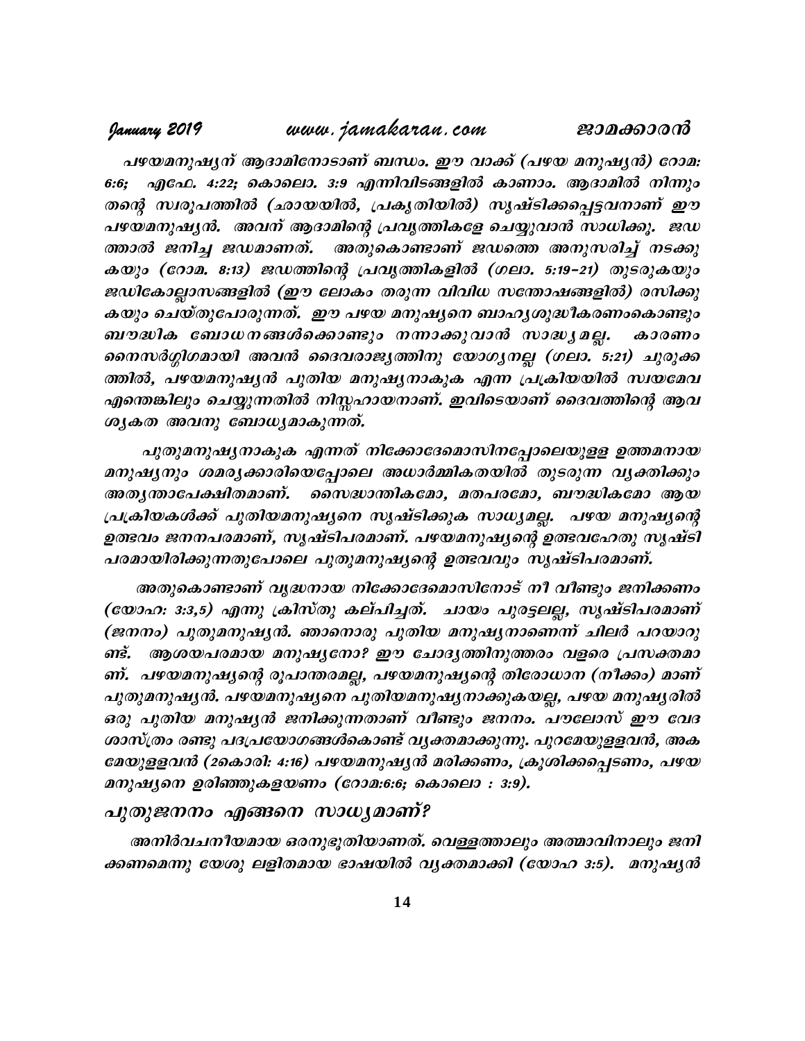*പഴയമനുഷ്യന് ആദാമിനോടാണ് ബന്ധം. ഈ വാക്ക് (പഴയ മനുഷ്യൻ) റോമ: 6:6; എഫേ. 4:22; കൊലൊ. 3:9 എന്നിവിടങ്ങളിൽ കാണാം. ആദാമിൽ നിന്നും തന്റെ സ്വരൂപത്തിൽ (ഛായയിൽ, പ്രകൃതിയിൽ) സൃഷ്ടിക്കപ്പെട്ടവനാണ് ഈ പഴയമനുഷ്യൻ. അവന് ആദാമിന്റെ പ്രവൃത്തികളേ ചെയ്യുവാൻ സാധിക്കൂ. ജഡത്താൽ ജനിച്ച ജഡമാണത്. അതുകൊണ്ടാണ് ജഡത്തെ അനുസരിച്ച് നടക്കുകയും (റോമ. 8:13) ജഡത്തിന്റെ പ്രവൃത്തികളിൽ (ഗലാ. 5:19–21) തുടരുകയും ജഡികോല്ലാസങ്ങളിൽ (ഈ ലോകം തരുന്ന വിവിധ സന്തോഷങ്ങളിൽ) രസിക്കുകയും ചെയ്തുപോരുന്നത്. ഈ പഴയ മനുഷ്യനെ ബാഹ്യശുദ്ധീകരണംകൊണ്ടും ബൗദ്ധിക ബോധനങ്ങൾക്കൊണ്ടും നന്നാക്കുവാൻ സാദ്ധ്യമല്ല. കാരണം നൈസർഗ്ഗികമായി അവൻ ദൈവരാജ്യത്തിനു യോഗ്യനല്ല (ഗലാ. 5:21) ചുരുക്കത്തിൽ, പഴയമനുഷ്യൻ പുതിയ മനുഷ്യനാകുക എന്ന പ്രക്രിയയിൽ സ്വയമേവ എന്തെങ്കിലും ചെയ്യുന്നതിൽ നിസ്സഹായനാണ്. ഇവിടെയാണ് ദൈവത്തിന്റെ ആവശ്യകത അവനു ബോധ്യമാകുന്നത്.*

*പുതുമനുഷ്യനാകുക എന്നത് നിക്കോദേമൊസിനപ്പോലെയുള്ള ഉത്തമനായ മനുഷ്യനും ശമര്യക്കാരിയെപ്പോലെ അധാർമ്മികതയിൽ തുടരുന്ന വ്യക്തിക്കും അത്യന്താപേക്ഷിതമാണ്. സൈദ്ധാന്തികമോ, മതപരമോ, ബൗദ്ധികമോ ആയ പ്രക്രിയകൾക്ക് പുതിയമനുഷ്യനെ സൃഷ്ടിക്കുക സാധ്യമല്ല. പഴയ മനുഷ്യന്റെ ഉത്ഭവം ജനനപരമാണ്, സൃഷ്ടിപരമാണ്. പഴയമനുഷ്യന്റെ ഉത്ഭവഹേതു സൃഷ്ടിപരമായിരിക്കുന്നതുപോലെ പുതുമനുഷ്യന്റെ ഉത്ഭവവും സൃഷ്ടിപരമാണ്.*

*അതുകൊണ്ടാണ് വൃദ്ധനായ നിക്കോദേമൊസിനോട് നീ വീണ്ടും ജനിക്കണം (യോഹ: 3:3,5) എന്നു ക്രിസ്തു കല്പിച്ചത്. ചായം പുരട്ടലല്ല, സൃഷ്ടിപരമാണ് (ജനനം) പുതുമനുഷ്യൻ. ഞാനൊരു പുതിയ മനുഷ്യനാണെന്ന് ചിലർ പറയാറുണ്ട്. ആശയപരമായ മനുഷ്യനോ? ഈ ചോദ്യത്തിനുത്തരം വളരെ പ്രസക്തമാണ്. പഴയമനുഷ്യന്റെ രൂപാന്തരമല്ല, പഴയമനുഷ്യന്റെ തിരോധാന (നീക്കം) മാണ് പുതുമനുഷ്യൻ. പഴയമനുഷ്യനെ പുതിയമനുഷ്യനാക്കുകയല്ല, പഴയ മനുഷ്യരിൽ ഒരു പുതിയ മനുഷ്യൻ ജനിക്കുന്നതാണ് വീണ്ടും ജനനം. പൗലോസ് ഈ വേദശാസ്ത്രം രണ്ടു പദപ്രയോഗങ്ങൾകൊണ്ട് വ്യക്തമാക്കുന്നു. പുറമേയുള്ളവൻ, അകമേയുള്ളവൻ (2കൊരി: 4:16) പഴയമനുഷ്യൻ മരിക്കണം, ക്രൂശിക്കപ്പെടണം, പഴയ മനുഷ്യനെ ഉരിഞ്ഞുകളയണം (റോമ:6:6; കൊലൊ : 3:9).*

## *പുതുജനനം എങ്ങനെ സാധ്യമാണ്?*

*അനിർവചനീയമായ ഒരനുഭൂതിയാണത്. വെള്ളത്താലും ആത്മാവിനാലും ജനിക്കണമെന്നു യേശു ലളിതമായ ഭാഷയിൽ വ്യക്തമാക്കി (യോഹ 3:5). മനുഷ്യൻ*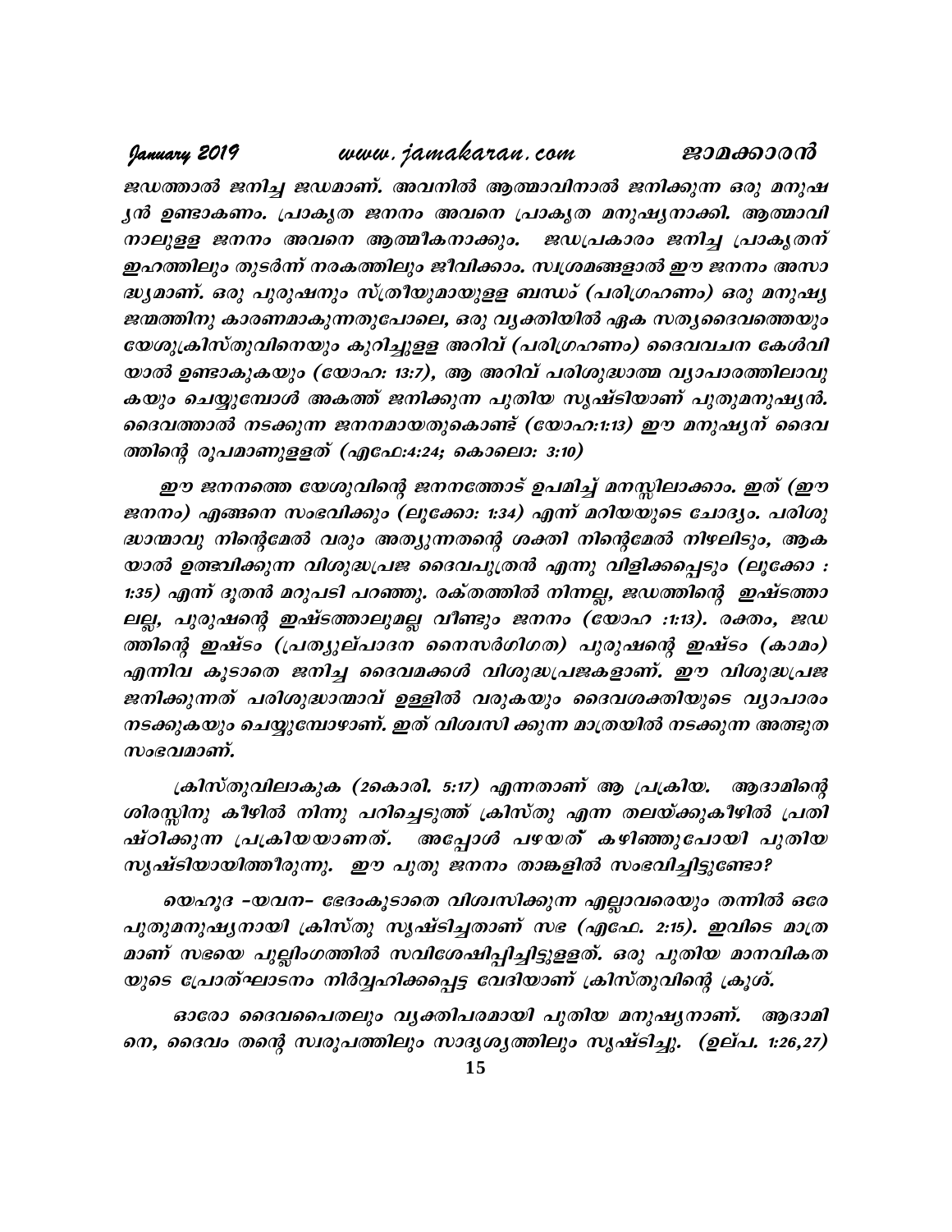ജഡത്താൽ ജനിച്ച ജഡമാണ്. അവനിൽ ആത്മാവിനാൽ ജനിക്കുന്ന ഒരു മനുഷ്യൻ ഉണ്ടാകണം. പ്രാകൃത ജനനം അവനെ പ്രാകൃത മനുഷ്യനാക്കി. ആത്മാവിനാലുള്ള ജനനം അവനെ ആത്മീകനാക്കും. ജഡപ്രകാരം ജനിച്ച പ്രാകൃതന് ഇഹത്തിലും തുടർന്ന് നരകത്തിലും ജീവിക്കാം. സ്വശ്രമങ്ങളാൽ ഈ ജനനം അസാദ്ധ്യമാണ്. ഒരു പുരുഷനും സ്ത്രീയുമായുള്ള ബന്ധം (പരിഗ്രഹണം) ഒരു മനുഷ്യജന്മത്തിനു കാരണമാകുന്നതുപോലെ, ഒരു വ്യക്തിയിൽ ഏക സത്യദൈവത്തെയും യേശുക്രിസ്തുവിനെയും കുറിച്ചുള്ള അറിവ് (പരിഗ്രഹണം) ദൈവവചന കേൾവിയാൽ ഉണ്ടാകുകയും (യോഹ: 13:7), ആ അറിവ് പരിശുദ്ധാത്മ വ്യാപാരത്തിലാവുകയും ചെയ്യുമ്പോൾ അകത്ത് ജനിക്കുന്ന പുതിയ സൃഷ്ടിയാണ് പുതുമനുഷ്യൻ. ദൈവത്താൽ നടക്കുന്ന ജനനമായതുകൊണ്ട് (യോഹ:1:13) ഈ മനുഷ്യന് ദൈവത്തിന്റെ രൂപമാണുള്ളത് (എഫേ:4:24; കൊലൊ: 3:10)

ഈ ജനനത്തെ യേശുവിന്റെ ജനനത്തോട് ഉപമിച്ച് മനസ്സിലാക്കാം. ഇത് (ഈ ജനനം) എങ്ങനെ സംഭവിക്കും (ലൂക്കോ: 1:34) എന്ന് മറിയയുടെ ചോദ്യം. പരിശുദ്ധാത്മാവു നിന്റെമേൽ വരും അത്യുന്നതന്റെ ശക്തി നിന്റെമേൽ നിഴലിടും, ആകയാൽ ഉത്ഭവിക്കുന്ന വിശുദ്ധപ്രജ ദൈവപുത്രൻ എന്നു വിളിക്കപ്പെടും (ലൂക്കോ : 1:35) എന്ന് ദൂതൻ മറുപടി പറഞ്ഞു. രക്തത്തിൽ നിന്നല്ല, ജഡത്തിന്റെ ഇഷ്ടത്താലല്ല, പുരുഷന്റെ ഇഷ്ടത്താലുമല്ല വീണ്ടും ജനനം (യോഹ :1:13). രക്തം, ജഡത്തിന്റെ ഇഷ്ടം (പ്രത്യുല്പാദന നൈസർഗിഗത) പുരുഷന്റെ ഇഷ്ടം (കാമം) എന്നിവ കൂടാതെ ജനിച്ച ദൈവമക്കൾ വിശുദ്ധപ്രജകളാണ്. ഈ വിശുദ്ധപ്രജ ജനിക്കുന്നത് പരിശുദ്ധാത്മാവ് ഉള്ളിൽ വരുകയും ദൈവശക്തിയുടെ വ്യാപാരം നടക്കുകയും ചെയ്യുമ്പോഴാണ്. ഇത് വിശ്വസി ക്കുന്ന മാത്രയിൽ നടക്കുന്ന അത്ഭുത സംഭവമാണ്.

ക്രിസ്തുവിലാകുക (2കൊരി. 5:17) എന്നതാണ് ആ പ്രക്രിയ. ആദാമിന്റെ ശിരസ്സിനു കീഴിൽ നിന്നു പറിച്ചെടുത്ത് ക്രിസ്തു എന്ന തലയ്ക്കുകീഴിൽ പ്രതിഷ്ഠിക്കുന്ന പ്രക്രിയയാണത്. അപ്പോൾ പഴയത് കഴിഞ്ഞുപോയി പുതിയ സൃഷ്ടിയായിത്തീരുന്നു. ഈ പുതു ജനനം താങ്കളിൽ സംഭവിച്ചിട്ടുണ്ടോ?

യെഹൂദ -യവന- ഭേദംകൂടാതെ വിശ്വസിക്കുന്ന എല്ലാവരെയും തന്നിൽ ഒരേ പുതുമനുഷ്യനായി ക്രിസ്തു സൃഷ്ടിച്ചതാണ് സഭ (എഫേ. 2:15). ഇവിടെ മാത്രമാണ് സഭയെ പുല്ലിംഗത്തിൽ സവിശേഷിപ്പിച്ചിട്ടുള്ളത്. ഒരു പുതിയ മാനവികതയുടെ പ്രോത്ഘാടനം നിർവ്വഹിക്കപ്പെട്ട വേദിയാണ് ക്രിസ്തുവിന്റെ ക്രൂശ്.

ഓരോ ദൈവപൈതലും വ്യക്തിപരമായി പുതിയ മനുഷ്യനാണ്. ആദാമിനെ, ദൈവം തന്റെ സ്വരൂപത്തിലും സാദൃശ്യത്തിലും സൃഷ്ടിച്ചു. (ഉല്പ. 1:26,27)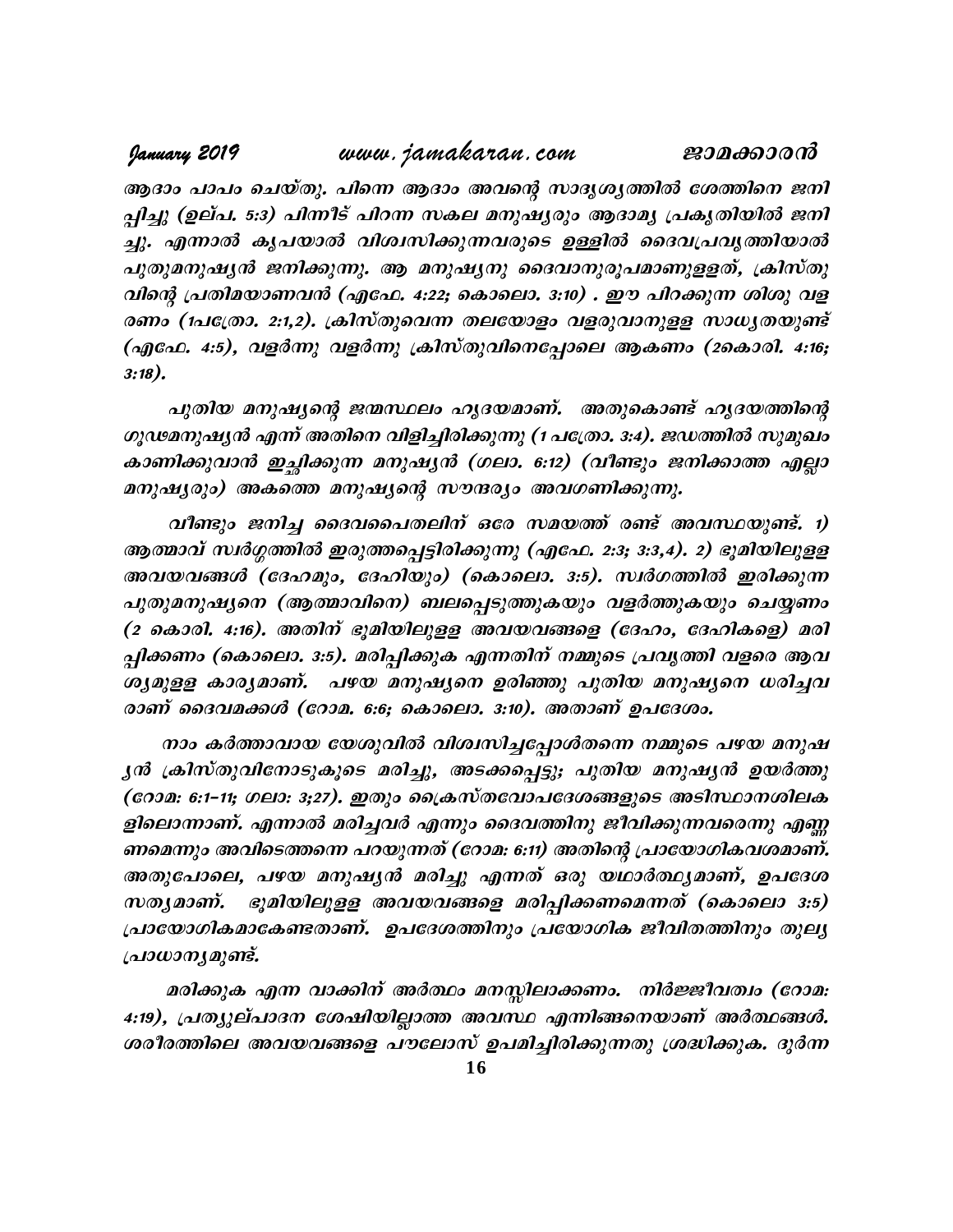ആദാം പാപം ചെയ്തു. പിന്നെ ആദാം അവന്റെ സാദൃശ്യത്തിൽ ശേത്തിനെ ജനിപ്പിച്ചു (ഉല്പ. 5:3) പിന്നീട് പിറന്ന സകല മനുഷ്യരും ആദാമ്യ പ്രകൃതിയിൽ ജനിച്ചു. എന്നാൽ കൃപയാൽ വിശ്വസിക്കുന്നവരുടെ ഉള്ളിൽ ദൈവപ്രവൃത്തിയാൽ പുതുമനുഷ്യൻ ജനിക്കുന്നു. ആ മനുഷ്യനു ദൈവാനുരൂപമാണുള്ളത്, ക്രിസ്തുവിന്റെ പ്രതിമയാണവൻ (എഫേ. 4:22; കൊലൊ. 3:10) . ഈ പിറക്കുന്ന ശിശു വളരണം (1പത്രോ. 2:1,2). ക്രിസ്തുവെന്ന തലയോളം വളരുവാനുള്ള സാധ്യതയുണ്ട് (എഫേ. 4:5), വളർന്നു വളർന്നു ക്രിസ്തുവിനെപ്പോലെ ആകണം (2കൊരി. 4:16; 3:18).

പുതിയ മനുഷ്യന്റെ ജന്മസ്ഥലം ഹൃദയമാണ്. അതുകൊണ്ട് ഹൃദയത്തിന്റെ ഗൂഢമനുഷ്യൻ എന്ന് അതിനെ വിളിച്ചിരിക്കുന്നു (1 പത്രോ. 3:4). ജഡത്തിൽ സുമുഖം കാണിക്കുവാൻ ഇച്ഛിക്കുന്ന മനുഷ്യൻ (ഗലാ. 6:12) (വീണ്ടും ജനിക്കാത്ത എല്ലാ മനുഷ്യരും) അകത്തെ മനുഷ്യന്റെ സൗന്ദര്യം അവഗണിക്കുന്നു.

വീണ്ടും ജനിച്ച ദൈവപൈതലിന് ഒരേ സമയത്ത് രണ്ട് അവസ്ഥയുണ്ട്. 1) ആത്മാവ് സ്വർഗ്ഗത്തിൽ ഇരുത്തപ്പെട്ടിരിക്കുന്നു (എഫേ. 2:3; 3:3,4). 2) ഭൂമിയിലുള്ള അവയവങ്ങൾ (ദേഹമും, ദേഹിയും) (കൊലൊ. 3:5). സ്വർഗത്തിൽ ഇരിക്കുന്ന പുതുമനുഷ്യനെ (ആത്മാവിനെ) ബലപ്പെടുത്തുകയും വളർത്തുകയും ചെയ്യണം (2 കൊരി. 4:16). അതിന് ഭൂമിയിലുള്ള അവയവങ്ങളെ (ദേഹം, ദേഹികളെ) മരിപ്പിക്കണം (കൊലൊ. 3:5). മരിപ്പിക്കുക എന്നതിന് നമ്മുടെ പ്രവൃത്തി വളരെ ആവശ്യമുള്ള കാര്യമാണ്. പഴയ മനുഷ്യനെ ഉരിഞ്ഞു പുതിയ മനുഷ്യനെ ധരിച്ചവരാണ് ദൈവമക്കൾ (റോമ. 6:6; കൊലൊ. 3:10). അതാണ് ഉപദേശം.

നാം കർത്താവായ യേശുവിൽ വിശ്വസിച്ചപ്പോൾതന്നെ നമ്മുടെ പഴയ മനുഷ്യൻ ക്രിസ്തുവിനോടുകൂടെ മരിച്ചു, അടക്കപ്പെട്ടു; പുതിയ മനുഷ്യൻ ഉയർത്തു (റോമ: 6:1–11; ഗലാ: 3;27). ഇതും ക്രൈസ്തവോപദേശങ്ങളുടെ അടിസ്ഥാനശിലകളിലൊന്നാണ്. എന്നാൽ മരിച്ചവർ എന്നും ദൈവത്തിനു ജീവിക്കുന്നവരെന്നു എണ്ണണമെന്നും അവിടെത്തന്നെ പറയുന്നത് (റോമ: 6:11) അതിന്റെ പ്രായോഗികവശമാണ്. അതുപോലെ, പഴയ മനുഷ്യൻ മരിച്ചു എന്നത് ഒരു യഥാർത്ഥ്യമാണ്, ഉപദേശസത്യമാണ്. ഭൂമിയിലുള്ള അവയവങ്ങളെ മരിപ്പിക്കണമെന്നത് (കൊലൊ 3:5) പ്രായോഗികമാകേണ്ടതാണ്. ഉപദേശത്തിനും പ്രയോഗിക ജീവിതത്തിനും തുല്യ പ്രാധാന്യമുണ്ട്.

മരിക്കുക എന്ന വാക്കിന് അർത്ഥം മനസ്സിലാക്കണം. നിർജ്ജീവത്വം (റോമ: 4:19), പ്രത്യുല്പാദന ശേഷിയില്ലാത്ത അവസ്ഥ എന്നിങ്ങനെയാണ് അർത്ഥങ്ങൾ. ശരീരത്തിലെ അവയവങ്ങളെ പൗലോസ് ഉപമിച്ചിരിക്കുന്നതു ശ്രദ്ധിക്കുക. ദുർന്ന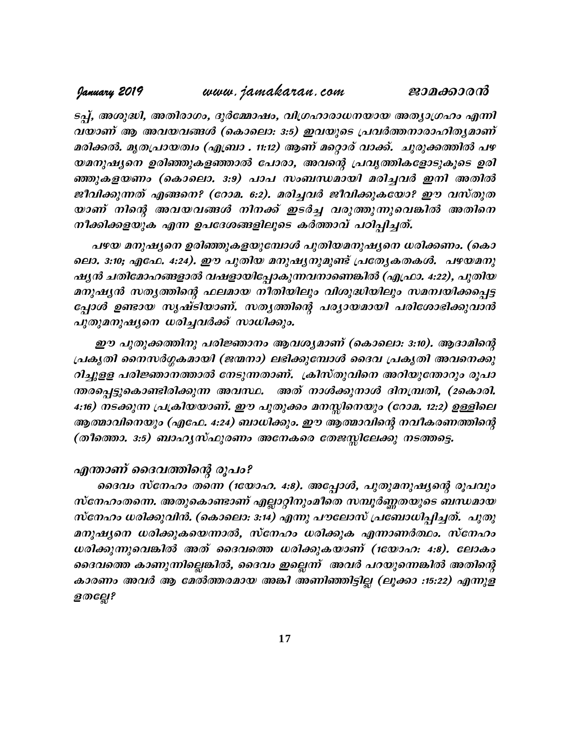ടപ്പ്, അശുദ്ധി, അതിരാഗം, ദുർമ്മോഷം, വിഗ്രഹാരാധനയായ അത്യാഗ്രഹം എന്നിവയാണ് ആ അവയവങ്ങൾ (കൊലൊ: 3:5) ഇവയുടെ പ്രവർത്തനാരാഹിത്യമാണ് മരിക്കൽ. മൃതപ്രായത്വം (എബ്രാ . 11:12) ആണ് മറ്റൊര് വാക്ക്. ചുരുക്കത്തിൽ പഴയമനുഷ്യനെ ഉരിഞ്ഞുകളഞ്ഞാൽ പോരാ, അവന്റെ പ്രവൃത്തികളോടുകൂടെ ഉരിഞ്ഞുകളയണം (കൊലൊ. 3:9) പാപ സംബന്ധമായി മരിച്ചവർ ഇനി അതിൽ ജീവിക്കുന്നത് എങ്ങനെ? (റോമ. 6:2). മരിച്ചവർ ജീവിക്കുകയോ? ഈ വസ്തുതയാണ് നിന്റെ അവയവങ്ങൾ നിനക്ക് ഇടർച്ച വരുത്തുന്നുവെങ്കിൽ അതിനെ നീക്കിക്കളയുക എന്ന ഉപദേശങ്ങളിലൂടെ കർത്താവ് പഠിപ്പിച്ചത്.

പഴയ മനുഷ്യനെ ഉരിഞ്ഞുകളയുമ്പോൾ പുതിയമനുഷ്യനെ ധരിക്കണം. (കൊലൊ. 3:10; എഫേ. 4:24). ഈ പുതിയ മനുഷ്യനുമുണ്ട് പ്രത്യേകതകൾ. പഴയമനുഷ്യൻ ചതിമോഹങ്ങളാൽ വഷളായിപ്പോകുന്നവനാണെങ്കിൽ (എഫ്രാ. 4:22), പുതിയ മനുഷ്യൻ സത്യത്തിന്റെ ഫലമായ നീതിയിലും വിശുദ്ധിയിലും സമന്വയിക്കപ്പെട്ടപ്പോൾ ഉണ്ടായ സൃഷ്ടിയാണ്. സത്യത്തിന്റെ പര്യായമായി പരിശോഭിക്കുവാൻ പുതുമനുഷ്യനെ ധരിച്ചവർക്ക് സാധിക്കും.

ഈ പുതുക്കത്തിനു പരിജ്ഞാനം ആവശ്യമാണ് (കൊലൊ: 3:10). ആദാമിന്റെ പ്രകൃതി നൈസർഗ്ഗകമായി (ജന്മനാ) ലഭിക്കുമ്പോൾ ദൈവ പ്രകൃതി അവനെക്കുറിച്ചുള്ള പരിജ്ഞാനത്താൽ നേടുന്നതാണ്. ക്രിസ്തുവിനെ അറിയുന്തോറും രൂപാന്തരപ്പെട്ടുകൊണ്ടിരിക്കുന്ന അവസ്ഥ. അത് നാൾക്കുനാൾ ദിനമ്പ്രതി, (2കൊരി. 4:16) നടക്കുന്ന പ്രക്രിയയാണ്. ഈ പുതുക്കം മനസ്സിനെയും (റോമ. 12:2) ഉള്ളിലെ ആത്മാവിനെയും (എഫേ. 4:24) ബാധിക്കും. ഈ ആത്മാവിന്റെ നവീകരണത്തിന്റെ (തീത്തൊ. 3:5) ബാഹ്യസ്ഫുരണം അനേകരെ തേജസ്സിലേക്കു നടത്തട്ടെ.

### എന്താണ് ദൈവത്തിന്റെ രൂപം?

ദൈവം സ്നേഹം തന്നെ (1യോഹ. 4:8). അപ്പോൾ, പുതുമനുഷ്യന്റെ രൂപവും സ്നേഹംതന്നെ. അതുകൊണ്ടാണ് എല്ലാറ്റിനുംമീതെ സമ്പൂർണ്ണതയുടെ ബന്ധമായ സ്നേഹം ധരിക്കുവിൻ. (കൊലൊ: 3:14) എന്നു പൗലോസ് പ്രബോധിപ്പിച്ചത്. പുതുമനുഷ്യനെ ധരിക്കുകയെന്നാൽ, സ്നേഹം ധരിക്കുക എന്നാണർത്ഥം. സ്നേഹം ധരിക്കുന്നുവെങ്കിൽ അത് ദൈവത്തെ ധരിക്കുകയാണ് (1യോഹ: 4:8). ലോകം ദൈവത്തെ കാണുന്നില്ലെങ്കിൽ, ദൈവം ഇല്ലെന്ന് അവർ പറയുന്നെങ്കിൽ അതിന്റെ കാരണം അവർ ആ മേൽത്തരമായ അങ്കി അണിഞ്ഞിട്ടില്ല (ലൂക്കാ :15:22) എന്നുളളതല്ലേ?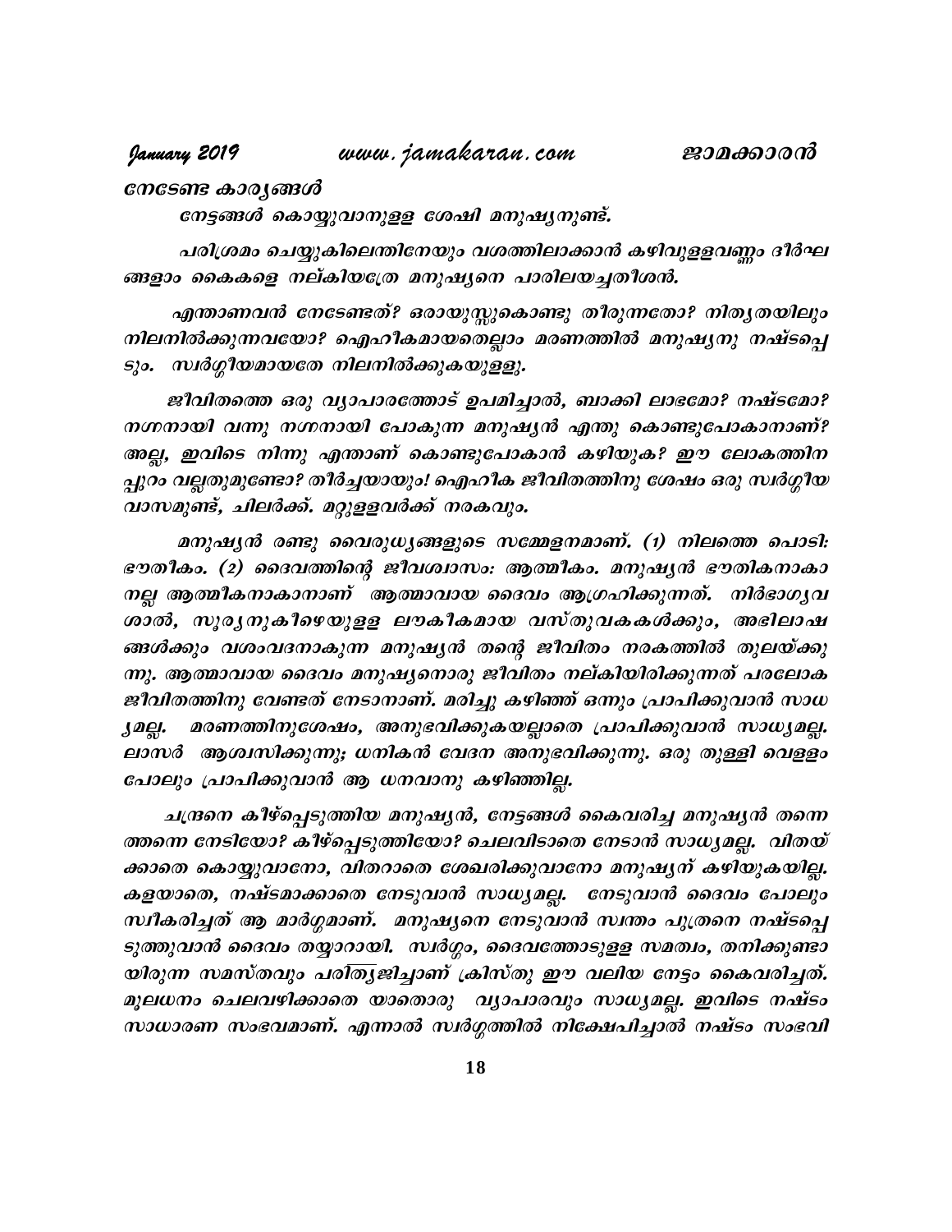*നേടേണ്ട കാര്യങ്ങൾ*

*നേട്ടങ്ങൾ കൊയ്യുവാനുള്ള ശേഷി മനുഷ്യനുണ്ട്.*

*പരിശ്രമം ചെയ്യുകിലെന്തിനേയും വശത്തിലാക്കാൻ കഴിവുള്ളവണ്ണം ദീർഘങ്ങളാം കൈകളെ നല്കിയത്രേ മനുഷ്യനെ പാരിലയച്ചതീശൻ.*

*എന്താണവൻ നേടേണ്ടത്? ഒരായുസ്സുകൊണ്ടു തീരുന്നതോ? നിത്യതയിലും നിലനിൽക്കുന്നവയോ? ഐഹികമായതെല്ലാം മരണത്തിൽ മനുഷ്യനു നഷ്ടപ്പെടും. സ്വർഗ്ഗീയമായതേ നിലനിൽക്കുകയുള്ളു.*

*ജീവിതത്തെ ഒരു വ്യാപാരത്തോട് ഉപമിച്ചാൽ, ബാക്കി ലാഭമോ? നഷ്ടമോ? നഗ്നനായി വന്നു നഗ്നനായി പോകുന്ന മനുഷ്യൻ എന്തു കൊണ്ടുപോകാനാണ്? അല്ല, ഇവിടെ നിന്നു എന്താണ് കൊണ്ടുപോകാൻ കഴിയുക? ഈ ലോകത്തിനപ്പുറം വല്ലതുമുണ്ടോ? തീർച്ചയായും! ഐഹിക ജീവിതത്തിനു ശേഷം ഒരു സ്വർഗ്ഗീയ വാസമുണ്ട്, ചിലർക്ക്. മറ്റുള്ളവർക്ക് നരകവും.*

*മനുഷ്യൻ രണ്ടു വൈരുധ്യങ്ങളുടെ സമ്മേളനമാണ്. (1) നിലത്തെ പൊടി: ഭൗതീകം. (2) ദൈവത്തിന്റെ ജീവശ്വാസം: ആത്മീകം. മനുഷ്യൻ ഭൗതികനാകാനല്ല ആത്മീകനാകാനാണ് ആത്മാവായ ദൈവം ആഗ്രഹിക്കുന്നത്. നിർഭാഗ്യവശാൽ, സൂര്യനുകീഴെയുള്ള ലൗകീകമായ വസ്തുവകകൾക്കും, അഭിലാഷങ്ങൾക്കും വശംവദനാകുന്ന മനുഷ്യൻ തന്റെ ജീവിതം നരകത്തിൽ തുലയ്ക്കുന്നു. ആത്മാവായ ദൈവം മനുഷ്യനൊരു ജീവിതം നല്കിയിരിക്കുന്നത് പരലോക ജീവിതത്തിനു വേണ്ടത് നേടാനാണ്. മരിച്ചു കഴിഞ്ഞ് ഒന്നും പ്രാപിക്കുവാൻ സാധ്യമല്ല. മരണത്തിനുശേഷം, അനുഭവിക്കുകയല്ലാതെ പ്രാപിക്കുവാൻ സാധ്യമല്ല. ലാസർ ആശ്വസിക്കുന്നു; ധനികൻ വേദന അനുഭവിക്കുന്നു. ഒരു തുള്ളി വെള്ളം പോലും പ്രാപിക്കുവാൻ ആ ധനവാനു കഴിഞ്ഞില്ല.*

*ചന്ദ്രനെ കീഴ്പ്പെടുത്തിയ മനുഷ്യൻ, നേട്ടങ്ങൾ കൈവരിച്ച മനുഷ്യൻ തന്നെത്തന്നെ നേടിയോ? കീഴ്പ്പെടുത്തിയോ? ചെലവിടാതെ നേടാൻ സാധ്യമല്ല. വിതയ്ക്കാതെ കൊയ്യുവാനോ, വിതറാതെ ശേഖരിക്കുവാനോ മനുഷ്യന് കഴിയുകയില്ല. കളയാതെ, നഷ്ടമാക്കാതെ നേടുവാൻ സാധ്യമല്ല. നേടുവാൻ ദൈവം പോലും സ്വീകരിച്ചത് ആ മാർഗ്ഗമാണ്. മനുഷ്യനെ നേടുവാൻ സ്വന്തം പുത്രനെ നഷ്ടപ്പെടുത്തുവാൻ ദൈവം തയ്യാറായി. സ്വർഗ്ഗം, ദൈവത്തോടുള്ള സമത്വം, തനിക്കുണ്ടായിരുന്ന സമസ്തവും പരിത്യജിച്ചാണ് ക്രിസ്തു ഈ വലിയ നേട്ടം കൈവരിച്ചത്. മൂലധനം ചെലവഴിക്കാതെ യാതൊരു വ്യാപാരവും സാധ്യമല്ല. ഇവിടെ നഷ്ടം സാധാരണ സംഭവമാണ്. എന്നാൽ സ്വർഗ്ഗത്തിൽ നിക്ഷേപിച്ചാൽ നഷ്ടം സംഭവി*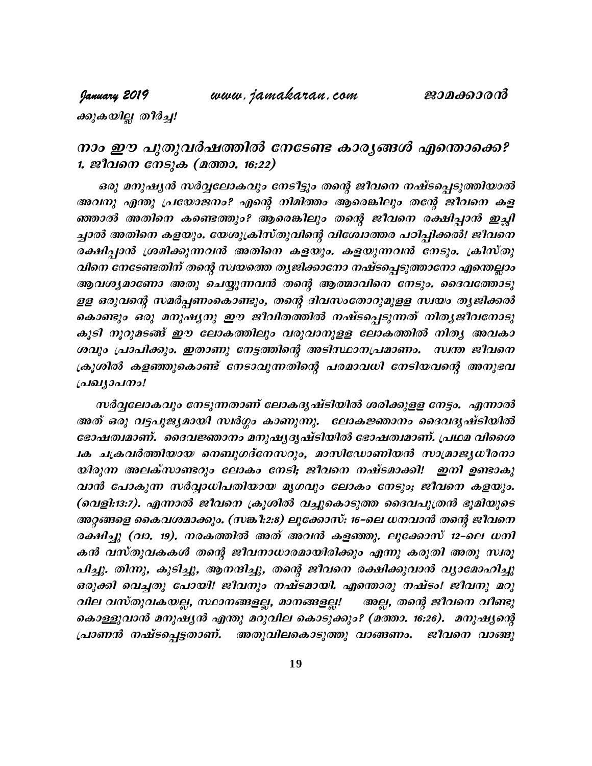*ക്കുകയില്ല തീർച്ച!*

## *നാം ഈ പുതുവർഷത്തിൽ നേടേണ്ട കാര്യങ്ങൾ എന്തൊക്കെ?*

### *1. ജീവനെ നേടുക (മത്താ. 16:22)*

*ഒരു മനുഷ്യൻ സർവ്വലോകവും നേടീട്ടും തന്റെ ജീവനെ നഷ്ടപ്പെടുത്തിയാൽ അവനു എന്തു പ്രയോജനം? എന്റെ നിമിത്തം ആരെങ്കിലും തന്റേ ജീവനെ കളഞ്ഞാൽ അതിനെ കണ്ടെത്തും? ആരെങ്കിലും തന്റെ ജീവനെ രക്ഷിപ്പാൻ ഇച്ഛിച്ചാൽ അതിനെ കളയും. യേശുക്രിസ്തുവിന്റെ വിശോത്തര പഠിപ്പിക്കൽ! ജീവനെ രക്ഷിപ്പാൻ ശ്രമിക്കുന്നവൻ അതിനെ കളയും. കളയുന്നവൻ നേടും. ക്രിസ്തുവിനെ നേടേണ്ടതിന് തന്റെ സ്വയത്തെ ത്യജിക്കാനോ നഷ്ടപ്പെടുത്താനോ എന്തെല്ലാം ആവശ്യമാണോ അതു ചെയ്യുന്നവൻ തന്റെ ആത്മാവിനെ നേടും. ദൈവത്തോടുള്ള ഒരുവന്റെ സമർപ്പണംകൊണ്ടും, തന്റെ ദിവസംതോറുമുള്ള സ്വയം ത്യജിക്കൽ കൊണ്ടും ഒരു മനുഷ്യനു ഈ ജീവിതത്തിൽ നഷ്ടപ്പെടുന്നത് നിത്യജീവനോടു കൂടി നൂറുമടങ്ങ് ഈ ലോകത്തിലും വരുവാനുള്ള ലോകത്തിൽ നിത്യ അവകാശവും പ്രാപിക്കും. ഇതാണു നേട്ടത്തിന്റെ അടിസ്ഥാനപ്രമാണം. സ്വന്ത ജീവനെ ക്രൂശിൽ കളഞ്ഞുകൊണ്ട് നേടാവുന്നതിന്റെ പരമാവധി നേടിയവന്റെ അനുഭവ പ്രഖ്യാപനം!*

*സർവ്വലോകവും നേടുന്നതാണ് ലോകദൃഷ്ടിയിൽ ശരിക്കുള്ള നേട്ടം. എന്നാൽ അത് ഒരു വട്ടപൂജ്യമായി സ്വർഗ്ഗം കാണുന്നു. ലോകജ്ഞാനം ദൈവദൃഷ്ടിയിൽ ഭോഷത്വമാണ്. ദൈവജ്ഞാനം മനുഷ്യദൃഷ്ടിയിൽ ഭോഷത്വമാണ്. പ്രഥമ വിശൈക ചക്രവർത്തിയായ നെബുഗദ്നേസറും, മാസിഡോണിയൻ സാമ്രാജ്യധീരനായിരുന്ന അലക്സാണ്ടറും ലോകം നേടി; ജീവനെ നഷ്ടമാക്കി! ഇനി ഉണ്ടാകുവാൻ പോകുന്ന സർവ്വാധിപതിയായ മൃഗവും ലോകം നേടും; ജീവനെ കളയും. (വെളി:13:7). എന്നാൽ ജീവനെ ക്രൂശിൽ വച്ചുകൊടുത്ത ദൈവപുത്രൻ ഭൂമിയുടെ അറ്റങ്ങളെ കൈവശമാക്കും. (സങ്കീ:2:8) ലൂക്കോസ്: 16-ലെ ധനവാൻ തന്റെ ജീവനെ രക്ഷിച്ചു (വാ. 19). നരകത്തിൽ അത് അവൻ കളഞ്ഞു. ലൂക്കോസ് 12-ലെ ധനികൻ വസ്തുവകകൾ തന്റെ ജീവനാധാരമായിരിക്കും എന്നു കരുതി അതു സ്വരൂപിച്ചു. തിന്നു, കുടിച്ചു, ആനന്ദിച്ചു, തന്റെ ജീവനെ രക്ഷിക്കുവാൻ വ്യാമോഹിച്ചു ഒരുക്കി വെച്ചതു പോയി! ജീവനും നഷ്ടമായി. എന്തൊരു നഷ്ടം! ജീവനു മറുവില വസ്തുവകയല്ല, സ്ഥാനങ്ങളല്ല, മാനങ്ങളല്ല! അല്ല, തന്റെ ജീവനെ വീണ്ടുകൊള്ളുവാൻ മനുഷ്യൻ എന്തു മറുവില കൊടുക്കും? (മത്താ. 16:26). മനുഷ്യന്റെ പ്രാണൻ നഷ്ടപ്പെട്ടതാണ്. അതുവിലകൊടുത്തു വാങ്ങണം. ജീവനെ വാങ്ങു*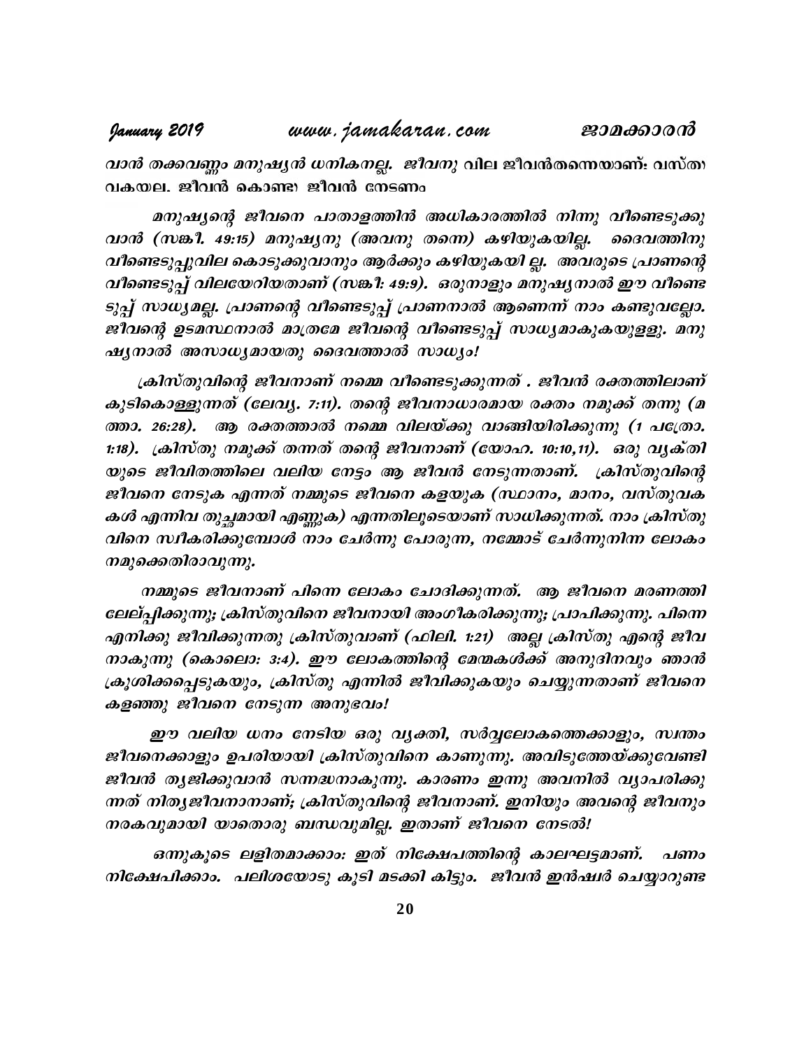വാൻ തക്കവണ്ണം മനുഷ്യൻ ധനികനല്ല. ജീവനു വില ജീവൻതന്നെയാണ്; വസ്തു വകയല്ല. ജീവൻ കൊണ്ടു ജീവൻ നേടണം.

മനുഷ്യന്റെ ജീവനെ പാതാളത്തിൻ അധികാരത്തിൽ നിന്നു വീണ്ടെടുക്കുവാൻ (സങ്കീ. 49:15) മനുഷ്യനു (അവനു തന്നെ) കഴിയുകയില്ല. ദൈവത്തിനു വീണ്ടെടുപ്പുവില കൊടുക്കുവാനും ആർക്കും കഴിയുകയി ല്ല. അവരുടെ പ്രാണന്റെ വീണ്ടെടുപ്പ് വിലയേറിയതാണ് (സങ്കീ: 49:9). ഒരുനാളും മനുഷ്യനാൽ ഈ വീണ്ടെടുപ്പ് സാധ്യമല്ല. പ്രാണന്റെ വീണ്ടെടുപ്പ് പ്രാണനാൽ ആണെന്ന് നാം കണ്ടുവല്ലോ. ജീവന്റെ ഉടമസ്ഥനാൽ മാത്രമേ ജീവന്റെ വീണ്ടെടുപ്പ് സാധ്യമാകുകയുള്ളു. മനുഷ്യനാൽ അസാധ്യമായതു ദൈവത്താൽ സാധ്യം!

ക്രിസ്തുവിന്റെ ജീവനാണ് നമ്മെ വീണ്ടെടുക്കുന്നത് . ജീവൻ രക്തത്തിലാണ് കുടികൊള്ളുന്നത് (ലേവ്യ. 7:11). തന്റെ ജീവനാധാരമായ രക്തം നമുക്ക് തന്നു (മത്താ. 26:28). ആ രക്തത്താൽ നമ്മെ വിലയ്ക്കു വാങ്ങിയിരിക്കുന്നു (1 പത്രോ. 1:18). ക്രിസ്തു നമുക്ക് തന്നത് തന്റെ ജീവനാണ് (യോഹ. 10:10,11). ഒരു വ്യക്തിയുടെ ജീവിതത്തിലെ വലിയ നേട്ടം ആ ജീവൻ നേടുന്നതാണ്. ക്രിസ്തുവിന്റെ ജീവനെ നേടുക എന്നത് നമ്മുടെ ജീവനെ കളയുക (സ്ഥാനം, മാനം, വസ്തുവകകൾ എന്നിവ തുച്ഛമായി എണ്ണുക) എന്നതിലൂടെയാണ് സാധിക്കുന്നത്. നാം ക്രിസ്തുവിനെ സ്വീകരിക്കുമ്പോൾ നാം ചേർന്നു പോരുന്ന, നമ്മോട് ചേർന്നുനിന്ന ലോകം നമുക്കെതിരാവുന്നു.

നമ്മുടെ ജീവനാണ് പിന്നെ ലോകം ചോദിക്കുന്നത്. ആ ജീവനെ മരണത്തിലേല്പ്പിക്കുന്നു; ക്രിസ്തുവിനെ ജീവനായി അംഗീകരിക്കുന്നു; പ്രാപിക്കുന്നു. പിന്നെ എനിക്കു ജീവിക്കുന്നതു ക്രിസ്തുവാണ് (ഫിലി. 1:21) അല്ല ക്രിസ്തു എന്റെ ജീവനാകുന്നു (കൊലൊ: 3:4). ഈ ലോകത്തിന്റെ മേന്മകൾക്ക് അനുദിനവും ഞാൻ ക്രൂശിക്കപ്പെടുകയും, ക്രിസ്തു എന്നിൽ ജീവിക്കുകയും ചെയ്യുന്നതാണ് ജീവനെ കളഞ്ഞു ജീവനെ നേടുന്ന അനുഭവം!

ഈ വലിയ ധനം നേടിയ ഒരു വ്യക്തി, സർവ്വലോകത്തെക്കാളും, സ്വന്തം ജീവനെക്കാളും ഉപരിയായി ക്രിസ്തുവിനെ കാണുന്നു. അവിടുത്തേയ്ക്കുവേണ്ടി ജീവൻ ത്യജിക്കുവാൻ സന്നദ്ധനാകുന്നു. കാരണം ഇന്നു അവനിൽ വ്യാപരിക്കുന്നത് നിത്യജീവനാനാണ്; ക്രിസ്തുവിന്റെ ജീവനാണ്. ഇനിയും അവന്റെ ജീവനും നരകവുമായി യാതൊരു ബന്ധവുമില്ല. ഇതാണ് ജീവനെ നേടൽ!

ഒന്നുകൂടെ ലളിതമാക്കാം: ഇത് നിക്ഷേപത്തിന്റെ കാലഘട്ടമാണ്. പണം നിക്ഷേപിക്കാം. പലിശയോടു കൂടി മടക്കി കിട്ടും. ജീവൻ ഇൻഷ്വർ ചെയ്യാറുണ്ട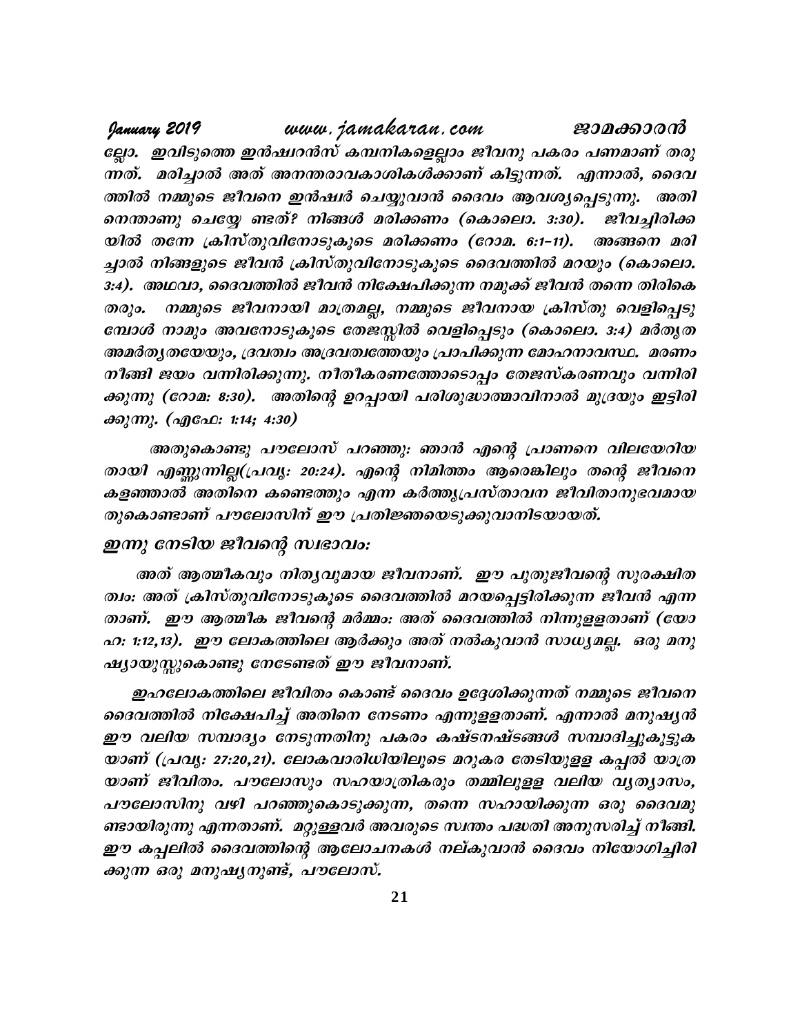ല്ലോ. ഇവിടുത്തെ ഇൻഷ്വറൻസ് കമ്പനികളെല്ലാം ജീവനു പകരം പണമാണ് തരുന്നത്. മരിച്ചാൽ അത് അനന്തരാവകാശികൾക്കാണ് കിട്ടുന്നത്. എന്നാൽ, ദൈവത്തിൽ നമ്മുടെ ജീവനെ ഇൻഷ്വർ ചെയ്യുവാൻ ദൈവം ആവശ്യപ്പെടുന്നു. അതിനെന്താണു ചെയ്യേ ണ്ടത്? നിങ്ങൾ മരിക്കണം (കൊലൊ. 3:30). ജീവച്ചിരിക്കയിൽ തന്നേ ക്രിസ്തുവിനോടുകൂടെ മരിക്കണം (റോമ. 6:1–11). അങ്ങനെ മരിച്ചാൽ നിങ്ങളുടെ ജീവൻ ക്രിസ്തുവിനോടുകൂടെ ദൈവത്തിൽ മറയും (കൊലൊ. 3:4). അഥവാ, ദൈവത്തിൽ ജീവൻ നിക്ഷേപിക്കുന്ന നമുക്ക് ജീവൻ തന്നെ തിരികെ തരും. നമ്മുടെ ജീവനായി മാത്രമല്ല, നമ്മുടെ ജീവനായ ക്രിസ്തു വെളിപ്പെടുമ്പോൾ നാമും അവനോടുകൂടെ തേജസ്സിൽ വെളിപ്പെടും (കൊലൊ. 3:4) മർതൃത അമർത്യതയേയും, ദ്രവത്വം അദ്രവത്വത്തേയും പ്രാപിക്കുന്ന മോഹനാവസ്ഥ. മരണം നീങ്ങി ജയം വന്നിരിക്കുന്നു. നീതീകരണത്തോടൊപ്പം തേജസ്കരണവും വന്നിരിക്കുന്നു (റോമ: 8:30). അതിന്റെ ഉറപ്പായി പരിശുദ്ധാത്മാവിനാൽ മുദ്രയും ഇട്ടിരിക്കുന്നു. (എഫേ: 1:14; 4:30)

അതുകൊണ്ടു പൗലോസ് പറഞ്ഞു: ഞാൻ എന്റെ പ്രാണനെ വിലയേറിയതായി എണ്ണുന്നില്ല(പ്രവൃ: 20:24). എന്റെ നിമിത്തം ആരെങ്കിലും തന്റെ ജീവനെ കളഞ്ഞാൽ അതിനെ കണ്ടെത്തും എന്ന കർത്തൃപ്രസ്താവന ജീവിതാനുഭവമായതുകൊണ്ടാണ് പൗലോസിന് ഈ പ്രതിജ്ഞയെടുക്കുവാനിടയായത്.

## ഇന്നു നേടിയ ജീവന്റെ സ്വഭാവം:

അത് ആത്മീകവും നിത്യവുമായ ജീവനാണ്. ഈ പുതുജീവന്റെ സുരക്ഷിതത്വം: അത് ക്രിസ്തുവിനോടുകൂടെ ദൈവത്തിൽ മറയപ്പെട്ടിരിക്കുന്ന ജീവൻ എന്നതാണ്. ഈ ആത്മീക ജീവന്റെ മർമ്മം: അത് ദൈവത്തിൽ നിന്നുള്ളതാണ് (യോഹ: 1:12,13). ഈ ലോകത്തിലെ ആർക്കും അത് നൽകുവാൻ സാധ്യമല്ല. ഒരു മനുഷ്യായുസ്സുകൊണ്ടു നേടേണ്ടത് ഈ ജീവനാണ്.

ഇഹലോകത്തിലെ ജീവിതം കൊണ്ട് ദൈവം ഉദ്ദേശിക്കുന്നത് നമ്മുടെ ജീവനെ ദൈവത്തിൽ നിക്ഷേപിച്ച് അതിനെ നേടണം എന്നുള്ളതാണ്. എന്നാൽ മനുഷ്യൻ ഈ വലിയ സമ്പാദ്യം നേടുന്നതിനു പകരം കഷ്ടനഷ്ടങ്ങൾ സമ്പാദിച്ചുകൂട്ടുകയാണ് (പ്രവൃ: 27:20,21). ലോകവാരിധിയിലൂടെ മറുകര തേടിയുള്ള കപ്പൽ യാത്രയാണ് ജീവിതം. പൗലോസും സഹയാത്രികരും തമ്മിലുള്ള വലിയ വ്യത്യാസം, പൗലോസിനു വഴി പറഞ്ഞുകൊടുക്കുന്ന, തന്നെ സഹായിക്കുന്ന ഒരു ദൈവമുണ്ടായിരുന്നു എന്നതാണ്. മറ്റുള്ളവർ അവരുടെ സ്വന്തം പദ്ധതി അനുസരിച്ച് നീങ്ങി. ഈ കപ്പലിൽ ദൈവത്തിന്റെ ആലോചനകൾ നല്കുവാൻ ദൈവം നിയോഗിച്ചിരിക്കുന്ന ഒരു മനുഷ്യനുണ്ട്, പൗലോസ്.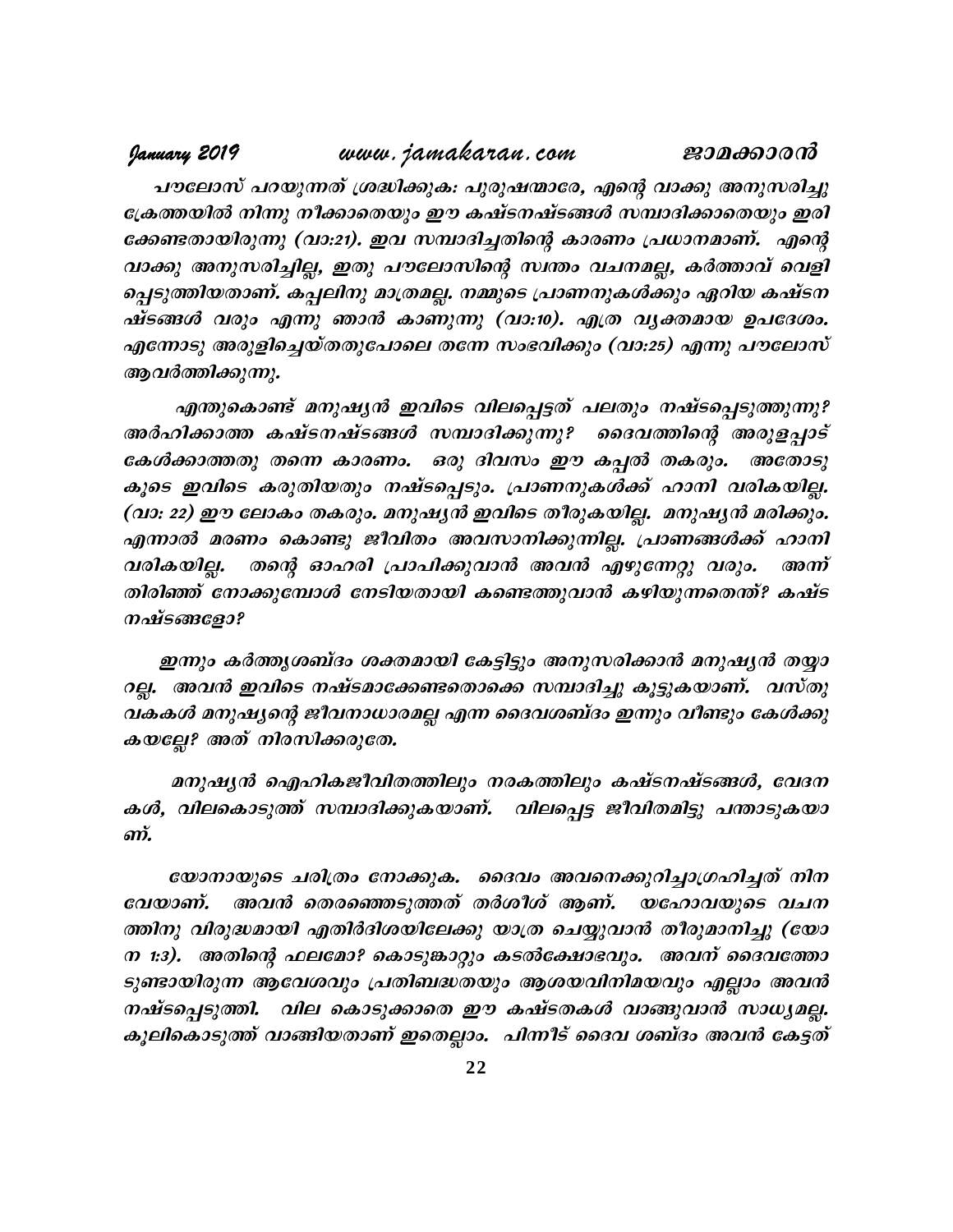*പൗലോസ് പറയുന്നത് ശ്രദ്ധിക്കുക: പുരുഷന്മാരേ, എന്റെ വാക്കു അനുസരിച്ചു ക്രേത്തയിൽ നിന്നു നീക്കാതെയും ഈ കഷ്ടനഷ്ടങ്ങൾ സമ്പാദിക്കാതെയും ഇരിക്കേണ്ടതായിരുന്നു (വാ:21). ഇവ സമ്പാദിച്ചതിന്റെ കാരണം പ്രധാനമാണ്. എന്റെ വാക്കു അനുസരിച്ചില്ല, ഇതു പൗലോസിന്റെ സ്വന്തം വചനമല്ല, കർത്താവ് വെളിപ്പെടുത്തിയതാണ്. കപ്പലിനു മാത്രമല്ല. നമ്മുടെ പ്രാണനുകൾക്കും ഏറിയ കഷ്ടനഷ്ടങ്ങൾ വരും എന്നു ഞാൻ കാണുന്നു (വാ:10). എത്ര വ്യക്തമായ ഉപദേശം. എന്നോടു അരുളിച്ചെയ്തതുപോലെ തന്നേ സംഭവിക്കും (വാ:25) എന്നു പൗലോസ് ആവർത്തിക്കുന്നു.*

*എന്തുകൊണ്ട് മനുഷ്യൻ ഇവിടെ വിലപ്പെട്ടത് പലതും നഷ്ടപ്പെടുത്തുന്നു? അർഹിക്കാത്ത കഷ്ടനഷ്ടങ്ങൾ സമ്പാദിക്കുന്നു? ദൈവത്തിന്റെ അരുളപ്പാട് കേൾക്കാത്തതു തന്നെ കാരണം. ഒരു ദിവസം ഈ കപ്പൽ തകരും. അതോടു കൂടെ ഇവിടെ കരുതിയതും നഷ്ടപ്പെടും. പ്രാണനുകൾക്ക് ഹാനി വരികയില്ല. (വാ: 22) ഈ ലോകം തകരും. മനുഷ്യൻ ഇവിടെ തീരുകയില്ല. മനുഷ്യൻ മരിക്കും. എന്നാൽ മരണം കൊണ്ടു ജീവിതം അവസാനിക്കുന്നില്ല. പ്രാണങ്ങൾക്ക് ഹാനി വരികയില്ല. തന്റെ ഓഹരി പ്രാപിക്കുവാൻ അവൻ എഴുന്നേറ്റു വരും. അന്ന് തിരിഞ്ഞ് നോക്കുമ്പോൾ നേടിയതായി കണ്ടെത്തുവാൻ കഴിയുന്നതെന്ത്? കഷ്ടനഷ്ടങ്ങളോ?*

*ഇന്നും കർത്തൃശബ്ദം ശക്തമായി കേട്ടിട്ടും അനുസരിക്കാൻ മനുഷ്യൻ തയ്യാറല്ല. അവൻ ഇവിടെ നഷ്ടമാക്കേണ്ടതൊക്കെ സമ്പാദിച്ചു കൂട്ടുകയാണ്. വസ്തുവകകൾ മനുഷ്യന്റെ ജീവനാധാരമല്ല എന്ന ദൈവശബ്ദം ഇന്നും വീണ്ടും കേൾക്കുകയല്ലേ? അത് നിരസിക്കരുതേ.*

*മനുഷ്യൻ ഐഹികജീവിതത്തിലും നരകത്തിലും കഷ്ടനഷ്ടങ്ങൾ, വേദനകൾ, വിലകൊടുത്ത് സമ്പാദിക്കുകയാണ്. വിലപ്പെട്ട ജീവിതമിട്ടു പന്താടുകയാണ്.*

*യോനായുടെ ചരിത്രം നോക്കുക. ദൈവം അവനെക്കുറിച്ചാഗ്രഹിച്ചത് നിനവേയാണ്. അവൻ തെരഞ്ഞെടുത്തത് തർശീശ് ആണ്. യഹോവയുടെ വചനത്തിനു വിരുദ്ധമായി എതിർദിശയിലേക്കു യാത്ര ചെയ്യുവാൻ തീരുമാനിച്ചു (യോന 1:3). അതിന്റെ ഫലമോ? കൊടുങ്കാറ്റും കടൽക്ഷോഭവും. അവന് ദൈവത്തോടുണ്ടായിരുന്ന ആവേശവും പ്രതിബദ്ധതയും ആശയവിനിമയവും എല്ലാം അവൻ നഷ്ടപ്പെടുത്തി. വില കൊടുക്കാതെ ഈ കഷ്ടതകൾ വാങ്ങുവാൻ സാധ്യമല്ല. കൂലികൊടുത്ത് വാങ്ങിയതാണ് ഇതെല്ലാം. പിന്നീട് ദൈവ ശബ്ദം അവൻ കേട്ടത്*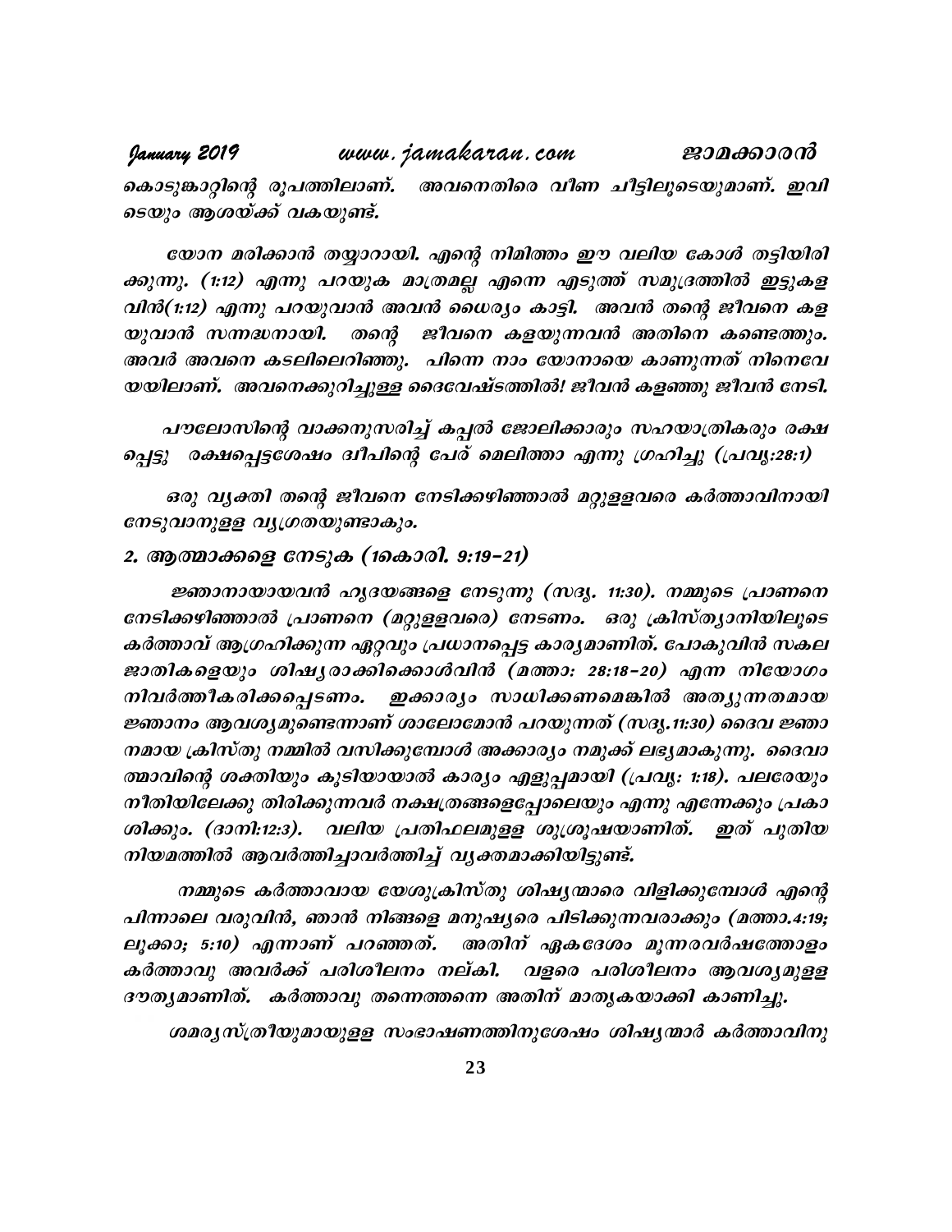കൊടുങ്കാറ്റിന്റെ രൂപത്തിലാണ്. അവനെതിരെ വീണ ചീട്ടിലൂടെയുമാണ്. ഇവിടെയും ആശയ്ക്ക് വകയുണ്ട്.

യോന മരിക്കാൻ തയ്യാറായി. എന്റെ നിമിത്തം ഈ വലിയ കോൾ തട്ടിയിരിക്കുന്നു. (1:12) എന്നു പറയുക മാത്രമല്ല എന്നെ എടുത്ത് സമുദ്രത്തിൽ ഇട്ടുകളവിൻ(1:12) എന്നു പറയുവാൻ അവൻ ധൈര്യം കാട്ടി. അവൻ തന്റെ ജീവനെ കളയുവാൻ സന്നദ്ധനായി. തന്റെ ജീവനെ കളയുന്നവൻ അതിനെ കണ്ടെത്തും. അവർ അവനെ കടലിലെറിഞ്ഞു. പിന്നെ നാം യോനായെ കാണുന്നത് നിനെവേയയിലാണ്. അവനെക്കുറിച്ചുള്ള ദൈവേഷ്ടത്തിൽ! ജീവൻ കളഞ്ഞു ജീവൻ നേടി.

പൗലോസിന്റെ വാക്കനുസരിച്ച് കപ്പൽ ജോലിക്കാരും സഹയാത്രികരും രക്ഷപ്പെട്ടു രക്ഷപ്പെട്ടശേഷം ദ്വീപിന്റെ പേര് മെലിത്താ എന്നു ഗ്രഹിച്ചു (പ്രവൃ:28:1)

ഒരു വ്യക്തി തന്റെ ജീവനെ നേടിക്കഴിഞ്ഞാൽ മറ്റുള്ളവരെ കർത്താവിനായി നേടുവാനുള്ള വ്യഗ്രതയുണ്ടാകും.

### 2. ആത്മാക്കളെ നേടുക (1കൊരി. 9:19–21)

ജ്ഞാനായായവൻ ഹൃദയങ്ങളെ നേടുന്നു (സദൃ. 11:30). നമ്മുടെ പ്രാണനെ നേടിക്കഴിഞ്ഞാൽ പ്രാണനെ (മറ്റുള്ളവരെ) നേടണം. ഒരു ക്രിസ്ത്യാനിയിലൂടെ കർത്താവ് ആഗ്രഹിക്കുന്ന ഏറ്റവും പ്രധാനപ്പെട്ട കാര്യമാണിത്. പോകുവിൻ സകല ജാതികളെയും ശിഷ്യരാക്കിക്കൊൾവിൻ (മത്താ: 28:18–20) എന്ന നിയോഗം നിവർത്തീകരിക്കപ്പെടണം. ഇക്കാര്യം സാധിക്കണമെങ്കിൽ അത്യുന്നതമായ ജ്ഞാനം ആവശ്യമുണ്ടെന്നാണ് ശാലോമോൻ പറയുന്നത് (സദൃ.11:30) ദൈവ ജ്ഞാനമായ ക്രിസ്തു നമ്മിൽ വസിക്കുമ്പോൾ അക്കാര്യം നമുക്ക് ലഭ്യമാകുന്നു. ദൈവാത്മാവിന്റെ ശക്തിയും കൂടിയായാൽ കാര്യം എളുപ്പമായി (പ്രവൃ: 1:18). പലരേയും നീതിയിലേക്കു തിരിക്കുന്നവർ നക്ഷത്രങ്ങളെപ്പോലെയും എന്നു എന്നേക്കും പ്രകാശിക്കും. (ദാനി:12:3). വലിയ പ്രതിഫലമുള്ള ശുശ്രൂഷയാണിത്. ഇത് പുതിയ നിയമത്തിൽ ആവർത്തിച്ചാവർത്തിച്ച് വ്യക്തമാക്കിയിട്ടുണ്ട്.

നമ്മുടെ കർത്താവായ യേശുക്രിസ്തു ശിഷ്യന്മാരെ വിളിക്കുമ്പോൾ എന്റെ പിന്നാലെ വരുവിൻ, ഞാൻ നിങ്ങളെ മനുഷ്യരെ പിടിക്കുന്നവരാക്കും (മത്താ.4:19; ലൂക്കാ; 5:10) എന്നാണ് പറഞ്ഞത്. അതിന് ഏകദേശം മൂന്നരവർഷത്തോളം കർത്താവു അവർക്ക് പരിശീലനം നല്കി. വളരെ പരിശീലനം ആവശ്യമുള്ള ദൗത്യമാണിത്. കർത്താവു തന്നെത്തന്നെ അതിന് മാതൃകയാക്കി കാണിച്ചു.

ശമര്യസ്ത്രീയുമായുള്ള സംഭാഷണത്തിനുശേഷം ശിഷ്യന്മാർ കർത്താവിനു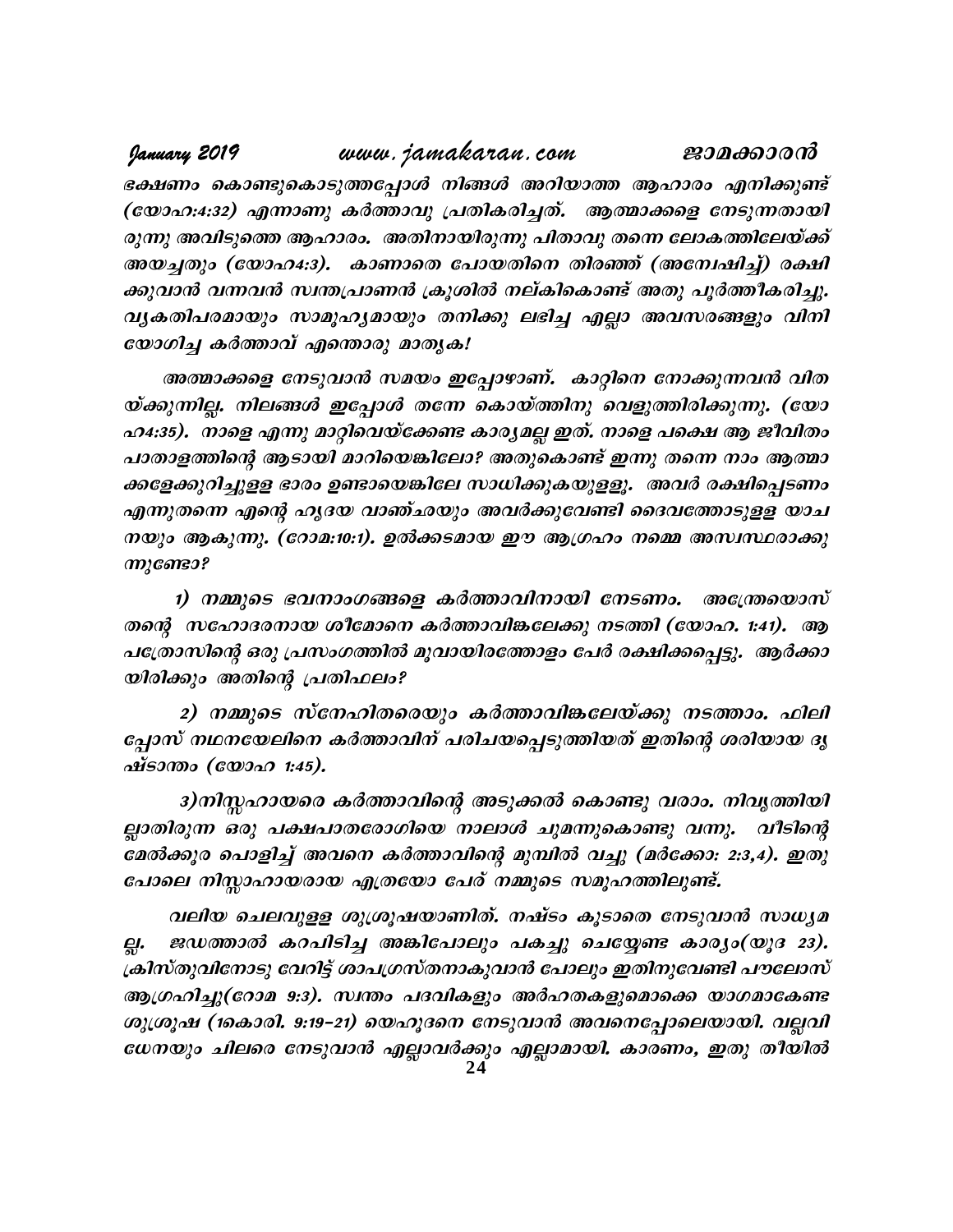ഭക്ഷണം കൊണ്ടുകൊടുത്തപ്പോൾ നിങ്ങൾ അറിയാത്ത ആഹാരം എനിക്കുണ്ട് (യോഹ:4:32) എന്നാണു കർത്താവു പ്രതികരിച്ചത്. ആത്മാക്കളെ നേടുന്നതായിരുന്നു അവിടുത്തെ ആഹാരം. അതിനായിരുന്നു പിതാവു തന്നെ ലോകത്തിലേയ്ക്ക് അയച്ചതും (യോഹ4:3). കാണാതെ പോയതിനെ തിരഞ്ഞ് (അന്വേഷിച്ച്) രക്ഷിക്കുവാൻ വന്നവൻ സ്വന്തപ്രാണൻ ക്രൂശിൽ നല്കികൊണ്ട് അതു പൂർത്തീകരിച്ചു. വ്യക്തിപരമായും സാമൂഹ്യമായും തനിക്കു ലഭിച്ച എല്ലാ അവസരങ്ങളും വിനിയോഗിച്ച കർത്താവ് എന്തൊരു മാതൃക!

അത്മാക്കളെ നേടുവാൻ സമയം ഇപ്പോഴാണ്. കാറ്റിനെ നോക്കുന്നവൻ വിതയ്ക്കുന്നില്ല. നിലങ്ങൾ ഇപ്പോൾ തന്നേ കൊയ്ത്തിനു വെളുത്തിരിക്കുന്നു. (യോഹ4:35). നാളെ എന്നു മാറ്റിവെയ്ക്കേണ്ട കാര്യമല്ല ഇത്. നാളെ പക്ഷെ ആ ജീവിതം പാതാളത്തിന്റെ ആടായി മാറിയെങ്കിലോ? അതുകൊണ്ട് ഇന്നു തന്നെ നാം ആത്മാക്കളേക്കുറിച്ചുള്ള ഭാരം ഉണ്ടായെങ്കിലേ സാധിക്കുകയുള്ളൂ. അവർ രക്ഷിപ്പെടണം എന്നുതന്നെ എന്റെ ഹൃദയ വാഞ്ഛയും അവർക്കുവേണ്ടി ദൈവത്തോടുള്ള യാചനയും ആകുന്നു. (റോമ:10:1). ഉൽക്കടമായ ഈ ആഗ്രഹം നമ്മെ അസ്വസ്ഥരാക്കുന്നുണ്ടോ?

1) നമ്മുടെ ഭവനാംഗങ്ങളെ കർത്താവിനായി നേടണം. അന്ത്രെയൊസ് തന്റെ സഹോദരനായ ശീമോനെ കർത്താവിങ്കലേക്കു നടത്തി (യോഹ. 1:41). ആ പത്രോസിന്റെ ഒരു പ്രസംഗത്തിൽ മൂവായിരത്തോളം പേർ രക്ഷിക്കപ്പെട്ടു. ആർക്കായിരിക്കും അതിന്റെ പ്രതിഫലം?

2) നമ്മുടെ സ്നേഹിതരെയും കർത്താവിങ്കലേയ്ക്കു നടത്താം. ഫിലിപ്പോസ് നഥനയേലിനെ കർത്താവിന് പരിചയപ്പെടുത്തിയത് ഇതിന്റെ ശരിയായ ദൃഷ്ടാന്തം (യോഹ 1:45).

3)നിസ്സഹായരെ കർത്താവിന്റെ അടുക്കൽ കൊണ്ടു വരാം. നിവൃത്തിയില്ലാതിരുന്ന ഒരു പക്ഷപാതരോഗിയെ നാലാൾ ചുമന്നുകൊണ്ടു വന്നു. വീടിന്റെ മേൽക്കൂര പൊളിച്ച് അവനെ കർത്താവിന്റെ മുമ്പിൽ വച്ചു (മർക്കോ: 2:3,4). ഇതു പോലെ നിസ്സാഹായരായ എത്രയോ പേര് നമ്മുടെ സമൂഹത്തിലുണ്ട്.

വലിയ ചെലവുള്ള ശുശ്രൂഷയാണിത്. നഷ്ടം കൂടാതെ നേടുവാൻ സാധ്യമല്ല. ജഡത്താൽ കറപിടിച്ച അങ്കിപോലും പകച്ചു ചെയ്യേണ്ട കാര്യം(യൂദ 23). ക്രിസ്തുവിനോടു വേറിട്ട് ശാപഗ്രസ്തനാകുവാൻ പോലും ഇതിനുവേണ്ടി പൗലോസ് ആഗ്രഹിച്ചു(റോമ 9:3). സ്വന്തം പദവികളും അർഹതകളുമൊക്കെ യാഗമാകേണ്ട ശുശ്രൂഷ (1കൊരി. 9:19-21) യെഹൂദനെ നേടുവാൻ അവനെപ്പോലെയായി. വല്ലവിധേനയും ചിലരെ നേടുവാൻ എല്ലാവർക്കും എല്ലാമായി. കാരണം, ഇതു തീയിൽ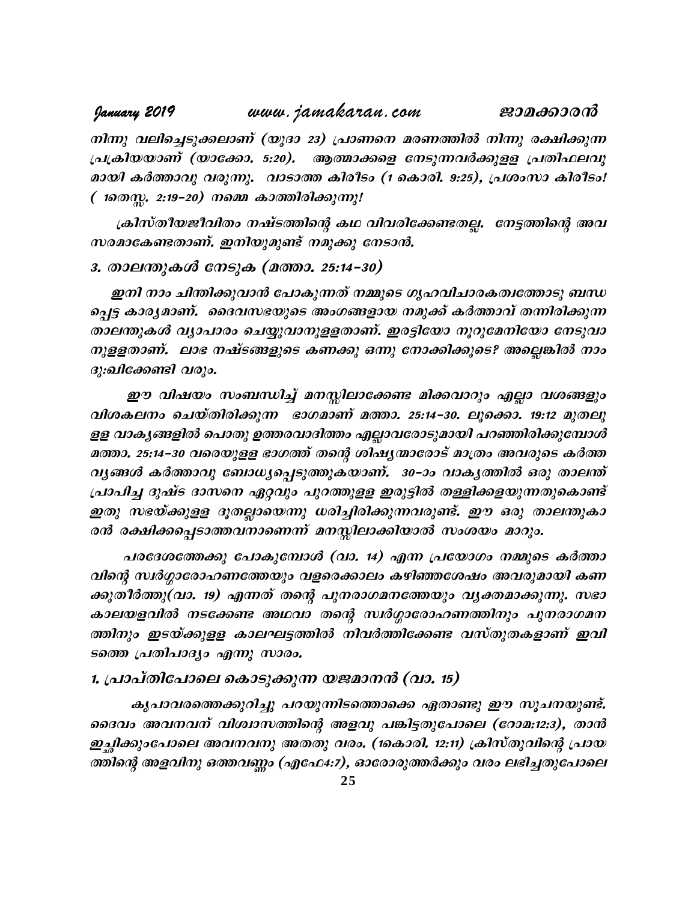നിന്നു വലിച്ചെടുക്കലാണ് (യൂദാ 23) പ്രാണനെ മരണത്തിൽ നിന്നു രക്ഷിക്കുന്ന പ്രക്രിയയാണ് (യാക്കോ. 5:20). ആത്മാക്കളെ നേടുന്നവർക്കുള്ള പ്രതിഫലവുമായി കർത്താവു വരുന്നു. വാടാത്ത കിരീടം (1 കൊരി. 9:25), പ്രശംസാ കിരീടം! ( 1തെസ്സ. 2:19-20) നമ്മെ കാത്തിരിക്കുന്നു!

ക്രിസ്തീയജീവിതം നഷ്ടത്തിന്റെ കഥ വിവരിക്കേണ്ടതല്ല. നേട്ടത്തിന്റെ അവസരമാകേണ്ടതാണ്. ഇനിയുമുണ്ട് നമുക്കു നേടാൻ.

### 3. താലന്തുകൾ നേടുക (മത്താ. 25:14-30)

ഇനി നാം ചിന്തിക്കുവാൻ പോകുന്നത് നമ്മുടെ ഗൃഹവിചാരകത്വത്തോടു ബന്ധപ്പെട്ട കാര്യമാണ്. ദൈവസഭയുടെ അംഗങ്ങളായ നമുക്ക് കർത്താവ് തന്നിരിക്കുന്ന താലന്തുകൾ വ്യാപാരം ചെയ്യുവാനുള്ളതാണ്. ഇരട്ടിയോ നൂറുമേനിയോ നേടുവാനുള്ളതാണ്. ലാഭ നഷ്ടങ്ങളുടെ കണക്കു ഒന്നു നോക്കിക്കൂടെ? അല്ലെങ്കിൽ നാം ദുഃഖിക്കേണ്ടി വരും.

ഈ വിഷയം സംബന്ധിച്ച് മനസ്സിലാക്കേണ്ട മിക്കവാറും എല്ലാ വശങ്ങളും വിശകലനം ചെയ്തിരിക്കുന്ന ഭാഗമാണ് മത്താ. 25:14-30. ലൂക്കൊ. 19:12 മുതലുള്ള വാക്യങ്ങളിൽ പൊതു ഉത്തരവാദിത്തം എല്ലാവരോടുമായി പറഞ്ഞിരിക്കുമ്പോൾ മത്താ. 25:14-30 വരെയുള്ള ഭാഗത്ത് തന്റെ ശിഷ്യന്മാരോട് മാത്രം അവരുടെ കർത്തവ്യങ്ങൾ കർത്താവു ബോധ്യപ്പെടുത്തുകയാണ്. 30-ാം വാക്യത്തിൽ ഒരു താലന്ത് പ്രാപിച്ച ദുഷ്ട ദാസനെ ഏറ്റവും പുറത്തുള്ള ഇരുട്ടിൽ തള്ളിക്കളയുന്നതുകൊണ്ട് ഇതു സഭയ്ക്കുള്ള ദൂതല്ലായെന്നു ധരിച്ചിരിക്കുന്നവരുണ്ട്. ഈ ഒരു താലന്തുകാരൻ രക്ഷിക്കപ്പെടാത്തവനാണെന്ന് മനസ്സിലാക്കിയാൽ സംശയം മാറും.

പരദേശത്തേക്കു പോകുമ്പോൾ (വാ. 14) എന്ന പ്രയോഗം നമ്മുടെ കർത്താവിന്റെ സ്വർഗ്ഗാരോഹണത്തേയും വളരെക്കാലം കഴിഞ്ഞശേഷം അവരുമായി കണക്കുതീർത്തു(വാ. 19) എന്നത് തന്റെ പുനരാഗമനത്തേയും വ്യക്തമാക്കുന്നു. സഭാകാലയളവിൽ നടക്കേണ്ട അഥവാ തന്റെ സ്വർഗ്ഗാരോഹണത്തിനും പുനരാഗമനത്തിനും ഇടയ്ക്കുള്ള കാലഘട്ടത്തിൽ നിവർത്തിക്കേണ്ട വസ്തുതകളാണ് ഇവിടത്തെ പ്രതിപാദ്യം എന്നു സാരം.

### 1. പ്രാപ്തിപോലെ കൊടുക്കുന്ന യജമാനൻ (വാ. 15)

കൃപാവരത്തെക്കുറിച്ചു പറയുന്നിടത്തൊക്കെ ഏതാണ്ടു ഈ സൂചനയുണ്ട്. ദൈവം അവനവന് വിശ്വാസത്തിന്റെ അളവു പങ്കിട്ടതുപോലെ (റോമ:12:3), താൻ ഇച്ഛിക്കുംപോലെ അവനവനു അതതു വരം. (1കൊരി. 12:11) ക്രിസ്തുവിന്റെ പ്രായത്തിന്റെ അളവിനു ഒത്തവണ്ണം (എഫേ4:7), ഓരോരുത്തർക്കും വരം ലഭിച്ചതുപോലെ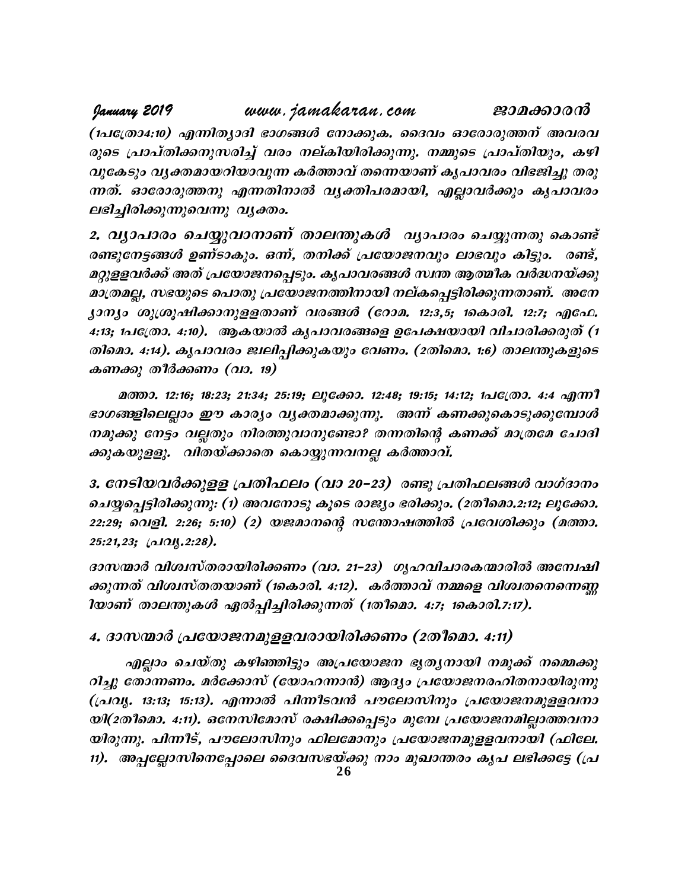(1പത്രോ4:10) എന്നിത്യാദി ഭാഗങ്ങൾ നോക്കുക. ദൈവം ഓരോരുത്തന് അവരവരുടെ പ്രാപ്തിക്കനുസരിച്ച് വരം നല്കിയിരിക്കുന്നു. നമ്മുടെ പ്രാപ്തിയും, കഴിവുകേടും വ്യക്തമായറിയാവുന്ന കർത്താവ് തന്നെയാണ് കൃപാവരം വിഭജിച്ചു തരുന്നത്. ഓരോരുത്തനു എന്നതിനാൽ വ്യക്തിപരമായി, എല്ലാവർക്കും കൃപാവരം ലഭിച്ചിരിക്കുന്നുവെന്നു വ്യക്തം.

**2. വ്യാപാരം ചെയ്യുവാനാണ് താലന്തുകൾ** വ്യാപാരം ചെയ്യുന്നതു കൊണ്ട് രണ്ടുനേട്ടങ്ങൾ ഉണ്ടാകും. ഒന്ന്, തനിക്ക് പ്രയോജനവും ലാഭവും കിട്ടും. രണ്ട്, മറ്റുള്ളവർക്ക് അത് പ്രയോജനപ്പെടും. കൃപാവരങ്ങൾ സ്വന്ത ആത്മീക വർദ്ധനയ്ക്കു മാത്രമല്ല, സഭയുടെ പൊതു പ്രയോജനത്തിനായി നല്കപ്പെട്ടിരിക്കുന്നതാണ്. അന്യോന്യം ശുശ്രൂഷിക്കാനുള്ളതാണ് വരങ്ങൾ (റോമ. 12:3,5; 1കൊരി. 12:7; എഫേ. 4:13; 1പത്രോ. 4:10). ആകയാൽ കൃപാവരങ്ങളെ ഉപേക്ഷയായി വിചാരിക്കരുത് (1 തിമൊ. 4:14). കൃപാവരം ജ്വലിപ്പിക്കുകയും വേണം. (2തിമൊ. 1:6) താലന്തുകളുടെ കണക്കു തീർക്കണം (വാ. 19)

മത്താ. 12:16; 18:23; 21:34; 25:19; ലൂക്കോ. 12:48; 19:15; 14:12; 1പത്രോ. 4:4 എന്നീ ഭാഗങ്ങളിലെല്ലാം ഈ കാര്യം വ്യക്തമാക്കുന്നു. അന്ന് കണക്കുകൊടുക്കുമ്പോൾ നമുക്കു നേട്ടം വല്ലതും നിരത്തുവാനുണ്ടോ? തന്നതിന്റെ കണക്ക് മാത്രമേ ചോദിക്കുകയുള്ളു. വിതയ്ക്കാതെ കൊയ്യുന്നവനല്ല കർത്താവ്.

**3. നേടിയവർക്കുള്ള പ്രതിഫലം (വാ 20–23)** രണ്ടു പ്രതിഫലങ്ങൾ വാഗ്ദാനം ചെയ്യപ്പെട്ടിരിക്കുന്നു: (1) അവനോടു കൂടെ രാജ്യം ഭരിക്കും. (2തീമൊ.2:12; ലൂക്കോ. 22:29; വെളി. 2:26; 5:10) (2) യജമാനന്റെ സന്തോഷത്തിൽ പ്രവേശിക്കും (മത്താ. 25:21,23; പ്രവൃ.2:28).

ദാസന്മാർ വിശ്വസ്തരായിരിക്കണം (വാ. 21–23) ഗൃഹവിചാരകന്മാരിൽ അന്വേഷിക്കുന്നത് വിശ്വസ്തതയാണ് (1കൊരി. 4:12). കർത്താവ് നമ്മളെ വിശ്വതനെന്നെണ്ണിയാണ് താലന്തുകൾ ഏൽപ്പിച്ചിരിക്കുന്നത് (1തീമൊ. 4:7; 1കൊരി.7:17).

**4. ദാസന്മാർ പ്രയോജനമുള്ളവരായിരിക്കണം (2തീമൊ. 4:11)**

എല്ലാം ചെയ്തു കഴിഞ്ഞിട്ടും അപ്രയോജന ഭൃത്യനായി നമുക്ക് നമ്മെക്കുറിച്ചു തോന്നണം. മർക്കോസ് (യോഹന്നാൻ) ആദ്യം പ്രയോജനരഹിതനായിരുന്നു (പ്രവൃ. 13:13; 15:13). എന്നാൽ പിന്നീടവൻ പൗലോസിനും പ്രയോജനമുള്ളവനായി(2തീമൊ. 4:11). ഒനേസിമോസ് രക്ഷിക്കപ്പെടും മുമ്പേ പ്രയോജനമില്ലാത്തവനായിരുന്നു. പിന്നീട്, പൗലോസിനും ഫിലമോനും പ്രയോജനമുള്ളവനായി (ഫിലേ. 11). അപ്പല്ലോസിനെപ്പോലെ ദൈവസഭയ്ക്കു നാം മുഖാന്തരം കൃപ ലഭിക്കട്ടേ (പ്ര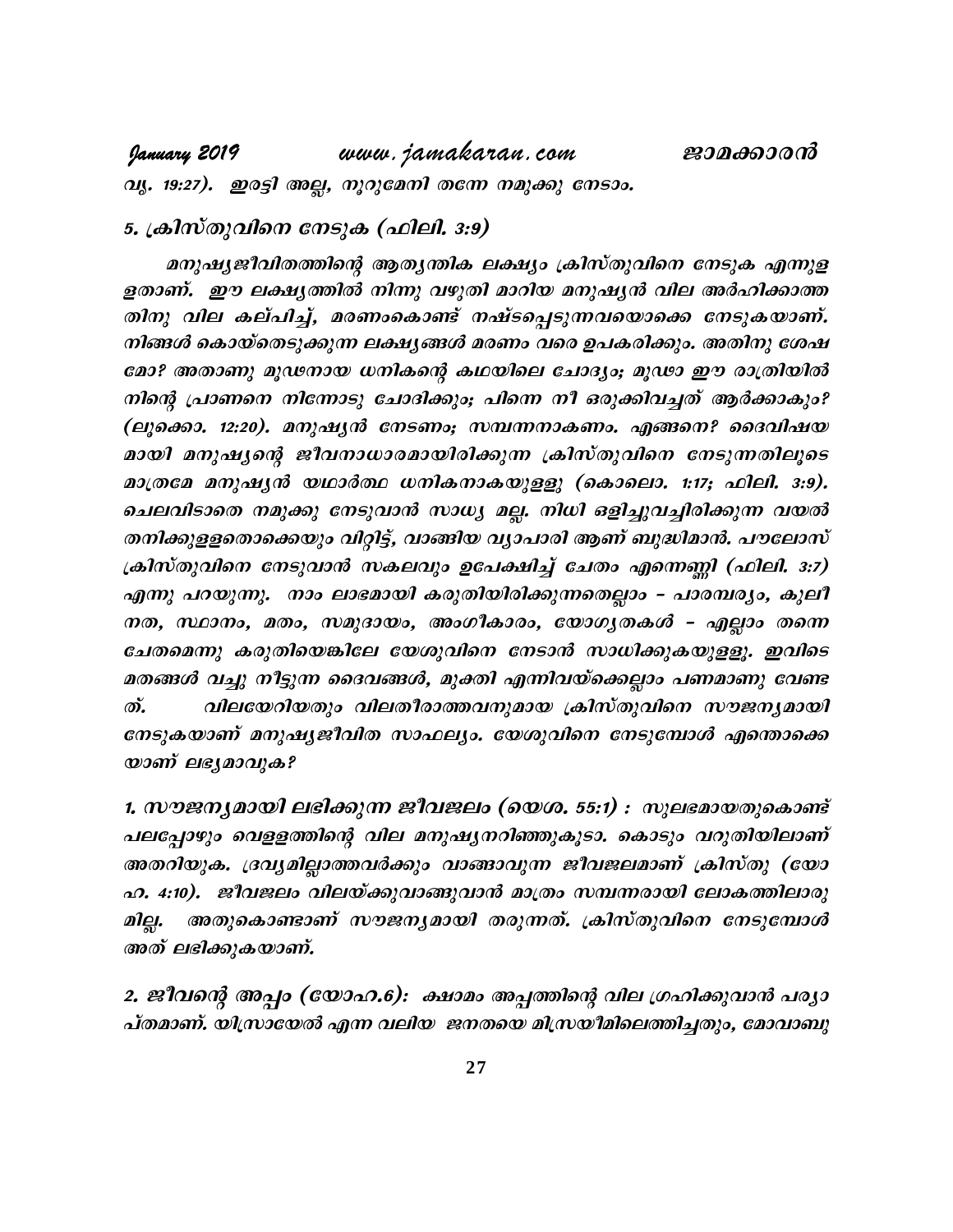വൃ. 19:27). ഇരട്ടി അല്ല, നൂറുമേനി തന്നേ നമുക്കു നേടാം.

### 5. ക്രിസ്തുവിനെ നേടുക (ഫിലി. 3:9)

മനുഷ്യജീവിതത്തിന്റെ ആത്യന്തിക ലക്ഷ്യം ക്രിസ്തുവിനെ നേടുക എന്നുള ളതാണ്. ഈ ലക്ഷ്യത്തിൽ നിന്നു വഴുതി മാറിയ മനുഷ്യൻ വില അർഹിക്കാത്ത തിനു വില കല്പിച്ച്, മരണംകൊണ്ട് നഷ്ടപ്പെടുന്നവയൊക്കെ നേടുകയാണ്. നിങ്ങൾ കൊയ്തെടുക്കുന്ന ലക്ഷ്യങ്ങൾ മരണം വരെ ഉപകരിക്കും. അതിനു ശേഷ മോ? അതാണു മൂഢനായ ധനികന്റെ കഥയിലെ ചോദ്യം; മൂഢാ ഈ രാത്രിയിൽ നിന്റെ പ്രാണനെ നിന്നോടു ചോദിക്കും; പിന്നെ നീ ഒരുക്കിവച്ചത് ആർക്കാകും? (ലൂക്കൊ. 12:20). മനുഷ്യൻ നേടണം; സമ്പന്നനാകണം. എങ്ങനെ? ദൈവിഷയ മായി മനുഷ്യന്റെ ജീവനാധാരമായിരിക്കുന്ന ക്രിസ്തുവിനെ നേടുന്നതിലൂടെ മാത്രമേ മനുഷ്യൻ യഥാർത്ഥ ധനികനാകയുള്ളൂ (കൊലൊ. 1:17; ഫിലി. 3:9). ചെലവിടാതെ നമുക്കു നേടുവാൻ സാധ്യ മല്ല. നിധി ഒളിച്ചുവച്ചിരിക്കുന്ന വയൽ തനിക്കുള്ളതൊക്കെയും വിറ്റിട്ട്, വാങ്ങിയ വ്യാപാരി ആണ് ബുദ്ധിമാൻ. പൗലോസ് ക്രിസ്തുവിനെ നേടുവാൻ സകലവും ഉപേക്ഷിച്ച് ചേതം എന്നെണ്ണി (ഫിലി. 3:7) എന്നു പറയുന്നു. നാം ലാഭമായി കരുതിയിരിക്കുന്നതെല്ലാം - പാരമ്പര്യം, കുലീ നത, സ്ഥാനം, മതം, സമുദായം, അംഗീകാരം, യോഗ്യതകൾ - എല്ലാം തന്നെ ചേതമെന്നു കരുതിയെങ്കിലേ യേശുവിനെ നേടാൻ സാധിക്കുകയുള്ളൂ. ഇവിടെ മതങ്ങൾ വച്ചു നീട്ടുന്ന ദൈവങ്ങൾ, മുക്തി എന്നിവയ്ക്കെല്ലാം പണമാണു വേണ്ട ത്. വിലയേറിയതും വിലതീരാത്തവനുമായ ക്രിസ്തുവിനെ സൗജന്യമായി നേടുകയാണ് മനുഷ്യജീവിത സാഫല്യം. യേശുവിനെ നേടുമ്പോൾ എന്തൊക്കെ യാണ് ലഭ്യമാവുക?

**1. സൗജന്യമായി ലഭിക്കുന്ന ജീവജലം (യെശ. 55:1) :** സുലഭമായതുകൊണ്ട് പലപ്പോഴും വെള്ളത്തിന്റെ വില മനുഷ്യനറിഞ്ഞുകൂടാ. കൊടും വറുതിയിലാണ് അതറിയുക. ദ്രവ്യമില്ലാത്തവർക്കും വാങ്ങാവുന്ന ജീവജലമാണ് ക്രിസ്തു (യോ ഹ. 4:10). ജീവജലം വിലയ്ക്കുവാങ്ങുവാൻ മാത്രം സമ്പന്നരായി ലോകത്തിലാരു മില്ല. അതുകൊണ്ടാണ് സൗജന്യമായി തരുന്നത്. ക്രിസ്തുവിനെ നേടുമ്പോൾ അത് ലഭിക്കുകയാണ്.

**2. ജീവന്റെ അപ്പം (യോഹ.6):** ക്ഷാമം അപ്പത്തിന്റെ വില ഗ്രഹിക്കുവാൻ പര്യാ പ്തമാണ്. യിസ്രായേൽ എന്ന വലിയ ജനതയെ മിസ്രയീമിലെത്തിച്ചതും, മോവാബു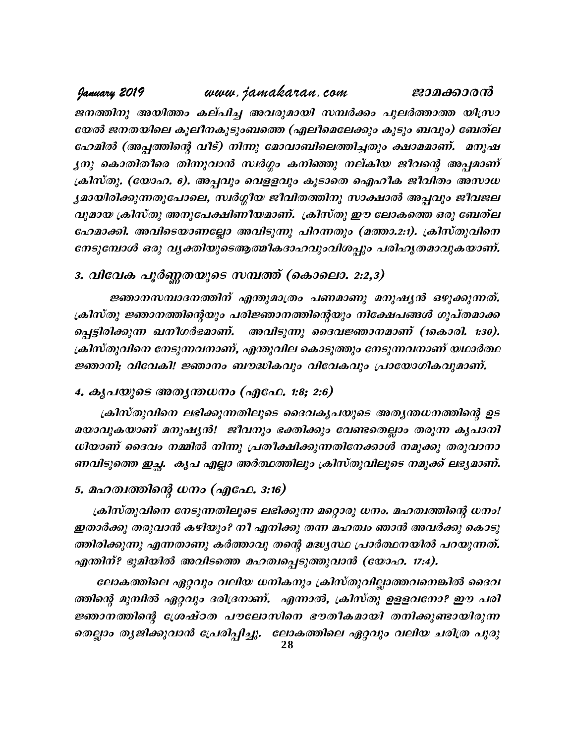ജനത്തിനു അയിത്തം കല്പിച്ച അവരുമായി സമ്പർക്കം പുലർത്താത്ത യിസ്രായേൽ ജനതയിലെ കുലീനകുടുംബത്തെ (എലീമെലേക്കും കുടും ബവും) ബേത്‌ലഹേമിൽ (അപ്പത്തിന്റെ വീട്) നിന്നു മോവാബിലെത്തിച്ചതും ക്ഷാമമാണ്. മനുഷ്യനു കൊതിതീരെ തിന്നുവാൻ സ്വർഗ്ഗം കനിഞ്ഞു നല്കിയ ജീവന്റെ അപ്പമാണ് ക്രിസ്തു. (യോഹ. 6). അപ്പവും വെള്ളവും കൂടാതെ ഐഹിക ജീവിതം അസാധ്യമായിരിക്കുന്നതുപോലെ, സ്വർഗ്ഗീയ ജീവിതത്തിനു സാക്ഷാൽ അപ്പവും ജീവജലവുമായ ക്രിസ്തു അനുപേക്ഷിണീയമാണ്. ക്രിസ്തു ഈ ലോകത്തെ ഒരു ബേത്‌ലഹേമാക്കി. അവിടെയാണല്ലോ അവിടുന്നു പിറന്നതും (മത്താ.2:1). ക്രിസ്തുവിനെ നേടുമ്പോൾ ഒരു വ്യക്തിയുടെആത്മീകദാഹവുംവിശപ്പും പരിഹൃതമാവുകയാണ്.

## 3. വിവേക പൂർണ്ണതയുടെ സമ്പത്ത് (കൊലൊ. 2:2,3)

ജ്ഞാനസമ്പാദനത്തിന് എന്തുമാത്രം പണമാണു മനുഷ്യൻ ഒഴുക്കുന്നത്. ക്രിസ്തു ജ്ഞാനത്തിന്റെയും പരിജ്ഞാനത്തിന്റെയും നിക്ഷേപങ്ങൾ ഗുപ്തമാക്കപ്പെട്ടിരിക്കുന്ന ഖനീഗർഭമാണ്. അവിടുന്നു ദൈവജ്ഞാനമാണ് (1കൊരി. 1:30). ക്രിസ്തുവിനെ നേടുന്നവനാണ്, എന്തുവില കൊടുത്തും നേടുന്നവനാണ് യഥാർത്ഥ ജ്ഞാനി; വിവേകി! ജ്ഞാനം ബൗദ്ധികവും വിവേകവും പ്രായോഗികവുമാണ്.

## 4. കൃപയുടെ അത്യന്തധനം (എഫേ. 1:8; 2:6)

ക്രിസ്തുവിനെ ലഭിക്കുന്നതിലൂടെ ദൈവകൃപയുടെ അത്യന്തധനത്തിന്റെ ഉടമയാവുകയാണ് മനുഷ്യൻ! ജീവനും ഭക്തിക്കും വേണ്ടതെല്ലാം തരുന്ന കൃപാനിധിയാണ് ദൈവം നമ്മിൽ നിന്നു പ്രതീക്ഷിക്കുന്നതിനേക്കാൾ നമുക്കു തരുവാനാണവിടുത്തെ ഇച്ഛ. കൃപ എല്ലാ അർത്ഥത്തിലും ക്രിസ്തുവിലൂടെ നമുക്ക് ലഭ്യമാണ്.

## 5. മഹത്വത്തിന്റെ ധനം (എഫേ. 3:16)

ക്രിസ്തുവിനെ നേടുന്നതിലൂടെ ലഭിക്കുന്ന മറ്റൊരു ധനം. മഹത്വത്തിന്റെ ധനം! ഇതാർക്കു തരുവാൻ കഴിയും? നീ എനിക്കു തന്ന മഹത്വം ഞാൻ അവർക്കു കൊടുത്തിരിക്കുന്നു എന്നതാണു കർത്താവു തന്റെ മദ്ധ്യസ്ഥ പ്രാർത്ഥനയിൽ പറയുന്നത്. എന്തിന്? ഭൂമിയിൽ അവിടത്തെ മഹത്വപ്പെടുത്തുവാൻ (യോഹ. 17:4).

ലോകത്തിലെ ഏറ്റവും വലിയ ധനികനും ക്രിസ്തുവില്ലാത്തവനെങ്കിൽ ദൈവത്തിന്റെ മുമ്പിൽ ഏറ്റവും ദരിദ്രനാണ്. എന്നാൽ, ക്രിസ്തു ഉള്ളവനോ? ഈ പരിജ്ഞാനത്തിന്റെ ശ്രേഷ്ഠത പൗലോസിനെ ഭൗതീകമായി തനിക്കുണ്ടായിരുന്നതെല്ലാം ത്യജിക്കുവാൻ പ്രേരിപ്പിച്ചു. ലോകത്തിലെ ഏറ്റവും വലിയ ചരിത്ര പുരു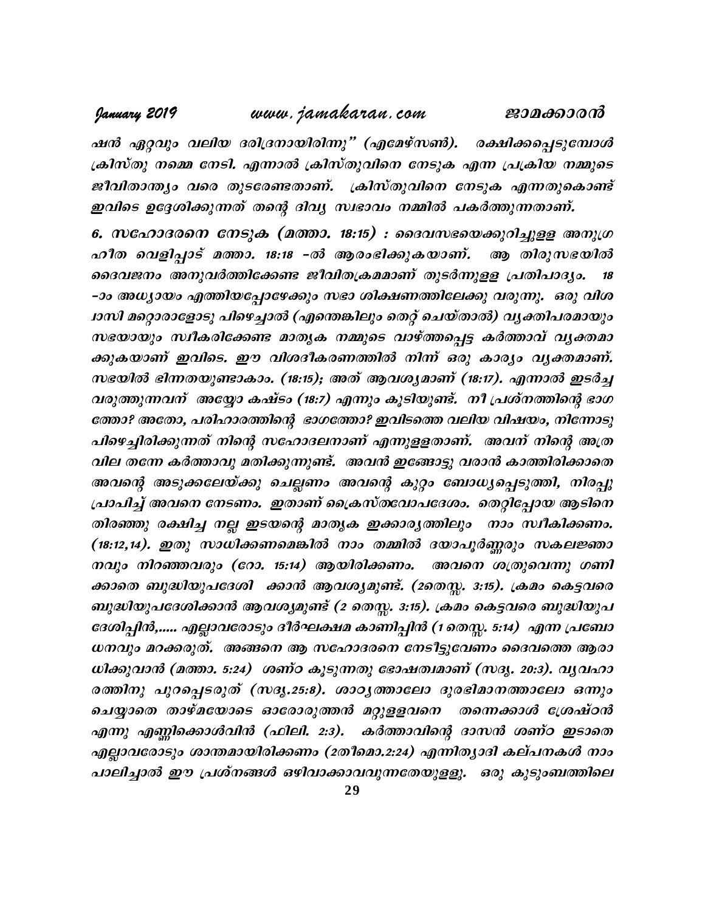*ഷൻ ഏറ്റവും വലിയ ദരിദ്രനായിരിന്നു" (എമേഴ്സൺ). രക്ഷിക്കപ്പെടുമ്പോൾ ക്രിസ്തു നമ്മെ നേടി. എന്നാൽ ക്രിസ്തുവിനെ നേടുക എന്ന പ്രക്രിയ നമ്മുടെ ജീവിതാന്ത്യം വരെ തുടരേണ്ടതാണ്. ക്രിസ്തുവിനെ നേടുക എന്നതുകൊണ്ട് ഇവിടെ ഉദ്ദേശിക്കുന്നത് തന്റെ ദിവ്യ സ്വഭാവം നമ്മിൽ പകർത്തുന്നതാണ്.*

***6. സഹോദരനെ നേടുക (മത്താ. 18:15) :*** *ദൈവസഭയെക്കുറിച്ചുള്ള അനുഗ്ര ഹീത വെളിപ്പാട് മത്താ. 18:18 -ൽ ആരംഭിക്കുകയാണ്. ആ തിരുസഭയിൽ ദൈവജനം അനുവർത്തിക്കേണ്ട ജീവിതക്രമമാണ് തുടർന്നുള്ള പ്രതിപാദ്യം. 18 -ാം അധ്യായം എത്തിയപ്പോഴേക്കും സഭാ ശിക്ഷണത്തിലേക്കു വരുന്നു. ഒരു വിശ ്വാസി മറ്റൊരാളോടു പിഴച്ചാൽ (എന്തെങ്കിലും തെറ്റ് ചെയ്താൽ) വ്യക്തിപരമായും സഭയായും സ്വീകരിക്കേണ്ട മാതൃക നമ്മുടെ വാഴ്ത്തപ്പെട്ട കർത്താവ് വ്യക്തമാ ക്കുകയാണ് ഇവിടെ. ഈ വിശദീകരണത്തിൽ നിന്ന് ഒരു കാര്യം വ്യക്തമാണ്. സഭയിൽ ഭിന്നതയുണ്ടാകാം. (18:15); അത് ആവശ്യമാണ് (18:17). എന്നാൽ ഇടർച്ച വരുത്തുന്നവന് അയ്യോ കഷ്ടം (18:7) എന്നും കൂടിയുണ്ട്. നീ പ്രശ്നത്തിന്റെ ഭാഗ ത്തോ? അതോ, പരിഹാരത്തിന്റെ ഭാഗത്തോ? ഇവിടത്തെ വലിയ വിഷയം, നിന്നോടു പിഴച്ചിരിക്കുന്നത് നിന്റെ സഹോദരനാണ് എന്നുള്ളതാണ്. അവന് നിന്റെ അത്ര വില തന്നേ കർത്താവു മതിക്കുന്നുണ്ട്. അവൻ ഇങ്ങോട്ടു വരാൻ കാത്തിരിക്കാതെ അവന്റെ അടുക്കലേയ്ക്കു ചെല്ലണം അവന്റെ കുറ്റം ബോധ്യപ്പെടുത്തി, നിരപ്പു പ്രാപിച്ച് അവനെ നേടണം. ഇതാണ് ക്രൈസ്തവോപദേശം. തെറ്റിപ്പോയ ആടിനെ തിരഞ്ഞു രക്ഷിച്ച നല്ല ഇടയന്റെ മാതൃക ഇക്കാര്യത്തിലും നാം സ്വീകിക്കണം. (18:12,14). ഇതു സാധിക്കണമെങ്കിൽ നാം തമ്മിൽ ദയാപൂർണ്ണരും സകലജ്ഞാ നവും നിറഞ്ഞവരും (റോ. 15:14) ആയിരിക്കണം. അവനെ ശത്രുവെന്നു ഗണി ക്കാതെ ബുദ്ധിയുപദേശി ക്കാൻ ആവശ്യമുണ്ട്. (2തെസ്സ. 3:15). ക്രമം കെട്ടവരെ ബുദ്ധിയുപദേശിക്കാൻ ആവശ്യമുണ്ട് (2 തെസ്സ. 3:15). ക്രമം കെട്ടവരെ ബുദ്ധിയുപ ദേശിപ്പിൻ,..... എല്ലാവരോടും ദീർഘക്ഷമ കാണിപ്പിൻ (1 തെസ്സ. 5:14) എന്ന പ്രബോ ധനവും മറക്കരുത്. അങ്ങനെ ആ സഹോദരനെ നേടീട്ടുവേണം ദൈവത്തെ ആരാ ധിക്കുവാൻ (മത്താ. 5:24) ശണ്ഠ കൂടുന്നതു ഭോഷത്വമാണ് (സദൃ. 20:3). വ്യവഹാ രത്തിനു പുറപ്പെടരുത് (സദൃ.25:8). ശാഠ്യത്താലോ ദുരഭിമാനത്താലോ ഒന്നും ചെയ്യാതെ താഴ്മയോടെ ഓരോരുത്തൻ മറ്റുള്ളവനെ തന്നെക്കാൾ ശ്രേഷ്ഠൻ എന്നു എണ്ണിക്കൊൾവിൻ (ഫിലി. 2:3). കർത്താവിന്റെ ദാസൻ ശണ്ഠ ഇടാതെ എല്ലാവരോടും ശാന്തമായിരിക്കണം (2തിമൊ.2:24) എന്നിത്യാദി കല്പനകൾ നാം പാലിച്ചാൽ ഈ പ്രശ്നങ്ങൾ ഒഴിവാക്കാവവുന്നതേയുള്ളു. ഒരു കുടുംബത്തിലെ*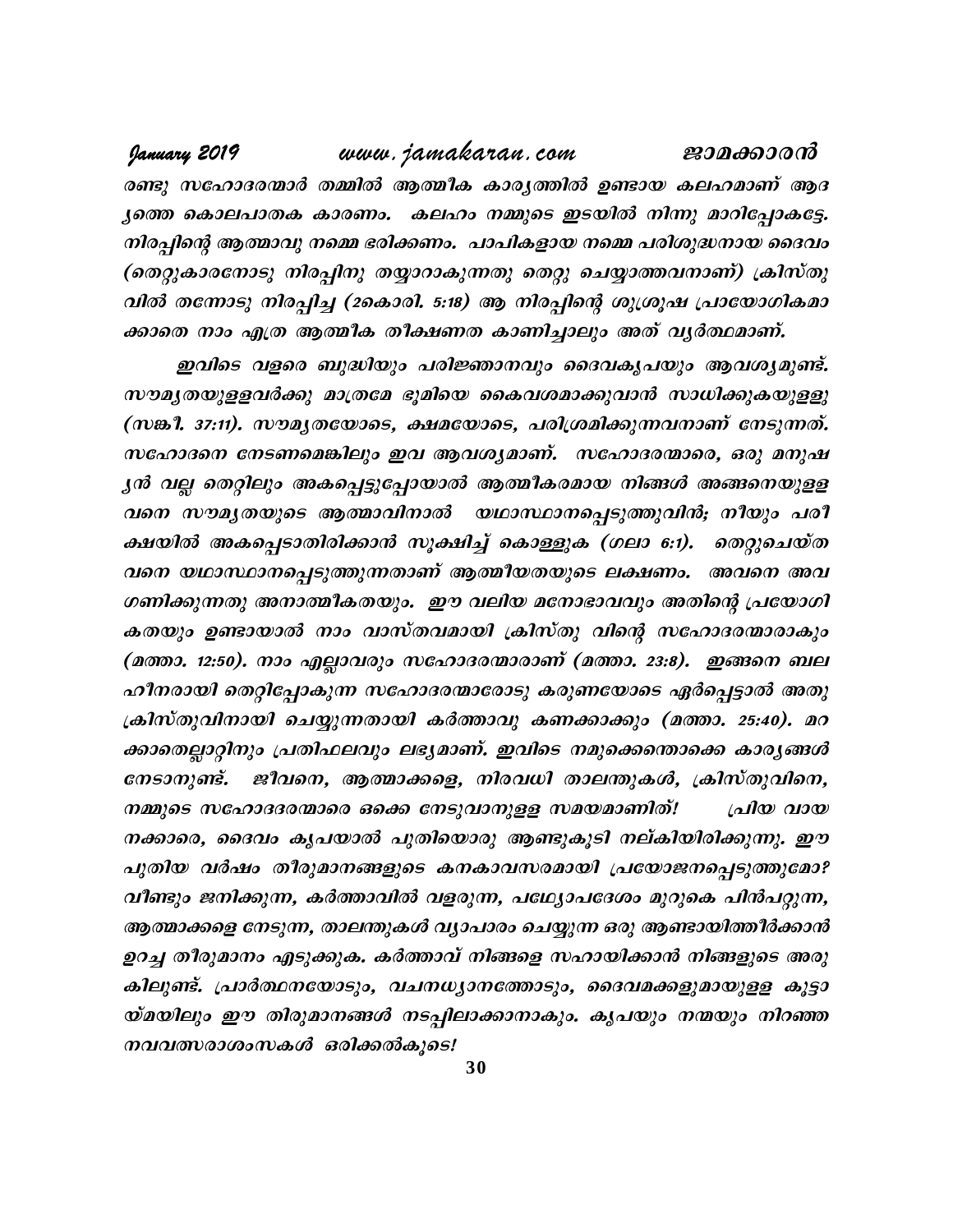*രണ്ടു സഹോദരന്മാർ തമ്മിൽ ആത്മീക കാര്യത്തിൽ ഉണ്ടായ കലഹമാണ് ആദ്യത്തെ കൊലപാതക കാരണം. കലഹം നമ്മുടെ ഇടയിൽ നിന്നു മാറിപ്പോകട്ടേ. നിരപ്പിന്റെ ആത്മാവു നമ്മെ ഭരിക്കണം. പാപികളായ നമ്മെ പരിശുദ്ധനായ ദൈവം (തെറ്റുകാരനോടു നിരപ്പിനു തയ്യാറാകുന്നതു തെറ്റു ചെയ്യാത്തവനാണ്) ക്രിസ്തുവിൽ തന്നോടു നിരപ്പിച്ച (2കൊരി. 5:18) ആ നിരപ്പിന്റെ ശുശ്രൂഷ പ്രായോഗികമാക്കാതെ നാം എത്ര ആത്മീക തീക്ഷണത കാണിച്ചാലും അത് വ്യർത്ഥമാണ്.*

*ഇവിടെ വളരെ ബുദ്ധിയും പരിജ്ഞാനവും ദൈവകൃപയും ആവശ്യമുണ്ട്. സൗമ്യതയുള്ളവർക്കു മാത്രമേ ഭൂമിയെ കൈവശമാക്കുവാൻ സാധിക്കുകയുള്ളു (സങ്കീ. 37:11). സൗമ്യതയോടെ, ക്ഷമയോടെ, പരിശ്രമിക്കുന്നവനാണ് നേടുന്നത്. സഹോദനെ നേടണമെങ്കിലും ഇവ ആവശ്യമാണ്. സഹോദരന്മാരെ, ഒരു മനുഷ്യൻ വല്ല തെറ്റിലും അകപ്പെട്ടുപ്പോയാൽ ആത്മീകരമായ നിങ്ങൾ അങ്ങനെയുള്ളവനെ സൗമ്യതയുടെ ആത്മാവിനാൽ യഥാസ്ഥാനപ്പെടുത്തുവിൻ; നീയും പരീക്ഷയിൽ അകപ്പെടാതിരിക്കാൻ സൂക്ഷിച്ച് കൊള്ളുക (ഗലാ 6:1). തെറ്റുചെയ്തവനെ യഥാസ്ഥാനപ്പെടുത്തുന്നതാണ് ആത്മീയതയുടെ ലക്ഷണം. അവനെ അവഗണിക്കുന്നതു അനാത്മീകതയും. ഈ വലിയ മനോഭാവവും അതിന്റെ പ്രയോഗികതയും ഉണ്ടായാൽ നാം വാസ്തവമായി ക്രിസ്തു വിന്റെ സഹോദരന്മാരാകും (മത്താ. 12:50). നാം എല്ലാവരും സഹോദരന്മാരാണ് (മത്താ. 23:8). ഇങ്ങനെ ബലഹീനരായി തെറ്റിപ്പോകുന്ന സഹോദരന്മാരോടു കരുണയോടെ ഏർപ്പെട്ടാൽ അതു ക്രിസ്തുവിനായി ചെയ്യുന്നതായി കർത്താവു കണക്കാക്കും (മത്താ. 25:40). മറക്കാതെല്ലാറ്റിനും പ്രതിഫലവും ലഭ്യമാണ്. ഇവിടെ നമുക്കെന്തൊക്കെ കാര്യങ്ങൾ നേടാനുണ്ട്. ജീവനെ, ആത്മാക്കളെ, നിരവധി താലന്തുകൾ, ക്രിസ്തുവിനെ, നമ്മുടെ സഹോദരന്മാരെ ഒക്കെ നേടുവാനുള്ള സമയമാണിത്! പ്രിയ വായനക്കാരെ, ദൈവം കൃപയാൽ പുതിയൊരു ആണ്ടുകൂടി നല്കിയിരിക്കുന്നു. ഈ പുതിയ വർഷം തീരുമാനങ്ങളുടെ കനകാവസരമായി പ്രയോജനപ്പെടുത്തുമോ? വീണ്ടും ജനിക്കുന്ന, കർത്താവിൽ വളരുന്ന, പഥ്യോപദേശം മുറുകെ പിൻപറ്റുന്ന, ആത്മാക്കളെ നേടുന്ന, താലന്തുകൾ വ്യാപാരം ചെയ്യുന്ന ഒരു ആണ്ടായിത്തീർക്കാൻ ഉറച്ച തീരുമാനം എടുക്കുക. കർത്താവ് നിങ്ങളെ സഹായിക്കാൻ നിങ്ങളുടെ അരുകിലുണ്ട്. പ്രാർത്ഥനയോടും, വചനധ്യാനത്തോടും, ദൈവമക്കളുമായുള്ള കൂട്ടായ്മയിലും ഈ തിരുമാനങ്ങൾ നടപ്പിലാക്കാനാകും. കൃപയും നന്മയും നിറഞ്ഞ നവവത്സരാശംസകൾ ഒരിക്കൽകൂടെ!*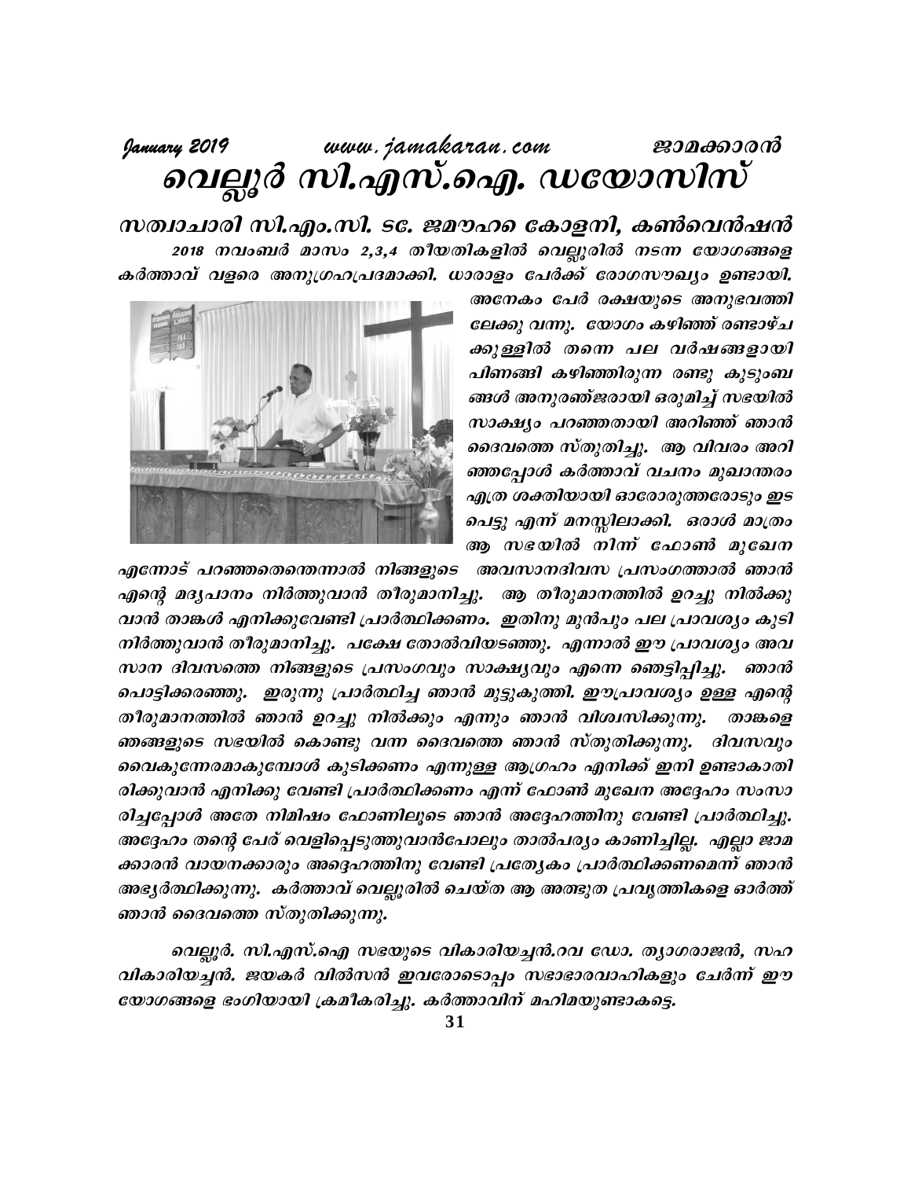# വെല്ലൂർ സി.എസ്.ഐ. ഡയോസിസ്

## സത്വാചാരി സി.എം.സി. ടേ. ജമൗഹ കോളനി, കൺവെൻഷൻ

*2018 നവംബർ മാസം 2,3,4 തീയതികളിൽ വെല്ലൂരിൽ നടന്ന യോഗങ്ങളെ കർത്താവ് വളരെ അനുഗ്രഹപ്രദമാക്കി. ധാരാളം പേർക്ക് രോഗസൗഖ്യം ഉണ്ടായി. അനേകം പേർ രക്ഷയുടെ അനുഭവത്തിലേക്കു വന്നു. യോഗം കഴിഞ്ഞ് രണ്ടാഴ്ചക്കുള്ളിൽ തന്നെ പല വർഷങ്ങളായി പിണങ്ങി കഴിഞ്ഞിരുന്ന രണ്ടു കുടുംബങ്ങൾ അനുരഞ്ജരായി ഒരുമിച്ച് സഭയിൽ സാക്ഷ്യം പറഞ്ഞതായി അറിഞ്ഞ് ഞാൻ ദൈവത്തെ സ്തുതിച്ചു. ആ വിവരം അറിഞ്ഞപ്പോൾ കർത്താവ് വചനം മുഖാന്തരം എത്ര ശക്തിയായി ഓരോരുത്തരോടും ഇടപെട്ടു എന്ന് മനസ്സിലാക്കി. ഒരാൾ മാത്രം ആ സഭയിൽ നിന്ന് ഫോൺ മുഖേന എന്നോട് പറഞ്ഞതെന്തെന്നാൽ നിങ്ങളുടെ അവസാനദിവസ പ്രസംഗത്താൽ ഞാൻ എന്റെ മദ്യപാനം നിർത്തുവാൻ തീരുമാനിച്ചു. ആ തീരുമാനത്തിൽ ഉറച്ചു നിൽക്കുവാൻ താങ്കൾ എനിക്കുവേണ്ടി പ്രാർത്ഥിക്കണം. ഇതിനു മുൻപും പല പ്രാവശ്യം കുടി നിർത്തുവാൻ തീരുമാനിച്ചു. പക്ഷേ തോൽവിയടഞ്ഞു. എന്നാൽ ഈ പ്രാവശ്യം അവസാന ദിവസത്തെ നിങ്ങളുടെ പ്രസംഗവും സാക്ഷ്യവും എന്നെ ഞെട്ടിപ്പിച്ചു. ഞാൻ പൊട്ടിക്കരഞ്ഞു. ഇരുന്നു പ്രാർത്ഥിച്ച ഞാൻ മുട്ടുകുത്തി. ഈപ്രാവശ്യം ഉള്ള എന്റെ തീരുമാനത്തിൽ ഞാൻ ഉറച്ചു നിൽക്കും എന്നും ഞാൻ വിശ്വസിക്കുന്നു. താങ്കളെ ഞങ്ങളുടെ സഭയിൽ കൊണ്ടു വന്ന ദൈവത്തെ ഞാൻ സ്തുതിക്കുന്നു. ദിവസവും വൈകുന്നേരമാകുമ്പോൾ കുടിക്കണം എന്നുള്ള ആഗ്രഹം എനിക്ക് ഇനി ഉണ്ടാകാതിരിക്കുവാൻ എനിക്കു വേണ്ടി പ്രാർത്ഥിക്കണം എന്ന് ഫോൺ മുഖേന അദ്ദേഹം സംസാരിച്ചപ്പോൾ അതേ നിമിഷം ഫോണിലൂടെ ഞാൻ അദ്ദേഹത്തിനു വേണ്ടി പ്രാർത്ഥിച്ചു. അദ്ദേഹം തന്റെ പേര് വെളിപ്പെടുത്തുവാൻപോലും താൽപര്യം കാണിച്ചില്ല. എല്ലാ ജാമക്കാരൻ വായനക്കാരും അദ്ദെഹത്തിനു വേണ്ടി പ്രത്യേകം പ്രാർത്ഥിക്കണമെന്ന് ഞാൻ അഭ്യർത്ഥിക്കുന്നു. കർത്താവ് വെല്ലൂരിൽ ചെയ്ത ആ അത്ഭുത പ്രവൃത്തികളെ ഓർത്ത് ഞാൻ ദൈവത്തെ സ്തുതിക്കുന്നു.*

*വെല്ലൂർ. സി.എസ്.ഐ സഭയുടെ വികാരിയച്ചൻ.റവ ഡോ. ത്യാഗരാജൻ, സഹ വികാരിയച്ചൻ. ജയകർ വിൽസൻ ഇവരോടൊപ്പം സഭാഭാരവാഹികളും ചേർന്ന് ഈ യോഗങ്ങളെ ഭംഗിയായി ക്രമീകരിച്ചു. കർത്താവിന് മഹിമയുണ്ടാകട്ടെ.*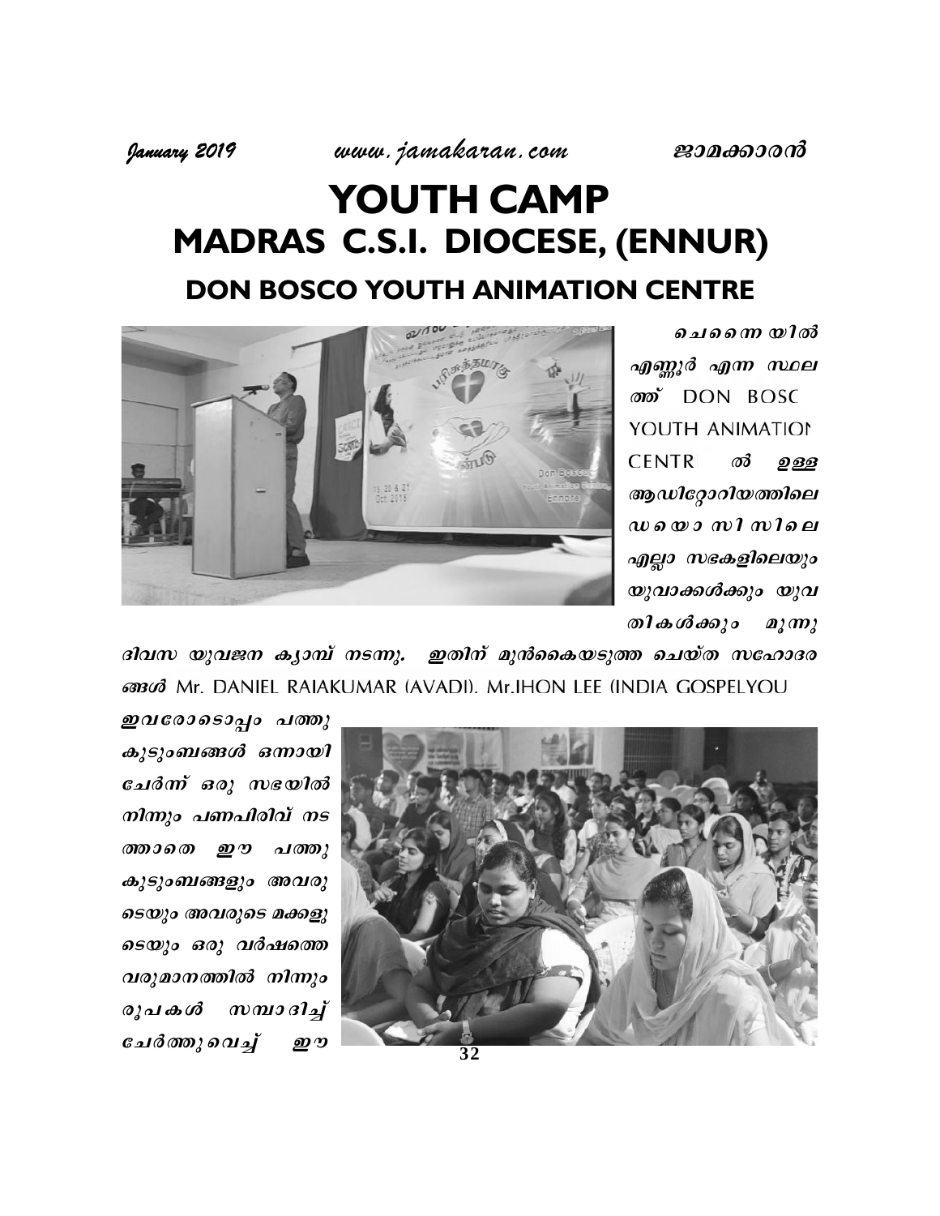# YOUTH CAMP

## MADRAS C.S.I. DIOCESE, (ENNUR)

### DON BOSCO YOUTH ANIMATION CENTRE

ചെന്നൈയിൽ എണ്ണൂർ എന്ന സ്ഥലത്ത് DON BOSCO YOUTH ANIMATION CENTRE ൽ ഉള്ള ആഡിറ്റോറിയത്തിലെ ഡയൊസിസിലെ എല്ലാ സഭകളിലെയും യുവാക്കൾക്കും യുവതികൾക്കും മൂന്നു ദിവസ യുവജന ക്യാമ്പ് നടന്നു. ഇതിന് മുൻകൈയെടുത്ത ചെയ്ത സഹോദരങ്ങൾ Mr. DANIEL RAJAKUMAR (AVADI), Mr.JHON LEE (INDIA GOSPELYOU

ഇവരോടൊപ്പം പത്തു കുടുംബങ്ങൾ ഒന്നായി ചേർന്ന് ഒരു സഭയിൽ നിന്നും പണപിരിവ് നടത്താതെ ഈ പത്തു കുടുംബങ്ങളും അവരുടെയും അവരുടെ മക്കളുടെയും ഒരു വർഷത്തെ വരുമാനത്തിൽ നിന്നും രൂപകൾ സമ്പാദിച്ച് ചേർത്തുവെച്ച് ഈ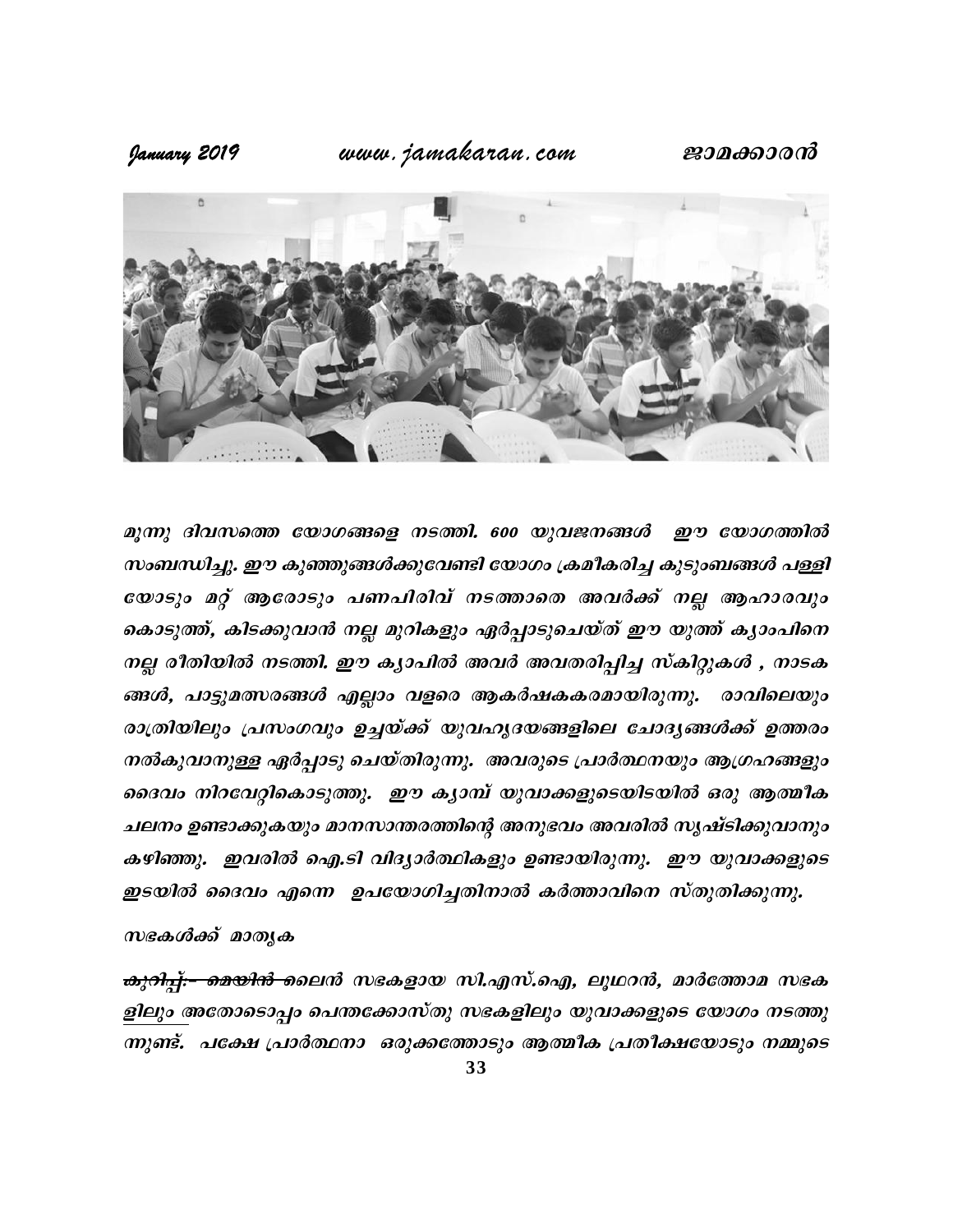മൂന്നു ദിവസത്തെ യോഗങ്ങളെ നടത്തി. 600 യുവജനങ്ങൾ ഈ യോഗത്തിൽ സംബന്ധിച്ചു. ഈ കുഞ്ഞുങ്ങൾക്കുവേണ്ടി യോഗം ക്രമീകരിച്ച കുടുംബങ്ങൾ പള്ളി യോടും മറ്റ് ആരോടും പണപിരിവ് നടത്താതെ അവർക്ക് നല്ല ആഹാരവും കൊടുത്ത്, കിടക്കുവാൻ നല്ല മുറികളും ഏർപ്പാടുചെയ്ത് ഈ യുത്ത് ക്യാംപിനെ നല്ല രീതിയിൽ നടത്തി. ഈ ക്യാപിൽ അവർ അവതരിപ്പിച്ച സ്കിറ്റുകൾ , നാടക ങ്ങൾ, പാട്ടുമത്സരങ്ങൾ എല്ലാം വളരെ ആകർഷകകരമായിരുന്നു. രാവിലെയും രാത്രിയിലും പ്രസംഗവും ഉച്ചയ്ക്ക് യുവഹൃദയങ്ങളിലെ ചോദ്യങ്ങൾക്ക് ഉത്തരം നൽകുവാനുള്ള ഏർപ്പാടു ചെയ്തിരുന്നു. അവരുടെ പ്രാർത്ഥനയും ആഗ്രഹങ്ങളും ദൈവം നിറവേറ്റികൊടുത്തു. ഈ ക്യാമ്പ് യുവാക്കളുടെയിടയിൽ ഒരു ആത്മീക ചലനം ഉണ്ടാക്കുകയും മാനസാന്തരത്തിന്റെ അനുഭവം അവരിൽ സൃഷ്ടിക്കുവാനും കഴിഞ്ഞു. ഇവരിൽ ഐ.ടി വിദ്യാർത്ഥികളും ഉണ്ടായിരുന്നു. ഈ യുവാക്കളുടെ ഇടയിൽ ദൈവം എന്നെ ഉപയോഗിച്ചതിനാൽ കർത്താവിനെ സ്തുതിക്കുന്നു.

സഭകൾക്ക് മാതൃക

~~കുറിപ്പ്:- മെയിൻ~~ ലൈൻ സഭകളായ സി.എസ്.ഐ, ലൂഥറൻ, മാർത്തോമ സഭക ളിലും അതോടൊപ്പം പെന്തക്കോസ്തു സഭകളിലും യുവാക്കളുടെ യോഗം നടത്തു ന്നുണ്ട്. പക്ഷേ പ്രാർത്ഥനാ ഒരുക്കത്തോടും ആത്മീക പ്രതീക്ഷയോടും നമ്മുടെ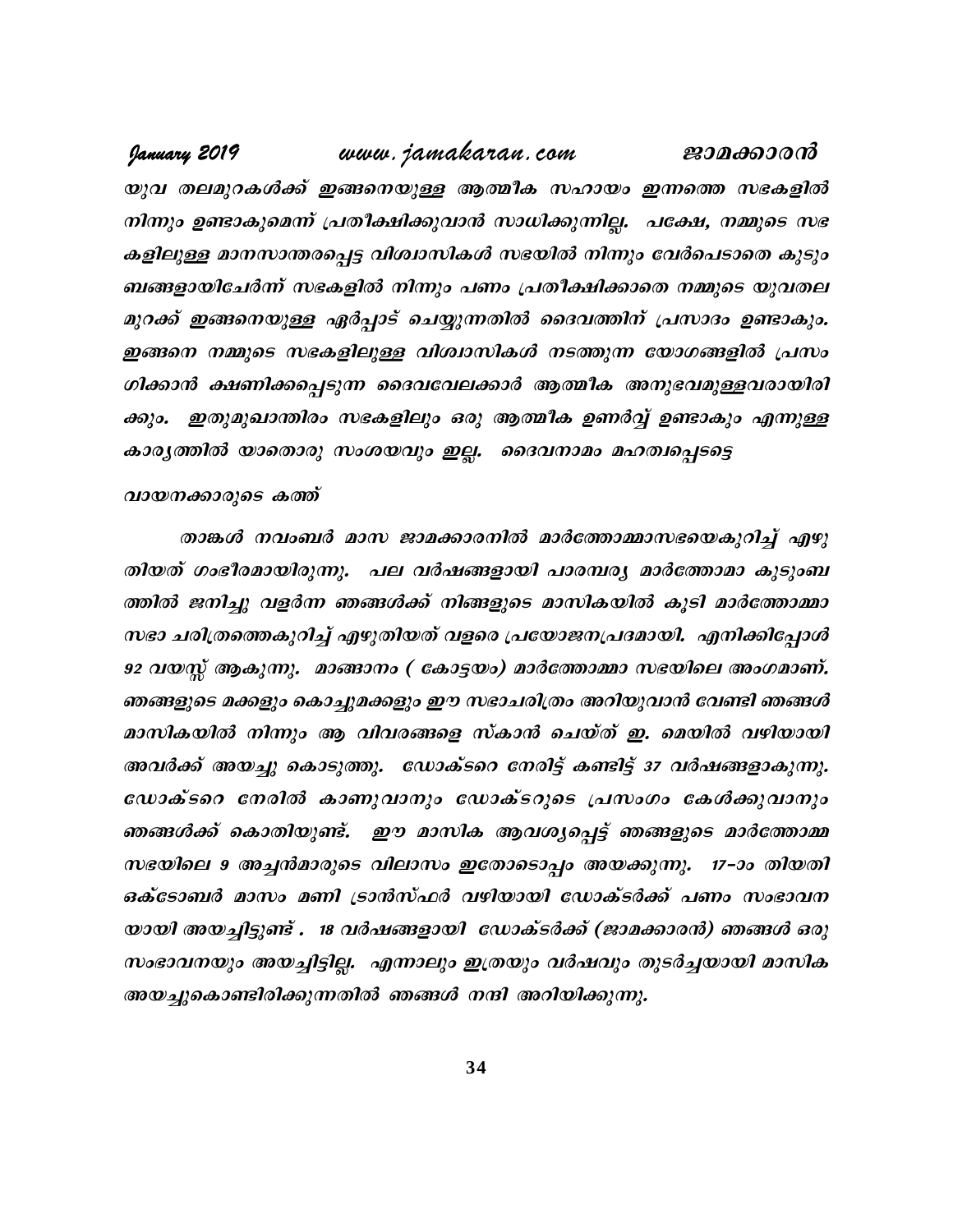യുവ തലമുറകൾക്ക് ഇങ്ങനെയുള്ള ആത്മീക സഹായം ഇന്നത്തെ സഭകളിൽ നിന്നും ഉണ്ടാകുമെന്ന് പ്രതീക്ഷിക്കുവാൻ സാധിക്കുന്നില്ല. പക്ഷേ, നമ്മുടെ സഭകളിലുള്ള മാനസാന്തരപ്പെട്ട വിശ്വാസികൾ സഭയിൽ നിന്നും വേർപെടാതെ കുടുംബങ്ങളായിചേർന്ന് സഭകളിൽ നിന്നും പണം പ്രതീക്ഷിക്കാതെ നമ്മുടെ യുവതലമുറക്ക് ഇങ്ങനെയുള്ള ഏർപ്പാട് ചെയ്യുന്നതിൽ ദൈവത്തിന് പ്രസാദം ഉണ്ടാകും. ഇങ്ങനെ നമ്മുടെ സഭകളിലുള്ള വിശ്വാസികൾ നടത്തുന്ന യോഗങ്ങളിൽ പ്രസംഗിക്കാൻ ക്ഷണിക്കപ്പെടുന്ന ദൈവവേലക്കാർ ആത്മീക അനുഭവമുള്ളവരായിരിക്കും. ഇതുമുഖാന്തിരം സഭകളിലും ഒരു ആത്മീക ഉണർവ്വ് ഉണ്ടാകും എന്നുള്ള കാര്യത്തിൽ യാതൊരു സംശയവും ഇല്ല. ദൈവനാമം മഹത്വപ്പെടട്ടെ

## വായനക്കാരുടെ കത്ത്

താങ്കൾ നവംബർ മാസ ജാമക്കാരനിൽ മാർത്തോമ്മാസഭയെകുറിച്ച് എഴുതിയത് ഗംഭീരമായിരുന്നു. പല വർഷങ്ങളായി പാരമ്പര്യ മാർത്തോമാ കുടുംബത്തിൽ ജനിച്ചു വളർന്ന ഞങ്ങൾക്ക് നിങ്ങളുടെ മാസികയിൽ കൂടി മാർത്തോമ്മാ സഭാ ചരിത്രത്തെകുറിച്ച് എഴുതിയത് വളരെ പ്രയോജനപ്രദമായി. എനിക്കിപ്പോൾ 92 വയസ്സ് ആകുന്നു. മാങ്ങാനം ( കോട്ടയം) മാർത്തോമ്മാ സഭയിലെ അംഗമാണ്. ഞങ്ങളുടെ മക്കളും കൊച്ചുമക്കളും ഈ സഭാചരിത്രം അറിയുവാൻ വേണ്ടി ഞങ്ങൾ മാസികയിൽ നിന്നും ആ വിവരങ്ങളെ സ്കാൻ ചെയ്ത് ഇ. മെയിൽ വഴിയായി അവർക്ക് അയച്ചു കൊടുത്തു. ഡോക്ടറെ നേരിട്ട് കണ്ടിട്ട് 37 വർഷങ്ങളാകുന്നു. ഡോക്ടറെ നേരിൽ കാണുവാനും ഡോക്ടറുടെ പ്രസംഗം കേൾക്കുവാനും ഞങ്ങൾക്ക് കൊതിയുണ്ട്. ഈ മാസിക ആവശ്യപ്പെട്ട് ഞങ്ങളുടെ മാർത്തോമ്മ സഭയിലെ 9 അച്ചൻമാരുടെ വിലാസം ഇതോടൊപ്പം അയക്കുന്നു. 17-ാം തിയതി ഒക്ടോബർ മാസം മണി ട്രാൻസ്ഫർ വഴിയായി ഡോക്ടർക്ക് പണം സംഭാവനയായി അയച്ചിട്ടുണ്ട് . 18 വർഷങ്ങളായി ഡോക്ടർക്ക് (ജാമക്കാരൻ) ഞങ്ങൾ ഒരു സംഭാവനയും അയച്ചിട്ടില്ല. എന്നാലും ഇത്രയും വർഷവും തുടർച്ചയായി മാസിക അയച്ചുകൊണ്ടിരിക്കുന്നതിൽ ഞങ്ങൾ നന്ദി അറിയിക്കുന്നു.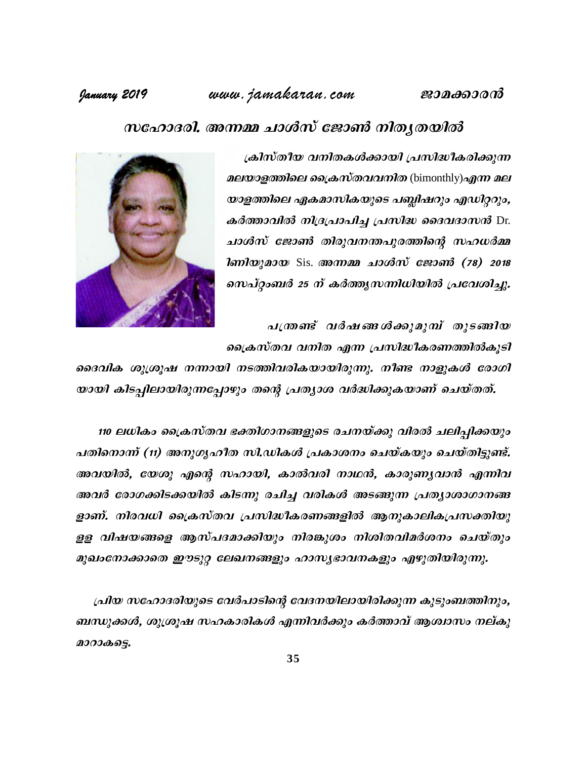# സഹോദരി. അന്നമ്മ ചാൾസ് ജോൺ നിത്യതയിൽ

*ക്രിസ്തീയ വനിതകൾക്കായി പ്രസിദ്ധീകരിക്കുന്ന മലയാളത്തിലെ ക്രൈസ്തവവനിത* (bimonthly)*എന്ന മലയാളത്തിലെ ഏകമാസികയുടെ പബ്ലിഷറും എഡിറ്ററും, കർത്താവിൽ നിദ്രപ്രാപിച്ച പ്രസിദ്ധ ദൈവദാസൻ* Dr. *ചാൾസ് ജോൺ തിരുവനന്തപുരത്തിന്റെ സഹധർമ്മിണിയുമായ* Sis. *അന്നമ്മ ചാൾസ് ജോൺ (78) 2018 സെപ്റ്റംബർ 25 ന് കർത്തൃസന്നിധിയിൽ പ്രവേശിച്ചു.*

*പന്ത്രണ്ട് വർഷങ്ങൾക്കുമുമ്പ് തുടങ്ങിയ ക്രൈസ്തവ വനിത എന്ന പ്രസിദ്ധീകരണത്തിൽകൂടി ദൈവിക ശുശ്രൂഷ നന്നായി നടത്തിവരികയായിരുന്നു. നീണ്ട നാളുകൾ രോഗിയായി കിടപ്പിലായിരുന്നപ്പോഴും തന്റെ പ്രത്യാശ വർദ്ധിക്കുകയാണ് ചെയ്തത്.*

*110 ലധികം ക്രൈസ്തവ ഭക്തിഗാനങ്ങളുടെ രചനയ്ക്കു വിരൽ ചലിപ്പിക്കയും പതിനൊന്ന് (11) അനുഗൃഹീത സി.ഡികൾ പ്രകാശനം ചെയ്കയും ചെയ്തിട്ടുണ്ട്. അവയിൽ, യേശു എന്റെ സഹായി, കാൽവരി നാഥൻ, കാരുണ്യവാൻ എന്നിവ അവർ രോഗക്കിടക്കയിൽ കിടന്നു രചിച്ച വരികൾ അടങ്ങുന്ന പ്രത്യാശാഗാനങ്ങളാണ്. നിരവധി ക്രൈസ്തവ പ്രസിദ്ധീകരണങ്ങളിൽ ആനുകാലികപ്രസക്തിയുള്ള വിഷയങ്ങളെ ആസ്പദമാക്കിയും നിരങ്കുശം നിശിതവിമർശനം ചെയ്തും മുഖംനോക്കാതെ ഈടുറ്റ ലേഖനങ്ങളും ഹാസ്യഭാവനകളും എഴുതിയിരുന്നു.*

*പ്രിയ സഹോദരിയുടെ വേർപാടിന്റെ വേദനയിലായിരിക്കുന്ന കുടുംബത്തിനും, ബന്ധുക്കൾ, ശുശ്രൂഷ സഹകാരികൾ എന്നിവർക്കും കർത്താവ് ആശ്വാസം നല്കുമാറാകട്ടെ.*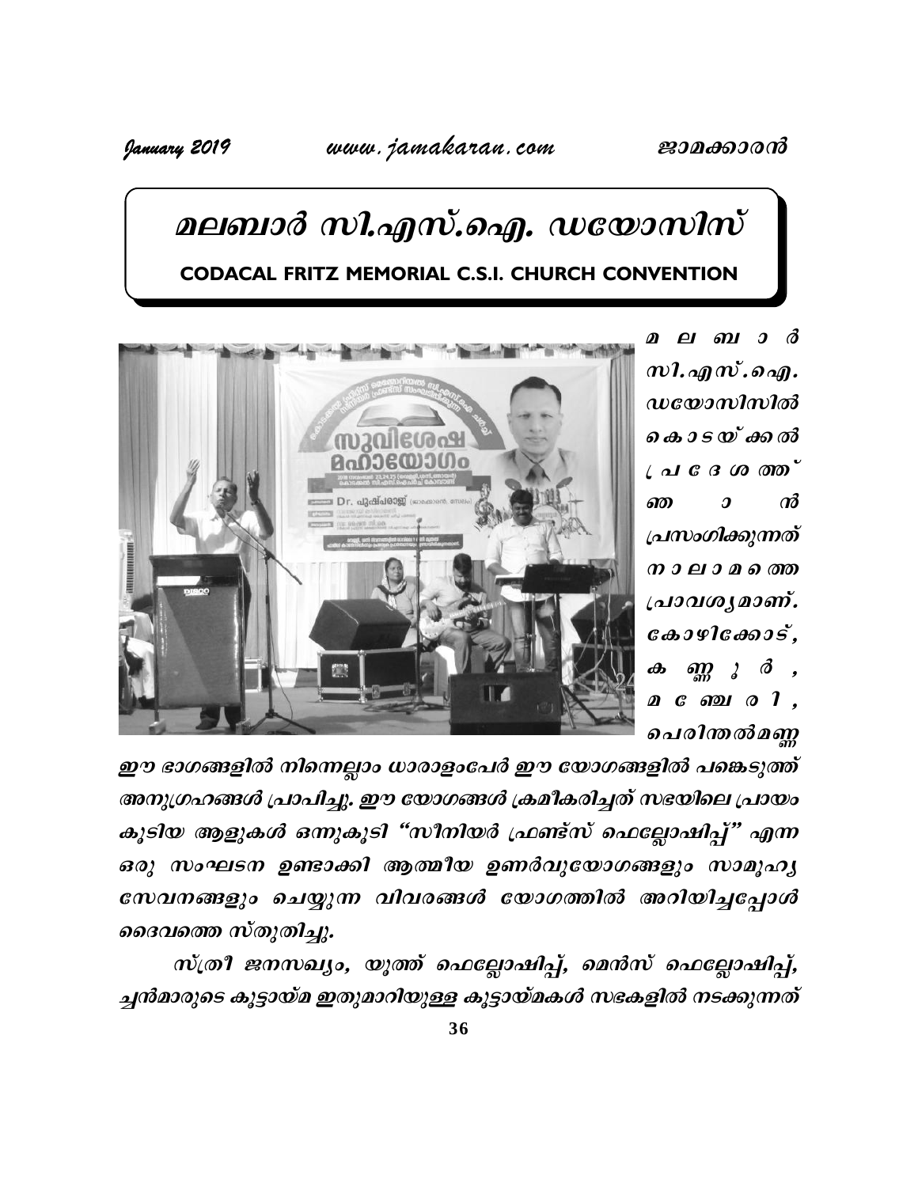# മലബാർ സി.എസ്.ഐ. ഡയോസിസ്

**CODACAL FRITZ MEMORIAL C.S.I. CHURCH CONVENTION**

മലബാർ സി.എസ്.ഐ. ഡയോസിസിൽ കൊടയ്ക്കൽ പ്രദേശത്ത് ഞാൻ പ്രസംഗിക്കുന്നത് നാലാമത്തെ പ്രാവശ്യമാണ്. കോഴിക്കോട്, കണ്ണൂർ, മഞ്ചേരി, പെരിന്തൽമണ്ണ ഈ ഭാഗങ്ങളിൽ നിന്നെല്ലാം ധാരാളംപേർ ഈ യോഗങ്ങളിൽ പങ്കെടുത്ത് അനുഗ്രഹങ്ങൾ പ്രാപിച്ചു. ഈ യോഗങ്ങൾ ക്രമീകരിച്ചത് സഭയിലെ പ്രായം കൂടിയ ആളുകൾ ഒന്നുകൂടി "സീനിയർ ഫ്രണ്ട്സ് ഫെല്ലോഷിപ്പ്" എന്ന ഒരു സംഘടന ഉണ്ടാക്കി ആത്മീയ ഉണർവുയോഗങ്ങളും സാമൂഹ്യ സേവനങ്ങളും ചെയ്യുന്ന വിവരങ്ങൾ യോഗത്തിൽ അറിയിച്ചപ്പോൾ ദൈവത്തെ സ്തുതിച്ചു.

സ്ത്രീ ജനസഖ്യം, യൂത്ത് ഫെല്ലോഷിപ്പ്, മെൻസ് ഫെല്ലോഷിപ്പ്, ച്ചൻമാരുടെ കൂട്ടായ്മ ഇതുമാറിയുള്ള കൂട്ടായ്മകൾ സഭകളിൽ നടക്കുന്നത്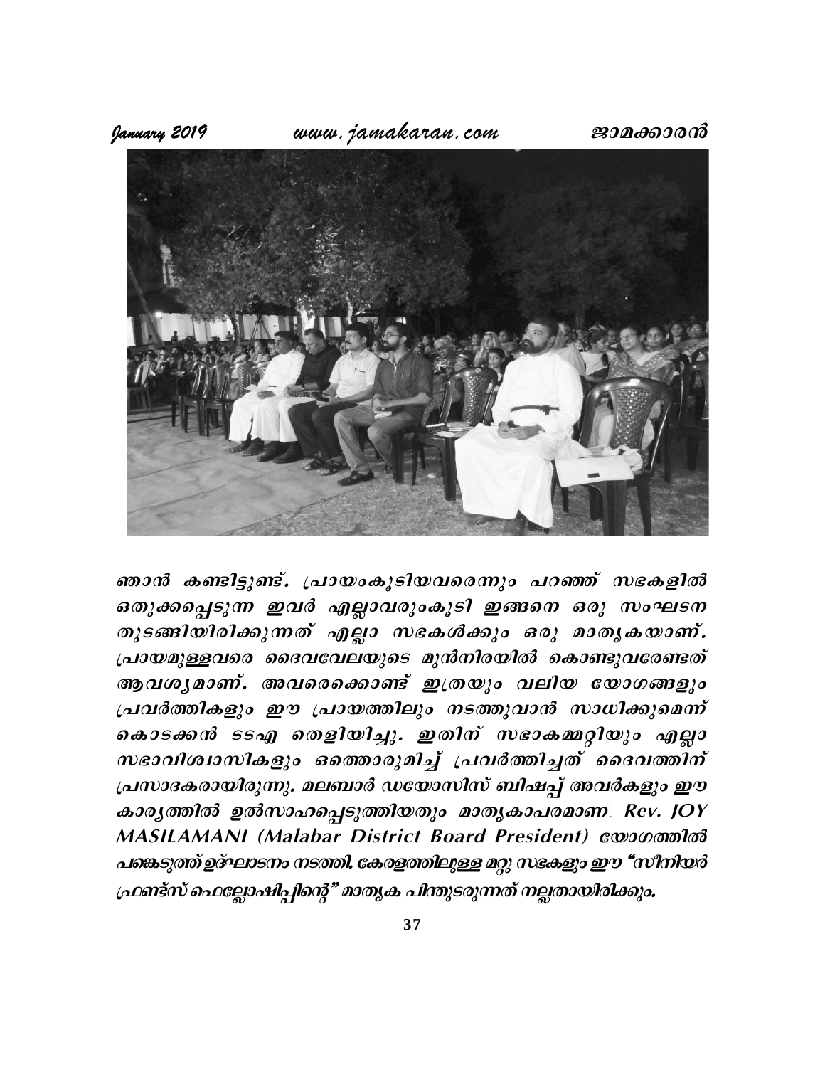***ഞാൻ കണ്ടിട്ടുണ്ട്. പ്രായംകൂടിയവരെന്നും പറഞ്ഞ് സഭകളിൽ ഒതുക്കപ്പെടുന്ന ഇവർ എല്ലാവരുംകൂടി ഇങ്ങനെ ഒരു സംഘടന തുടങ്ങിയിരിക്കുന്നത് എല്ലാ സഭകൾക്കും ഒരു മാതൃകയാണ്. പ്രായമുള്ളവരെ ദൈവവേലയുടെ മുൻനിരയിൽ കൊണ്ടുവരേണ്ടത് ആവശ്യമാണ്. അവരെക്കൊണ്ട് ഇത്രയും വലിയ യോഗങ്ങളും പ്രവർത്തികളും ഈ പ്രായത്തിലും നടത്തുവാൻ സാധിക്കുമെന്ന് കൊടക്കൻ ടടഎ തെളിയിച്ചു. ഇതിന് സഭാകമ്മറ്റിയും എല്ലാ സഭാവിശ്വാസികളും ഒത്തൊരുമിച്ച് പ്രവർത്തിച്ചത് ദൈവത്തിന് പ്രസാദകരായിരുന്നു. മലബാർ ഡയോസിസ് ബിഷപ്പ് അവർകളും ഈ കാര്യത്തിൽ ഉൽസാഹപ്പെടുത്തിയതും മാതൃകാപരമാണ്. Rev. JOY MASILAMANI (Malabar District Board President) യോഗത്തിൽ പങ്കെടുത്ത് ഉദ്ഘാടനം നടത്തി. കേരളത്തിലുള്ള മറ്റു സഭകളും ഈ "സീനിയർ ഫ്രണ്ട്സ് ഫെല്ലോഷിപ്പിന്റെ" മാതൃക പിന്തുടരുന്നത് നല്ലതായിരിക്കും.***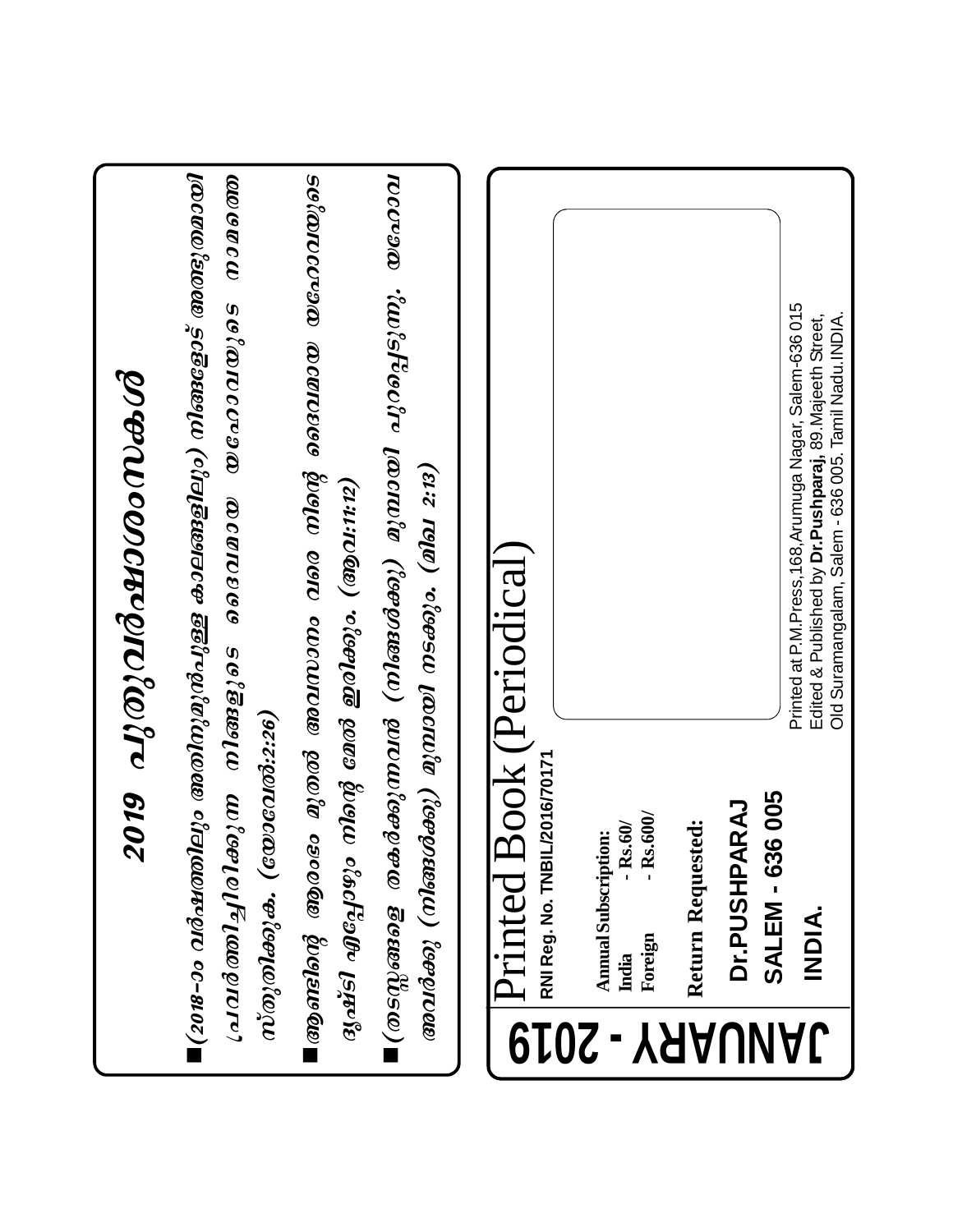## 2019 പുതുവർഷവാഗ്ദാനങ്ങൾ

■ (2018-ാം വർഷത്തിലും അതിനുമുമ്പുള്ള കാലങ്ങളിലും) നിങ്ങളോട് അത്ഭുതമായി പ്രവർത്തിച്ചിരിക്കുന്ന നിങ്ങളുടെ ദൈവമായ യഹോവയുടെ നാമത്തെ സ്തുതിക്കുക. (യോവേൽ:2:26)

■ ആണ്ടിന്റെ ആരംഭം മുതൽ അവസാനം വരെ നിന്റെ ദൈവമായ യഹോവയുടെ ദൃഷ്ടി എപ്പോഴും നിന്റെ മേൽ ഇരിക്കും. (ആവ:11:12)

■ (തടസ്സങ്ങളെ തകർക്കുന്നവൻ (നിങ്ങൾക്കു) മുമ്പായി പുറപ്പെടുന്നു. യഹോവ അവർക്കു (നിങ്ങൾക്കു) മുമ്പായി നടക്കും. (മീഖ 2:13)

**JANUARY - 2019**

Printed Book (Periodical)

**RNI Reg. No. TNBIL/2016/70171**

**Annual Subscription:**
**India - Rs.60/**
**Foreign - Rs.600/**

**Return Requested:**

**Dr.PUSHPARAJ**
**SALEM - 636 005**
**INDIA.**

Printed at P.M.Press,168,Arumuga Nagar, Salem-636 015
Edited & Published by **Dr.Pushparaj,** 89.Majeeth Street,
Old Suramangalam, Salem - 636 005. Tamil Nadu.INDIA.